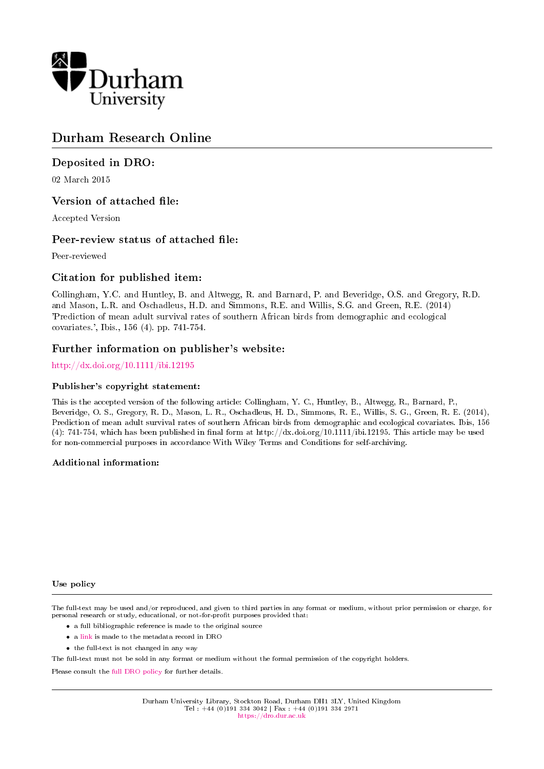Durham University

# Durham Research Online

## Deposited in DRO:

02 March 2015

## Version of attached file:

Accepted Version

## Peer-review status of attached file:

Peer-reviewed

## Citation for published item:

Collingham, Y.C. and Huntley, B. and Altwegg, R. and Barnard, P. and Beveridge, O.S. and Gregory, R.D. and Mason, L.R. and Oschadleus, H.D. and Simmons, R.E. and Willis, S.G. and Green, R.E. (2014) 'Prediction of mean adult survival rates of southern African birds from demographic and ecological covariates.', Ibis., 156 (4). pp. 741-754.

## Further information on publisher's website:

http://dx.doi.org/10.1111/ibi.12195

### Publisher's copyright statement:

This is the accepted version of the following article: Collingham, Y. C., Huntley, B., Altwegg, R., Barnard, P., Beveridge, O. S., Gregory, R. D., Mason, L. R., Oschadleus, H. D., Simmons, R. E., Willis, S. G., Green, R. E. (2014), Prediction of mean adult survival rates of southern African birds from demographic and ecological covariates. Ibis, 156 (4): 741-754, which has been published in final form at http://dx.doi.org/10.1111/ibi.12195. This article may be used for non-commercial purposes in accordance With Wiley Terms and Conditions for self-archiving.

### Additional information:

### Use policy

The full-text may be used and/or reproduced, and given to third parties in any format or medium, without prior permission or charge, for personal research or study, educational, or not-for-profit purposes provided that:

- a full bibliographic reference is made to the original source
- a link is made to the metadata record in DRO
- the full-text is not changed in any way

The full-text must not be sold in any format or medium without the formal permission of the copyright holders.

Please consult the full DRO policy for further details.

Durham University Library, Stockton Road, Durham DH1 3LY, United Kingdom
Tel : +44 (0)191 334 3042 | Fax : +44 (0)191 334 2971
https://dro.dur.ac.uk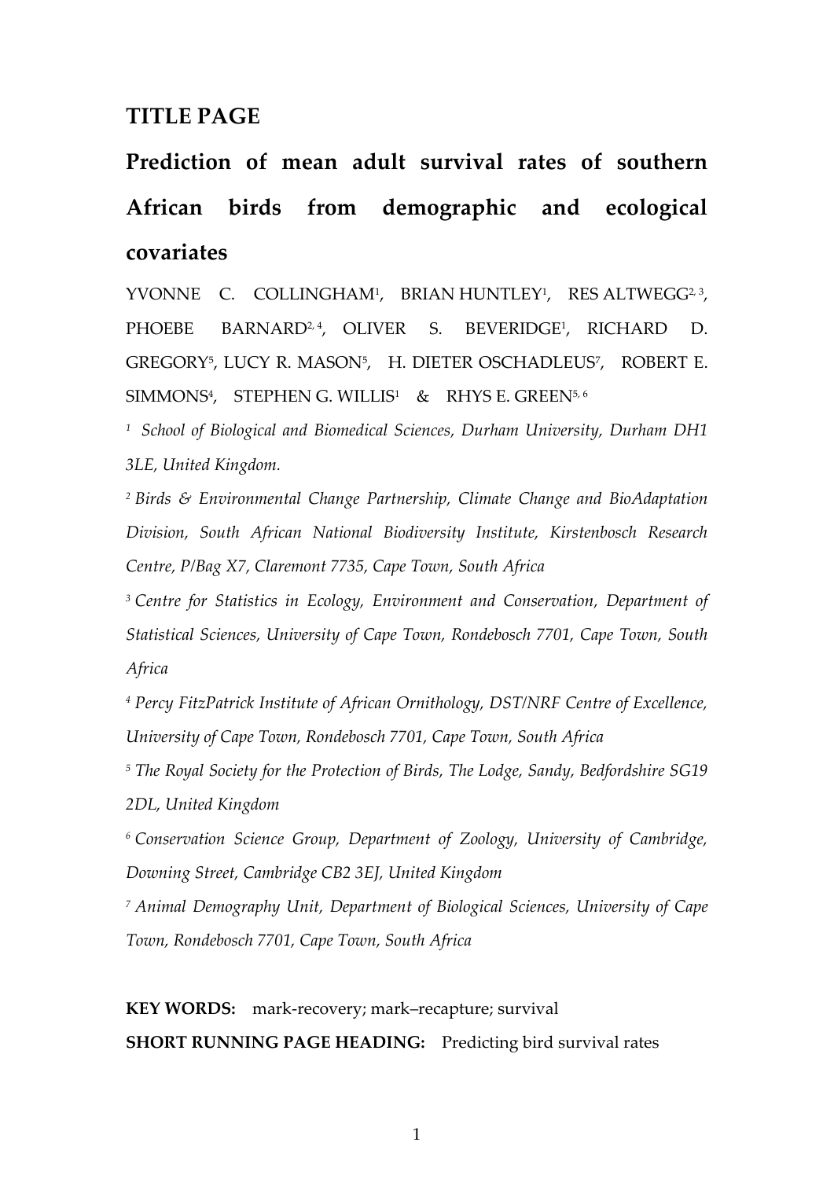## TITLE PAGE

# Prediction of mean adult survival rates of southern African birds from demographic and ecological covariates

YVONNE C. COLLINGHAM[1], BRIAN HUNTLEY[1], RES ALTWEGG[2, 3], PHOEBE BARNARD[2, 4], OLIVER S. BEVERIDGE[1], RICHARD D. GREGORY[5], LUCY R. MASON[5], H. DIETER OSCHADLEUS[7], ROBERT E. SIMMONS[4], STEPHEN G. WILLIS[1] & RHYS E. GREEN[5, 6]

[1] *School of Biological and Biomedical Sciences, Durham University, Durham DH1 3LE, United Kingdom.*

[2] *Birds & Environmental Change Partnership, Climate Change and BioAdaptation Division, South African National Biodiversity Institute, Kirstenbosch Research Centre, P/Bag X7, Claremont 7735, Cape Town, South Africa*

[3] *Centre for Statistics in Ecology, Environment and Conservation, Department of Statistical Sciences, University of Cape Town, Rondebosch 7701, Cape Town, South Africa*

[4] *Percy FitzPatrick Institute of African Ornithology, DST/NRF Centre of Excellence, University of Cape Town, Rondebosch 7701, Cape Town, South Africa*

[5] *The Royal Society for the Protection of Birds, The Lodge, Sandy, Bedfordshire SG19 2DL, United Kingdom*

[6] *Conservation Science Group, Department of Zoology, University of Cambridge, Downing Street, Cambridge CB2 3EJ, United Kingdom*

[7] *Animal Demography Unit, Department of Biological Sciences, University of Cape Town, Rondebosch 7701, Cape Town, South Africa*

**KEY WORDS:** mark-recovery; mark–recapture; survival

**SHORT RUNNING PAGE HEADING:** Predicting bird survival rates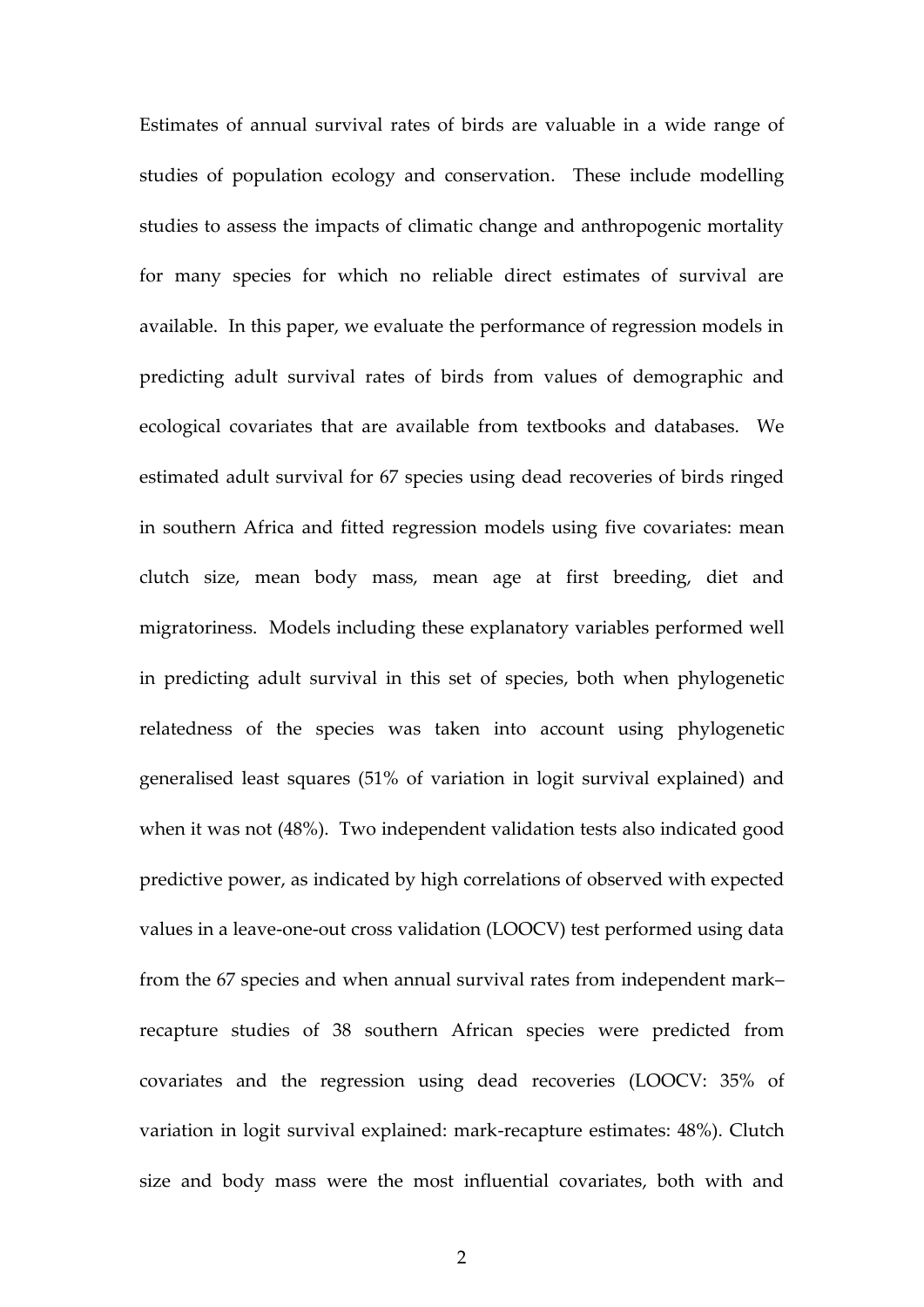Estimates of annual survival rates of birds are valuable in a wide range of studies of population ecology and conservation. These include modelling studies to assess the impacts of climatic change and anthropogenic mortality for many species for which no reliable direct estimates of survival are available. In this paper, we evaluate the performance of regression models in predicting adult survival rates of birds from values of demographic and ecological covariates that are available from textbooks and databases. We estimated adult survival for 67 species using dead recoveries of birds ringed in southern Africa and fitted regression models using five covariates: mean clutch size, mean body mass, mean age at first breeding, diet and migratoriness. Models including these explanatory variables performed well in predicting adult survival in this set of species, both when phylogenetic relatedness of the species was taken into account using phylogenetic generalised least squares (51% of variation in logit survival explained) and when it was not (48%). Two independent validation tests also indicated good predictive power, as indicated by high correlations of observed with expected values in a leave-one-out cross validation (LOOCV) test performed using data from the 67 species and when annual survival rates from independent mark–recapture studies of 38 southern African species were predicted from covariates and the regression using dead recoveries (LOOCV: 35% of variation in logit survival explained: mark-recapture estimates: 48%). Clutch size and body mass were the most influential covariates, both with and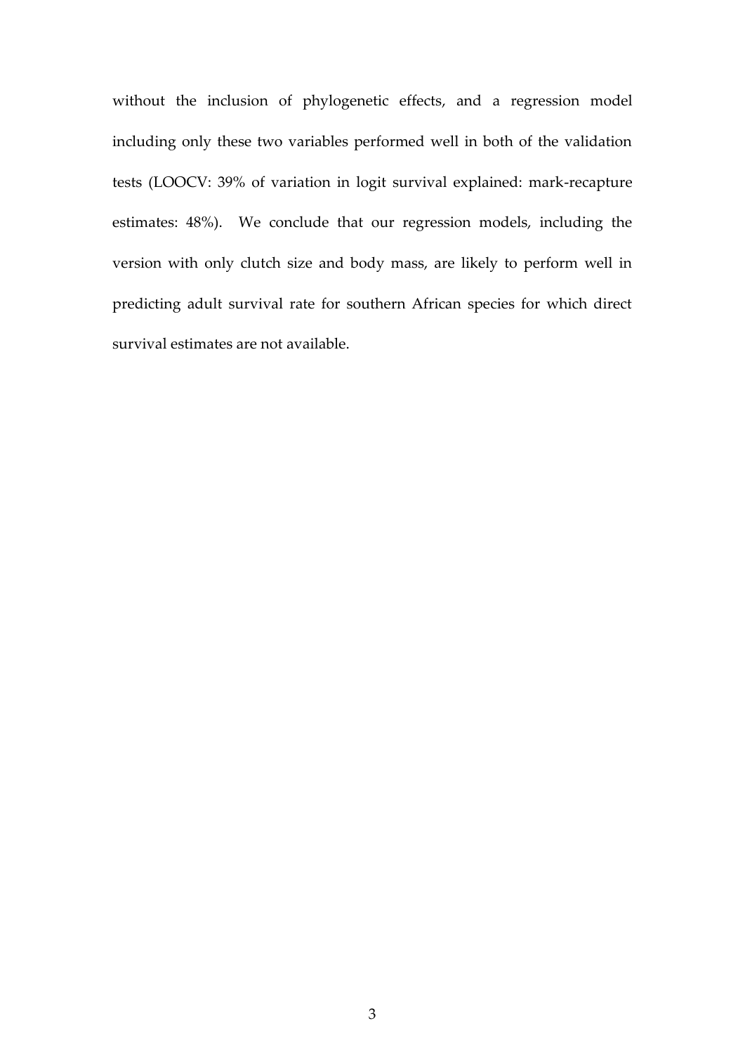without the inclusion of phylogenetic effects, and a regression model including only these two variables performed well in both of the validation tests (LOOCV: 39% of variation in logit survival explained: mark-recapture estimates: 48%). We conclude that our regression models, including the version with only clutch size and body mass, are likely to perform well in predicting adult survival rate for southern African species for which direct survival estimates are not available.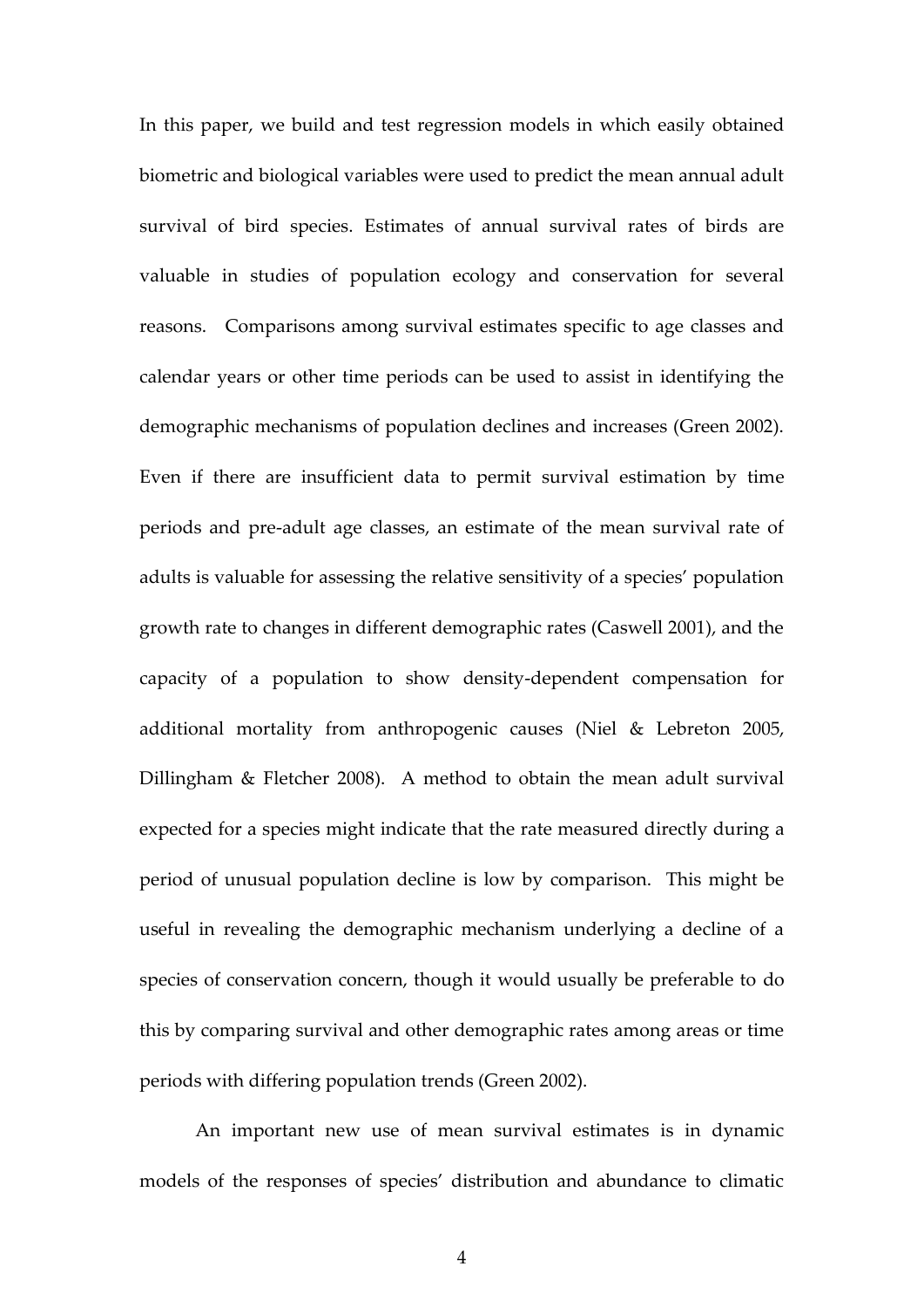In this paper, we build and test regression models in which easily obtained biometric and biological variables were used to predict the mean annual adult survival of bird species. Estimates of annual survival rates of birds are valuable in studies of population ecology and conservation for several reasons. Comparisons among survival estimates specific to age classes and calendar years or other time periods can be used to assist in identifying the demographic mechanisms of population declines and increases (Green 2002). Even if there are insufficient data to permit survival estimation by time periods and pre-adult age classes, an estimate of the mean survival rate of adults is valuable for assessing the relative sensitivity of a species' population growth rate to changes in different demographic rates (Caswell 2001), and the capacity of a population to show density-dependent compensation for additional mortality from anthropogenic causes (Niel & Lebreton 2005, Dillingham & Fletcher 2008). A method to obtain the mean adult survival expected for a species might indicate that the rate measured directly during a period of unusual population decline is low by comparison. This might be useful in revealing the demographic mechanism underlying a decline of a species of conservation concern, though it would usually be preferable to do this by comparing survival and other demographic rates among areas or time periods with differing population trends (Green 2002).

An important new use of mean survival estimates is in dynamic models of the responses of species' distribution and abundance to climatic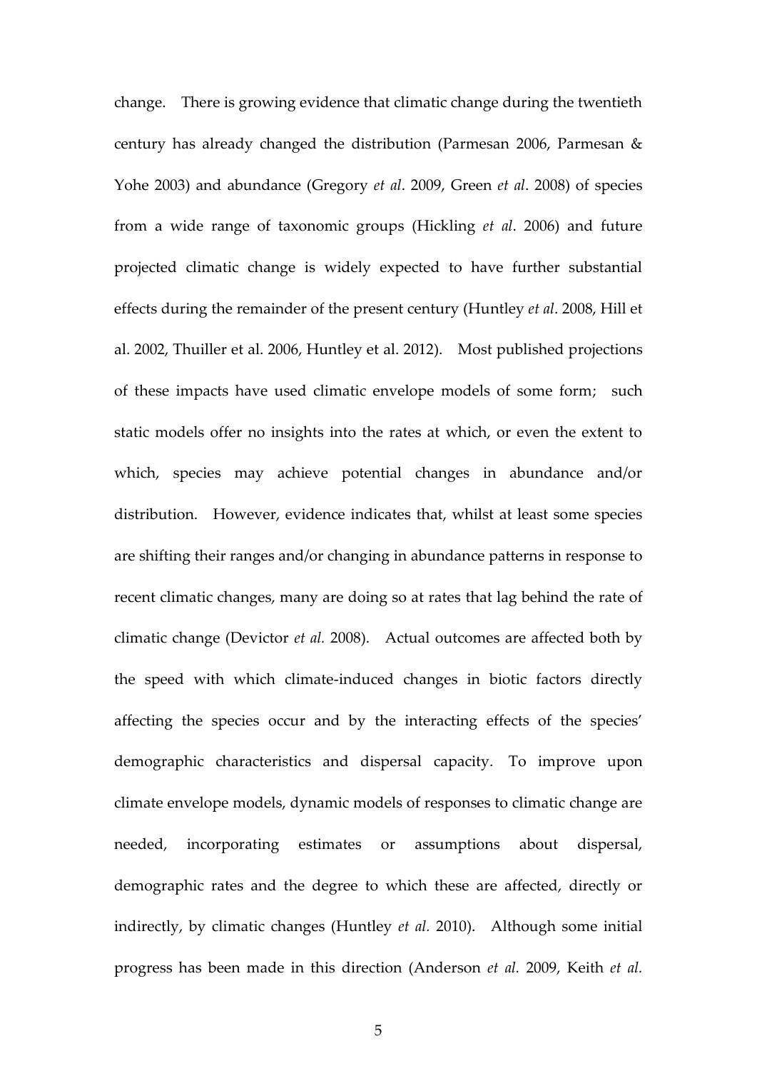change. There is growing evidence that climatic change during the twentieth century has already changed the distribution (Parmesan 2006, Parmesan & Yohe 2003) and abundance (Gregory *et al*. 2009, Green *et al*. 2008) of species from a wide range of taxonomic groups (Hickling *et al*. 2006) and future projected climatic change is widely expected to have further substantial effects during the remainder of the present century (Huntley *et al*. 2008, Hill et al. 2002, Thuiller et al. 2006, Huntley et al. 2012). Most published projections of these impacts have used climatic envelope models of some form; such static models offer no insights into the rates at which, or even the extent to which, species may achieve potential changes in abundance and/or distribution. However, evidence indicates that, whilst at least some species are shifting their ranges and/or changing in abundance patterns in response to recent climatic changes, many are doing so at rates that lag behind the rate of climatic change (Devictor *et al.* 2008). Actual outcomes are affected both by the speed with which climate-induced changes in biotic factors directly affecting the species occur and by the interacting effects of the species' demographic characteristics and dispersal capacity. To improve upon climate envelope models, dynamic models of responses to climatic change are needed, incorporating estimates or assumptions about dispersal, demographic rates and the degree to which these are affected, directly or indirectly, by climatic changes (Huntley *et al.* 2010). Although some initial progress has been made in this direction (Anderson *et al.* 2009, Keith *et al.*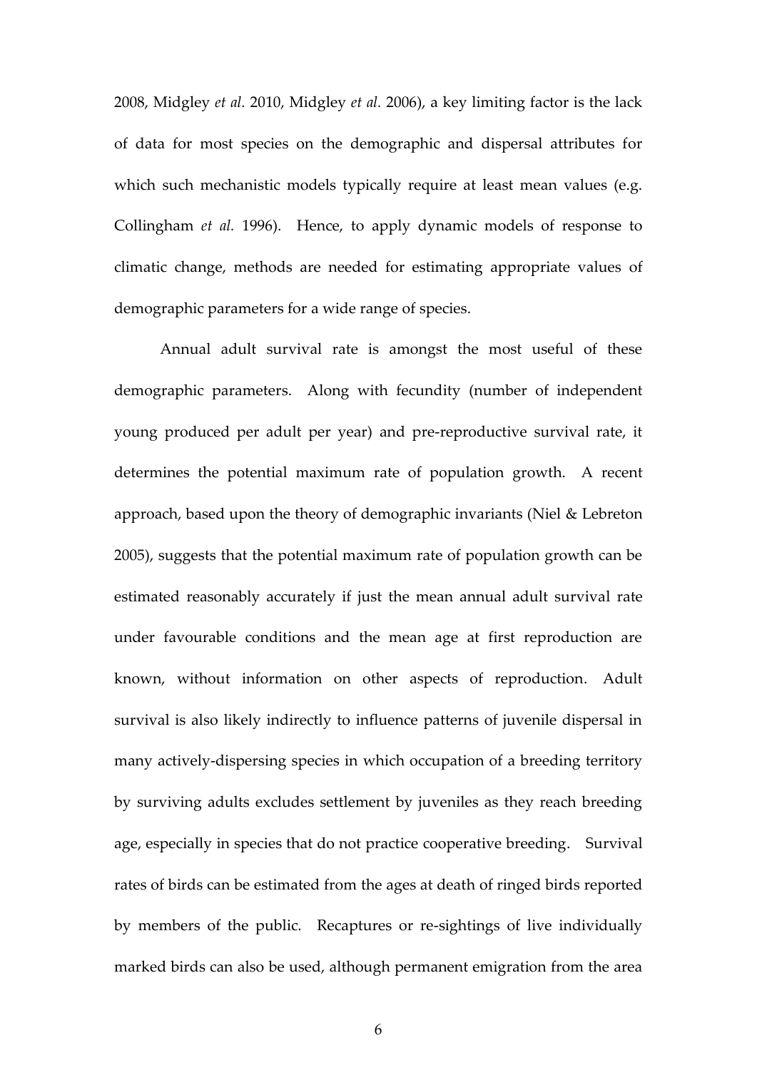2008, Midgley *et al.* 2010, Midgley *et al.* 2006), a key limiting factor is the lack of data for most species on the demographic and dispersal attributes for which such mechanistic models typically require at least mean values (e.g. Collingham *et al.* 1996). Hence, to apply dynamic models of response to climatic change, methods are needed for estimating appropriate values of demographic parameters for a wide range of species.

Annual adult survival rate is amongst the most useful of these demographic parameters. Along with fecundity (number of independent young produced per adult per year) and pre-reproductive survival rate, it determines the potential maximum rate of population growth. A recent approach, based upon the theory of demographic invariants (Niel & Lebreton 2005), suggests that the potential maximum rate of population growth can be estimated reasonably accurately if just the mean annual adult survival rate under favourable conditions and the mean age at first reproduction are known, without information on other aspects of reproduction. Adult survival is also likely indirectly to influence patterns of juvenile dispersal in many actively-dispersing species in which occupation of a breeding territory by surviving adults excludes settlement by juveniles as they reach breeding age, especially in species that do not practice cooperative breeding. Survival rates of birds can be estimated from the ages at death of ringed birds reported by members of the public. Recaptures or re-sightings of live individually marked birds can also be used, although permanent emigration from the area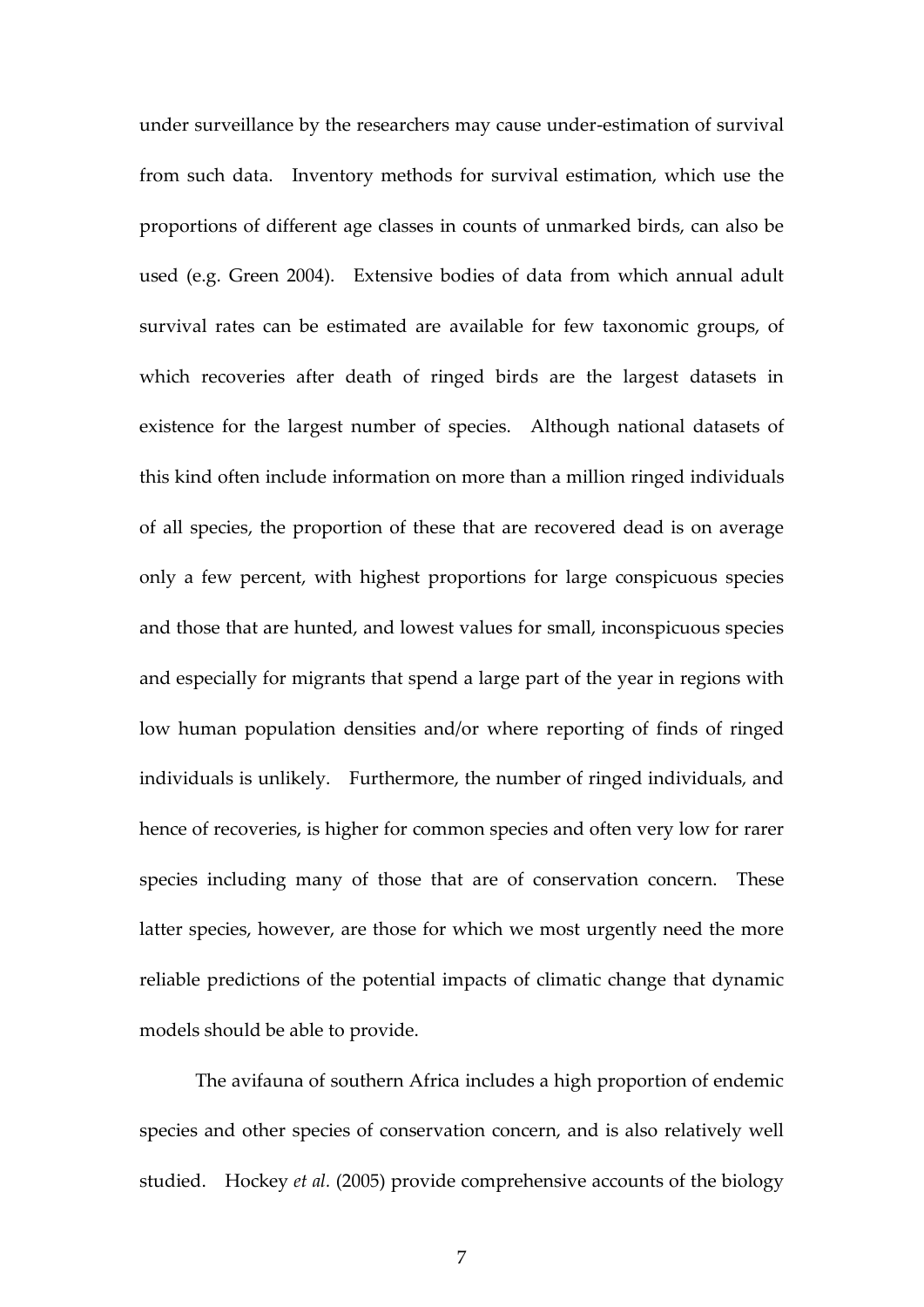under surveillance by the researchers may cause under-estimation of survival from such data. Inventory methods for survival estimation, which use the proportions of different age classes in counts of unmarked birds, can also be used (e.g. Green 2004). Extensive bodies of data from which annual adult survival rates can be estimated are available for few taxonomic groups, of which recoveries after death of ringed birds are the largest datasets in existence for the largest number of species. Although national datasets of this kind often include information on more than a million ringed individuals of all species, the proportion of these that are recovered dead is on average only a few percent, with highest proportions for large conspicuous species and those that are hunted, and lowest values for small, inconspicuous species and especially for migrants that spend a large part of the year in regions with low human population densities and/or where reporting of finds of ringed individuals is unlikely. Furthermore, the number of ringed individuals, and hence of recoveries, is higher for common species and often very low for rarer species including many of those that are of conservation concern. These latter species, however, are those for which we most urgently need the more reliable predictions of the potential impacts of climatic change that dynamic models should be able to provide.

The avifauna of southern Africa includes a high proportion of endemic species and other species of conservation concern, and is also relatively well studied. Hockey *et al.* (2005) provide comprehensive accounts of the biology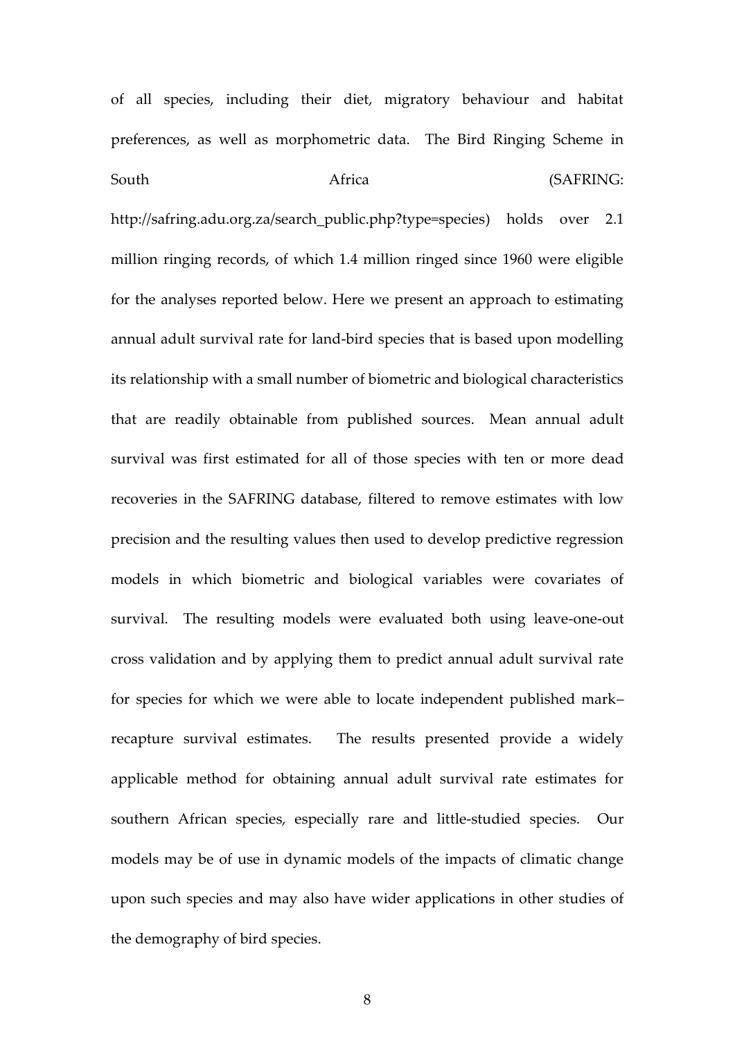of all species, including their diet, migratory behaviour and habitat preferences, as well as morphometric data. The Bird Ringing Scheme in South Africa (SAFRING: http://safring.adu.org.za/search_public.php?type=species) holds over 2.1 million ringing records, of which 1.4 million ringed since 1960 were eligible for the analyses reported below. Here we present an approach to estimating annual adult survival rate for land-bird species that is based upon modelling its relationship with a small number of biometric and biological characteristics that are readily obtainable from published sources. Mean annual adult survival was first estimated for all of those species with ten or more dead recoveries in the SAFRING database, filtered to remove estimates with low precision and the resulting values then used to develop predictive regression models in which biometric and biological variables were covariates of survival. The resulting models were evaluated both using leave-one-out cross validation and by applying them to predict annual adult survival rate for species for which we were able to locate independent published mark–recapture survival estimates. The results presented provide a widely applicable method for obtaining annual adult survival rate estimates for southern African species, especially rare and little-studied species. Our models may be of use in dynamic models of the impacts of climatic change upon such species and may also have wider applications in other studies of the demography of bird species.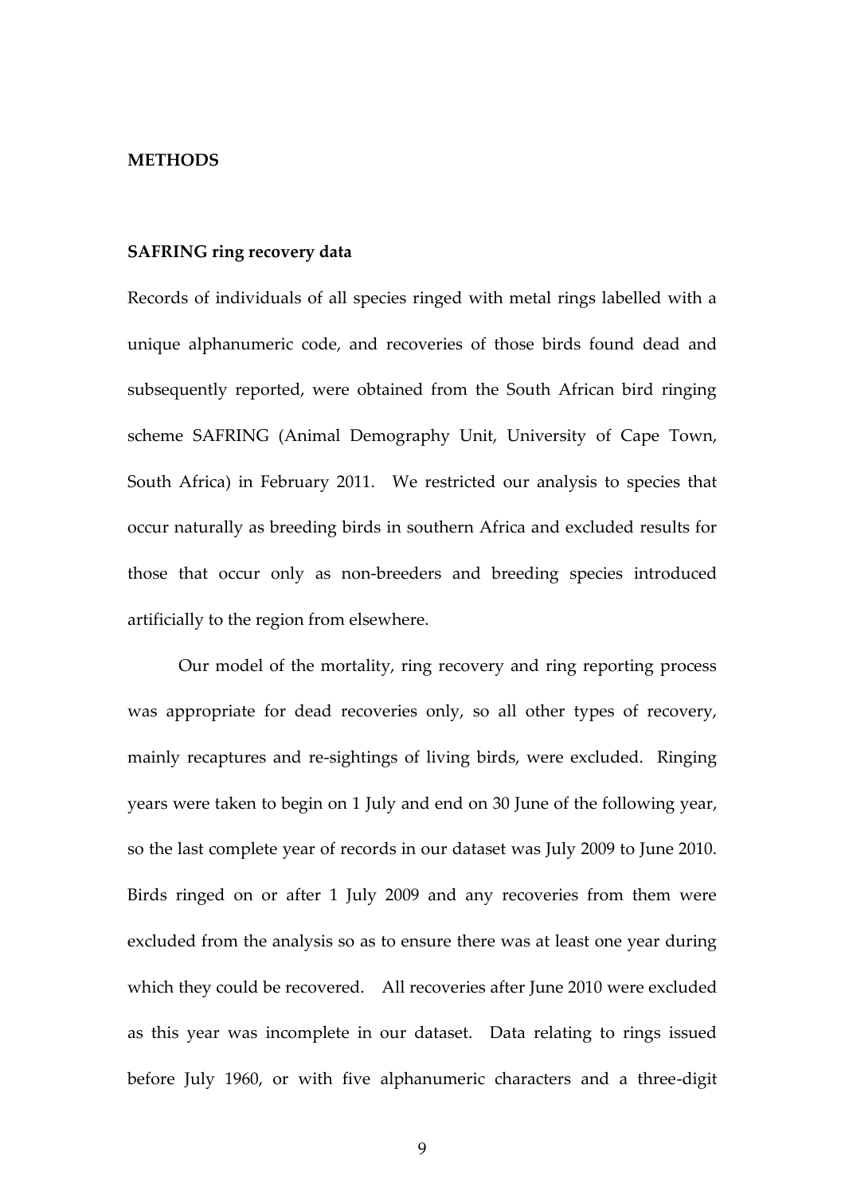## METHODS

### SAFRING ring recovery data

Records of individuals of all species ringed with metal rings labelled with a unique alphanumeric code, and recoveries of those birds found dead and subsequently reported, were obtained from the South African bird ringing scheme SAFRING (Animal Demography Unit, University of Cape Town, South Africa) in February 2011. We restricted our analysis to species that occur naturally as breeding birds in southern Africa and excluded results for those that occur only as non-breeders and breeding species introduced artificially to the region from elsewhere.

Our model of the mortality, ring recovery and ring reporting process was appropriate for dead recoveries only, so all other types of recovery, mainly recaptures and re-sightings of living birds, were excluded. Ringing years were taken to begin on 1 July and end on 30 June of the following year, so the last complete year of records in our dataset was July 2009 to June 2010. Birds ringed on or after 1 July 2009 and any recoveries from them were excluded from the analysis so as to ensure there was at least one year during which they could be recovered. All recoveries after June 2010 were excluded as this year was incomplete in our dataset. Data relating to rings issued before July 1960, or with five alphanumeric characters and a three-digit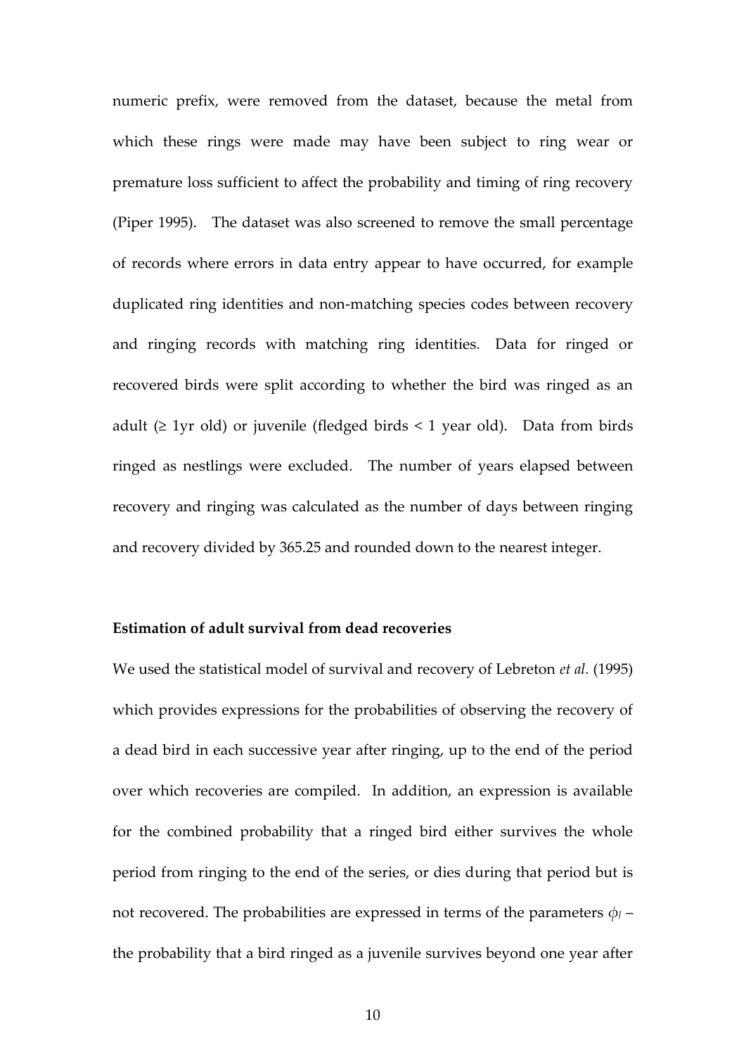numeric prefix, were removed from the dataset, because the metal from which these rings were made may have been subject to ring wear or premature loss sufficient to affect the probability and timing of ring recovery (Piper 1995). The dataset was also screened to remove the small percentage of records where errors in data entry appear to have occurred, for example duplicated ring identities and non-matching species codes between recovery and ringing records with matching ring identities. Data for ringed or recovered birds were split according to whether the bird was ringed as an adult (≥ 1yr old) or juvenile (fledged birds < 1 year old). Data from birds ringed as nestlings were excluded. The number of years elapsed between recovery and ringing was calculated as the number of days between ringing and recovery divided by 365.25 and rounded down to the nearest integer.

**Estimation of adult survival from dead recoveries**

We used the statistical model of survival and recovery of Lebreton *et al.* (1995) which provides expressions for the probabilities of observing the recovery of a dead bird in each successive year after ringing, up to the end of the period over which recoveries are compiled. In addition, an expression is available for the combined probability that a ringed bird either survives the whole period from ringing to the end of the series, or dies during that period but is not recovered. The probabilities are expressed in terms of the parameters $\phi_J$ – the probability that a bird ringed as a juvenile survives beyond one year after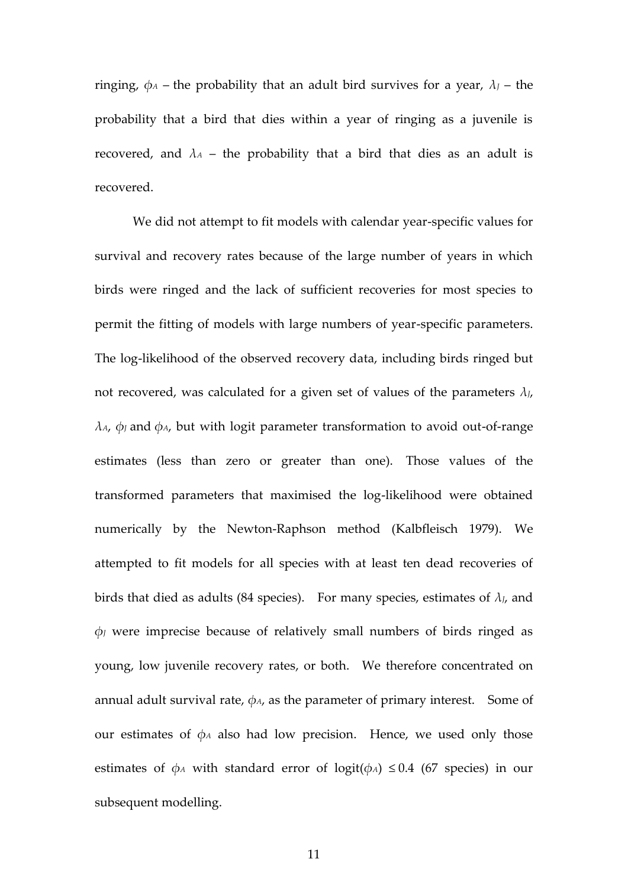ringing, $\phi_A$ – the probability that an adult bird survives for a year, $\lambda_J$ – the probability that a bird that dies within a year of ringing as a juvenile is recovered, and $\lambda_A$ – the probability that a bird that dies as an adult is recovered.

We did not attempt to fit models with calendar year-specific values for survival and recovery rates because of the large number of years in which birds were ringed and the lack of sufficient recoveries for most species to permit the fitting of models with large numbers of year-specific parameters. The log-likelihood of the observed recovery data, including birds ringed but not recovered, was calculated for a given set of values of the parameters $\lambda_J$, $\lambda_A$, $\phi_J$ and $\phi_A$, but with logit parameter transformation to avoid out-of-range estimates (less than zero or greater than one). Those values of the transformed parameters that maximised the log-likelihood were obtained numerically by the Newton-Raphson method (Kalbfleisch 1979). We attempted to fit models for all species with at least ten dead recoveries of birds that died as adults (84 species). For many species, estimates of $\lambda_J$, and $\phi_J$ were imprecise because of relatively small numbers of birds ringed as young, low juvenile recovery rates, or both. We therefore concentrated on annual adult survival rate, $\phi_A$, as the parameter of primary interest. Some of our estimates of $\phi_A$ also had low precision. Hence, we used only those estimates of $\phi_A$ with standard error of logit($\phi_A$) $\leq 0.4$ (67 species) in our subsequent modelling.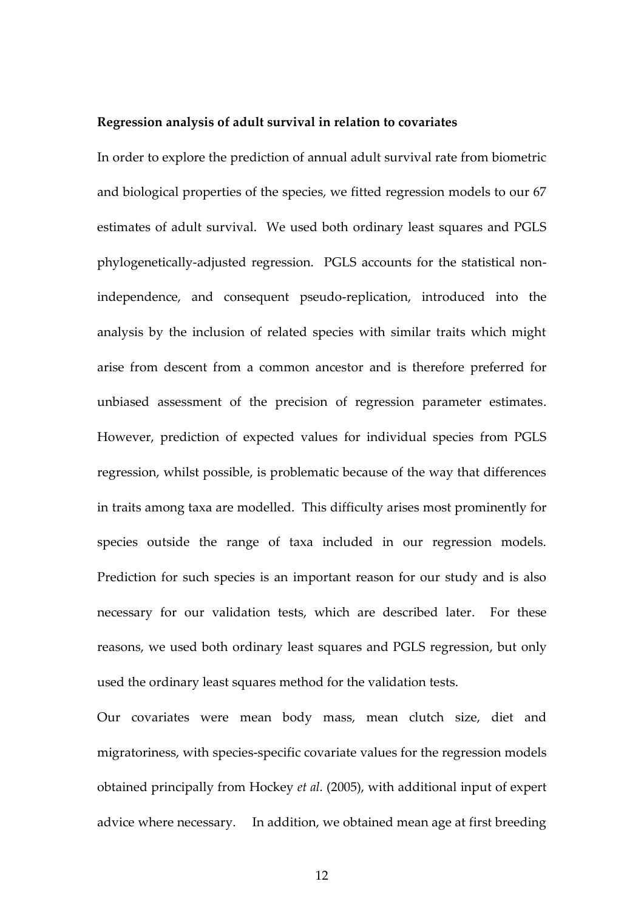**Regression analysis of adult survival in relation to covariates**

In order to explore the prediction of annual adult survival rate from biometric and biological properties of the species, we fitted regression models to our 67 estimates of adult survival. We used both ordinary least squares and PGLS phylogenetically-adjusted regression. PGLS accounts for the statistical non-independence, and consequent pseudo-replication, introduced into the analysis by the inclusion of related species with similar traits which might arise from descent from a common ancestor and is therefore preferred for unbiased assessment of the precision of regression parameter estimates. However, prediction of expected values for individual species from PGLS regression, whilst possible, is problematic because of the way that differences in traits among taxa are modelled. This difficulty arises most prominently for species outside the range of taxa included in our regression models. Prediction for such species is an important reason for our study and is also necessary for our validation tests, which are described later. For these reasons, we used both ordinary least squares and PGLS regression, but only used the ordinary least squares method for the validation tests.

Our covariates were mean body mass, mean clutch size, diet and migratoriness, with species-specific covariate values for the regression models obtained principally from Hockey *et al.* (2005), with additional input of expert advice where necessary. In addition, we obtained mean age at first breeding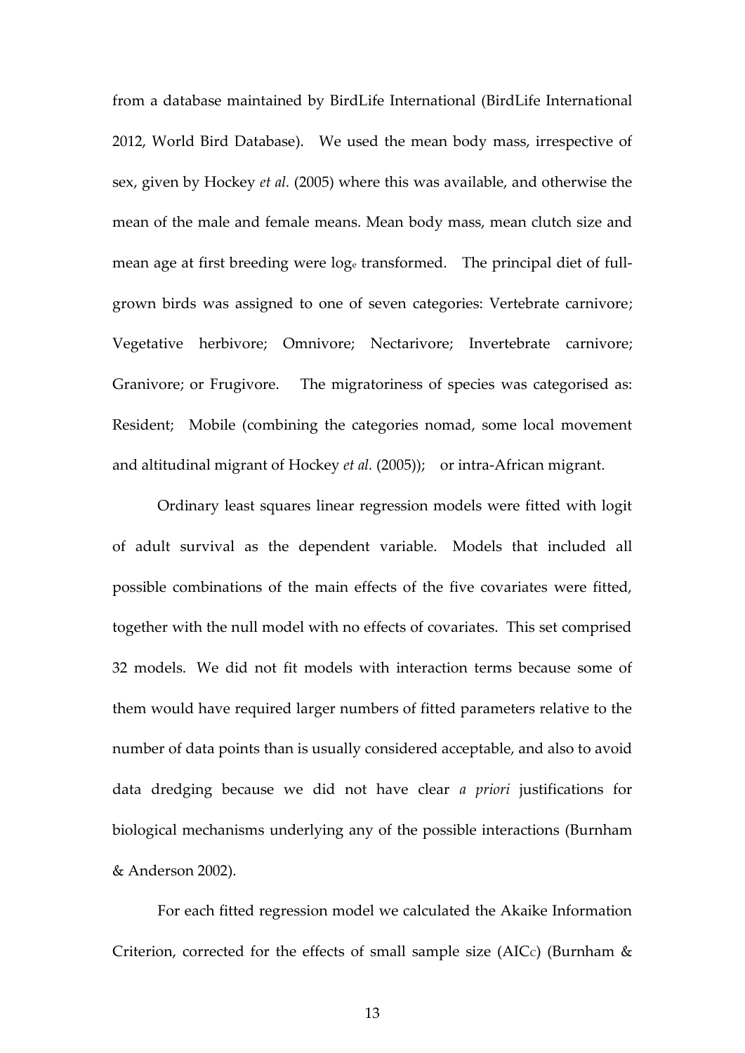from a database maintained by BirdLife International (BirdLife International 2012, World Bird Database). We used the mean body mass, irrespective of sex, given by Hockey *et al.* (2005) where this was available, and otherwise the mean of the male and female means. Mean body mass, mean clutch size and mean age at first breeding were $\log_e$ transformed. The principal diet of full-grown birds was assigned to one of seven categories: Vertebrate carnivore; Vegetative herbivore; Omnivore; Nectarivore; Invertebrate carnivore; Granivore; or Frugivore. The migratoriness of species was categorised as: Resident; Mobile (combining the categories nomad, some local movement and altitudinal migrant of Hockey *et al.* (2005)); or intra-African migrant.

Ordinary least squares linear regression models were fitted with logit of adult survival as the dependent variable. Models that included all possible combinations of the main effects of the five covariates were fitted, together with the null model with no effects of covariates. This set comprised 32 models. We did not fit models with interaction terms because some of them would have required larger numbers of fitted parameters relative to the number of data points than is usually considered acceptable, and also to avoid data dredging because we did not have clear *a priori* justifications for biological mechanisms underlying any of the possible interactions (Burnham & Anderson 2002).

For each fitted regression model we calculated the Akaike Information Criterion, corrected for the effects of small sample size ($AIC_C$) (Burnham &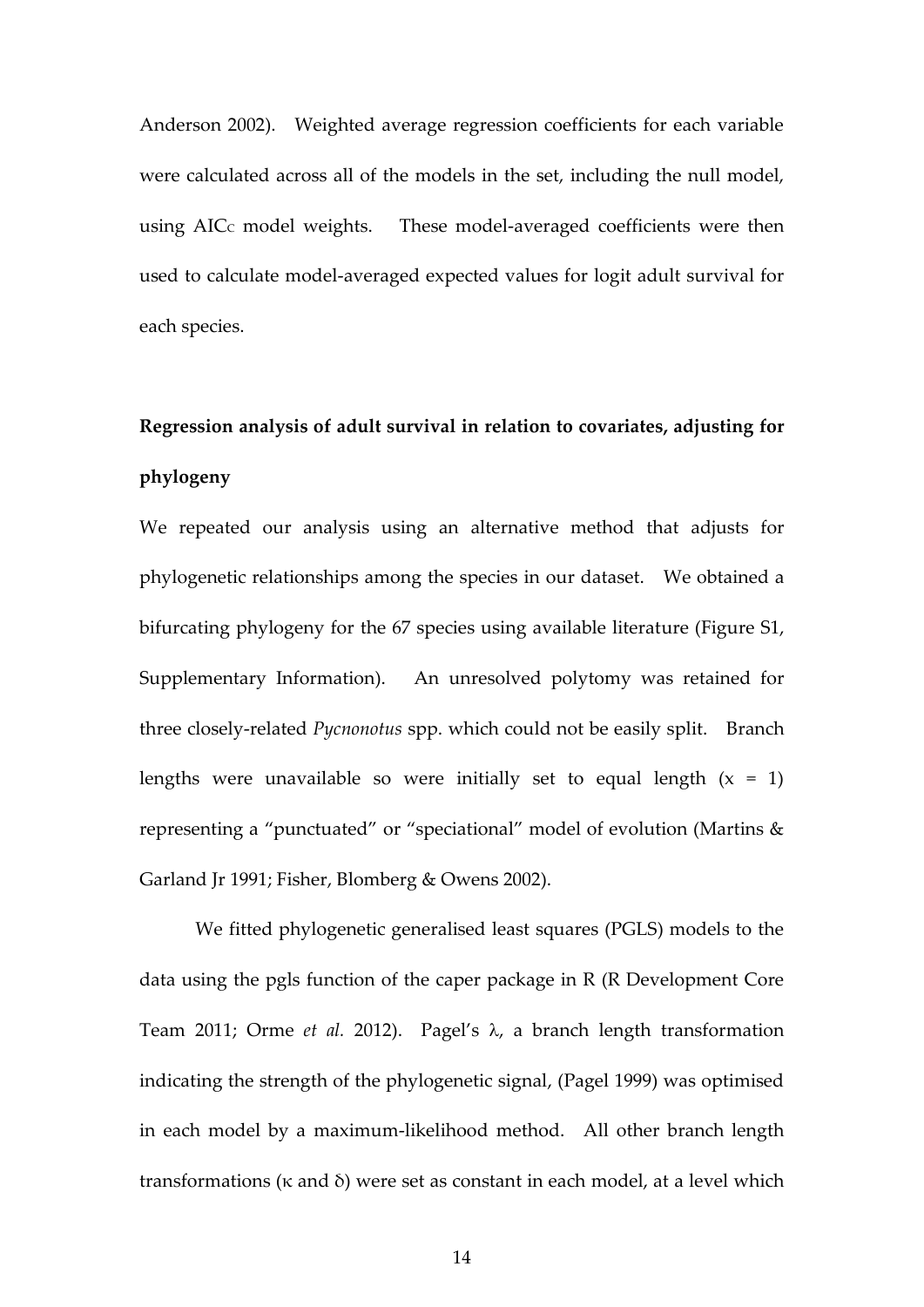Anderson 2002). Weighted average regression coefficients for each variable were calculated across all of the models in the set, including the null model, using $AIC_C$ model weights. These model-averaged coefficients were then used to calculate model-averaged expected values for logit adult survival for each species.

## Regression analysis of adult survival in relation to covariates, adjusting for phylogeny

We repeated our analysis using an alternative method that adjusts for phylogenetic relationships among the species in our dataset. We obtained a bifurcating phylogeny for the 67 species using available literature (Figure S1, Supplementary Information). An unresolved polytomy was retained for three closely-related *Pycnonotus* spp. which could not be easily split. Branch lengths were unavailable so were initially set to equal length ($x = 1$) representing a "punctuated" or "speciational" model of evolution (Martins & Garland Jr 1991; Fisher, Blomberg & Owens 2002).

We fitted phylogenetic generalised least squares (PGLS) models to the data using the pgls function of the caper package in R (R Development Core Team 2011; Orme *et al.* 2012). Pagel's $\lambda$, a branch length transformation indicating the strength of the phylogenetic signal, (Pagel 1999) was optimised in each model by a maximum-likelihood method. All other branch length transformations ($\kappa$ and $\delta$) were set as constant in each model, at a level which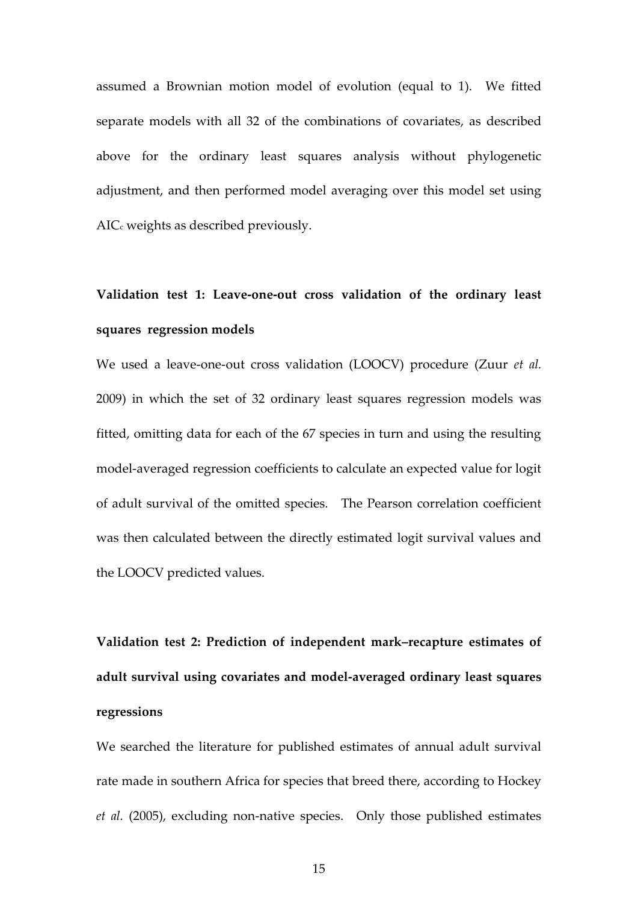assumed a Brownian motion model of evolution (equal to 1). We fitted separate models with all 32 of the combinations of covariates, as described above for the ordinary least squares analysis without phylogenetic adjustment, and then performed model averaging over this model set using $AIC_c$ weights as described previously.

**Validation test 1: Leave-one-out cross validation of the ordinary least squares regression models**

We used a leave-one-out cross validation (LOOCV) procedure (Zuur *et al.* 2009) in which the set of 32 ordinary least squares regression models was fitted, omitting data for each of the 67 species in turn and using the resulting model-averaged regression coefficients to calculate an expected value for logit of adult survival of the omitted species. The Pearson correlation coefficient was then calculated between the directly estimated logit survival values and the LOOCV predicted values.

**Validation test 2: Prediction of independent mark–recapture estimates of adult survival using covariates and model-averaged ordinary least squares regressions**

We searched the literature for published estimates of annual adult survival rate made in southern Africa for species that breed there, according to Hockey *et al.* (2005), excluding non-native species. Only those published estimates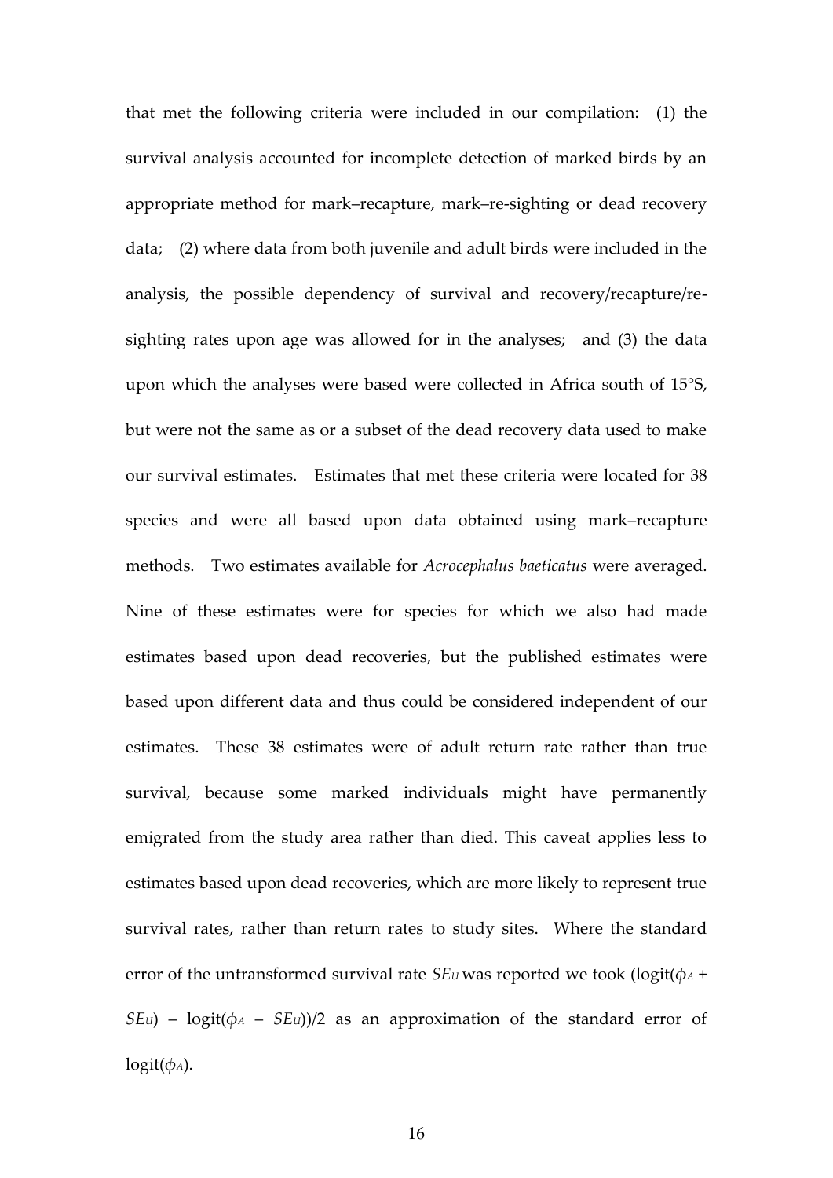that met the following criteria were included in our compilation: (1) the survival analysis accounted for incomplete detection of marked birds by an appropriate method for mark–recapture, mark–re-sighting or dead recovery data; (2) where data from both juvenile and adult birds were included in the analysis, the possible dependency of survival and recovery/recapture/re-sighting rates upon age was allowed for in the analyses; and (3) the data upon which the analyses were based were collected in Africa south of 15°S, but were not the same as or a subset of the dead recovery data used to make our survival estimates. Estimates that met these criteria were located for 38 species and were all based upon data obtained using mark–recapture methods. Two estimates available for *Acrocephalus baeticatus* were averaged. Nine of these estimates were for species for which we also had made estimates based upon dead recoveries, but the published estimates were based upon different data and thus could be considered independent of our estimates. These 38 estimates were of adult return rate rather than true survival, because some marked individuals might have permanently emigrated from the study area rather than died. This caveat applies less to estimates based upon dead recoveries, which are more likely to represent true survival rates, rather than return rates to study sites. Where the standard error of the untransformed survival rate $SE_U$ was reported we took $(\text{logit}(\phi_A + SE_U) - \text{logit}(\phi_A - SE_U))/2$ as an approximation of the standard error of $\text{logit}(\phi_A)$.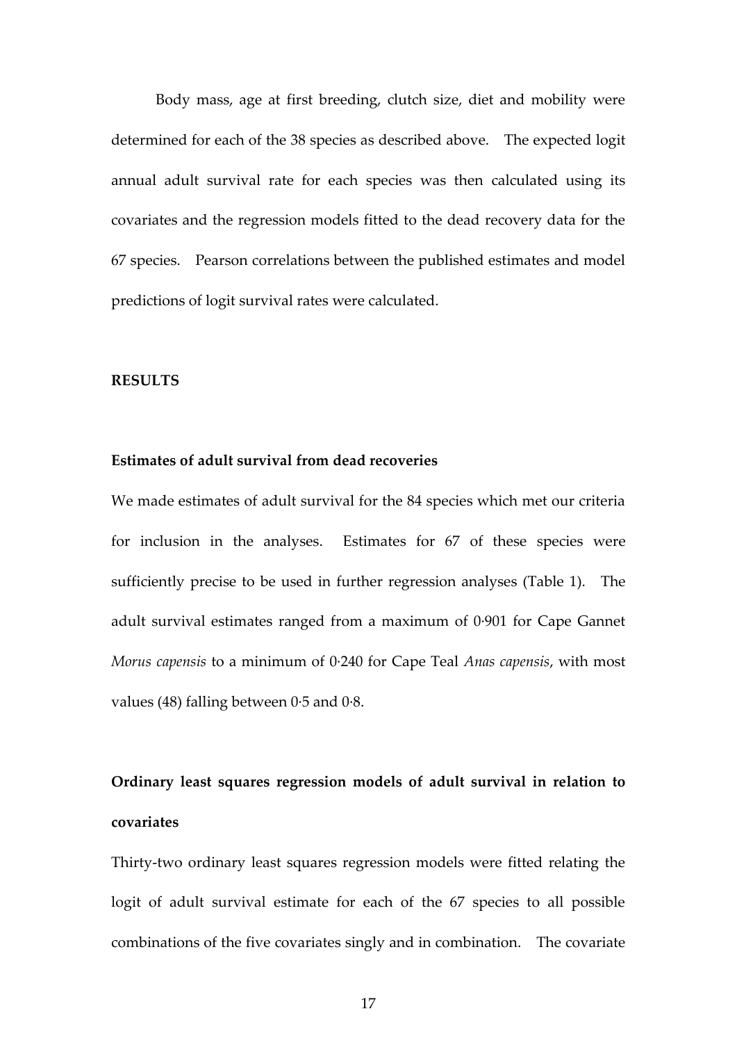Body mass, age at first breeding, clutch size, diet and mobility were determined for each of the 38 species as described above. The expected logit annual adult survival rate for each species was then calculated using its covariates and the regression models fitted to the dead recovery data for the 67 species. Pearson correlations between the published estimates and model predictions of logit survival rates were calculated.

## RESULTS

### Estimates of adult survival from dead recoveries

We made estimates of adult survival for the 84 species which met our criteria for inclusion in the analyses. Estimates for 67 of these species were sufficiently precise to be used in further regression analyses (Table 1). The adult survival estimates ranged from a maximum of 0·901 for Cape Gannet *Morus capensis* to a minimum of 0·240 for Cape Teal *Anas capensis*, with most values (48) falling between 0·5 and 0·8.

### Ordinary least squares regression models of adult survival in relation to covariates

Thirty-two ordinary least squares regression models were fitted relating the logit of adult survival estimate for each of the 67 species to all possible combinations of the five covariates singly and in combination. The covariate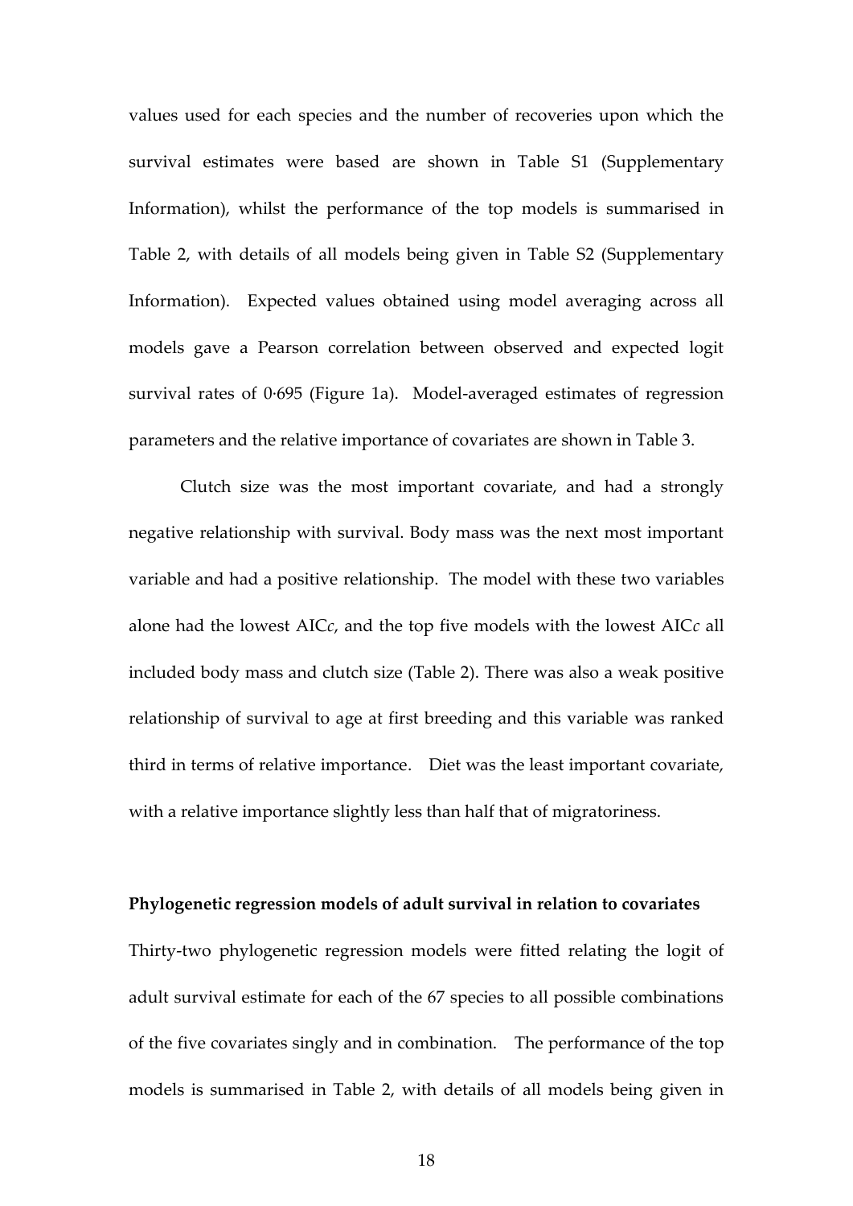values used for each species and the number of recoveries upon which the survival estimates were based are shown in Table S1 (Supplementary Information), whilst the performance of the top models is summarised in Table 2, with details of all models being given in Table S2 (Supplementary Information). Expected values obtained using model averaging across all models gave a Pearson correlation between observed and expected logit survival rates of 0·695 (Figure 1a). Model-averaged estimates of regression parameters and the relative importance of covariates are shown in Table 3.

Clutch size was the most important covariate, and had a strongly negative relationship with survival. Body mass was the next most important variable and had a positive relationship. The model with these two variables alone had the lowest AIC*c*, and the top five models with the lowest AIC*c* all included body mass and clutch size (Table 2). There was also a weak positive relationship of survival to age at first breeding and this variable was ranked third in terms of relative importance. Diet was the least important covariate, with a relative importance slightly less than half that of migratoriness.

**Phylogenetic regression models of adult survival in relation to covariates**

Thirty-two phylogenetic regression models were fitted relating the logit of adult survival estimate for each of the 67 species to all possible combinations of the five covariates singly and in combination. The performance of the top models is summarised in Table 2, with details of all models being given in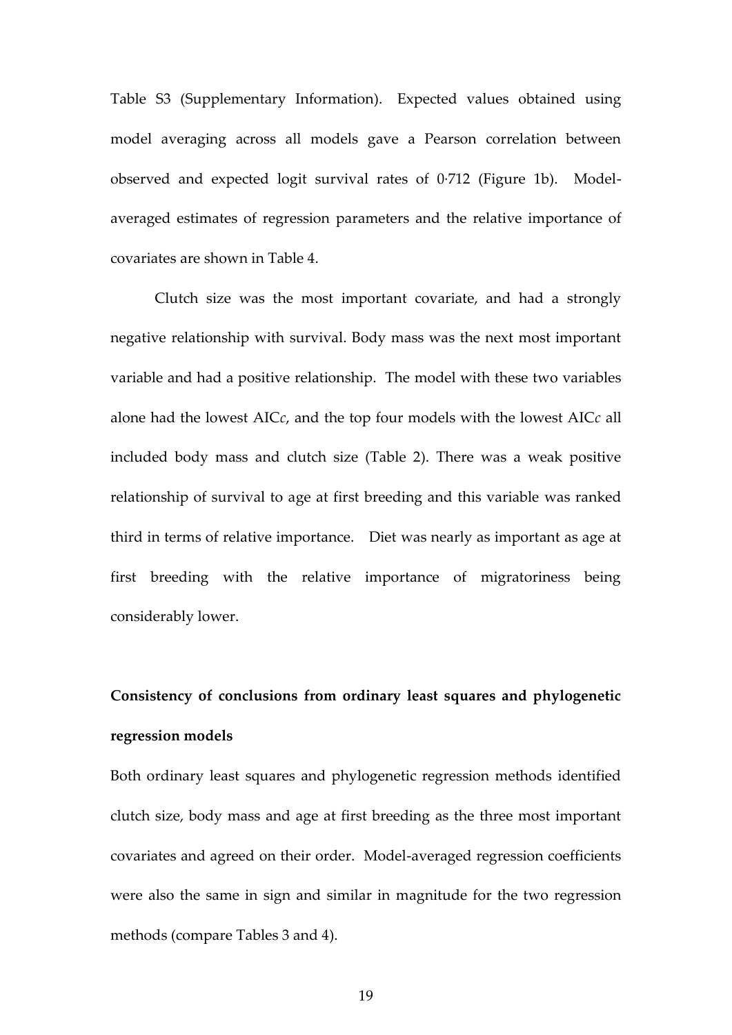Table S3 (Supplementary Information). Expected values obtained using model averaging across all models gave a Pearson correlation between observed and expected logit survival rates of 0·712 (Figure 1b). Model-averaged estimates of regression parameters and the relative importance of covariates are shown in Table 4.

Clutch size was the most important covariate, and had a strongly negative relationship with survival. Body mass was the next most important variable and had a positive relationship. The model with these two variables alone had the lowest AIC*c*, and the top four models with the lowest AIC*c* all included body mass and clutch size (Table 2). There was a weak positive relationship of survival to age at first breeding and this variable was ranked third in terms of relative importance. Diet was nearly as important as age at first breeding with the relative importance of migratoriness being considerably lower.

**Consistency of conclusions from ordinary least squares and phylogenetic regression models**

Both ordinary least squares and phylogenetic regression methods identified clutch size, body mass and age at first breeding as the three most important covariates and agreed on their order. Model-averaged regression coefficients were also the same in sign and similar in magnitude for the two regression methods (compare Tables 3 and 4).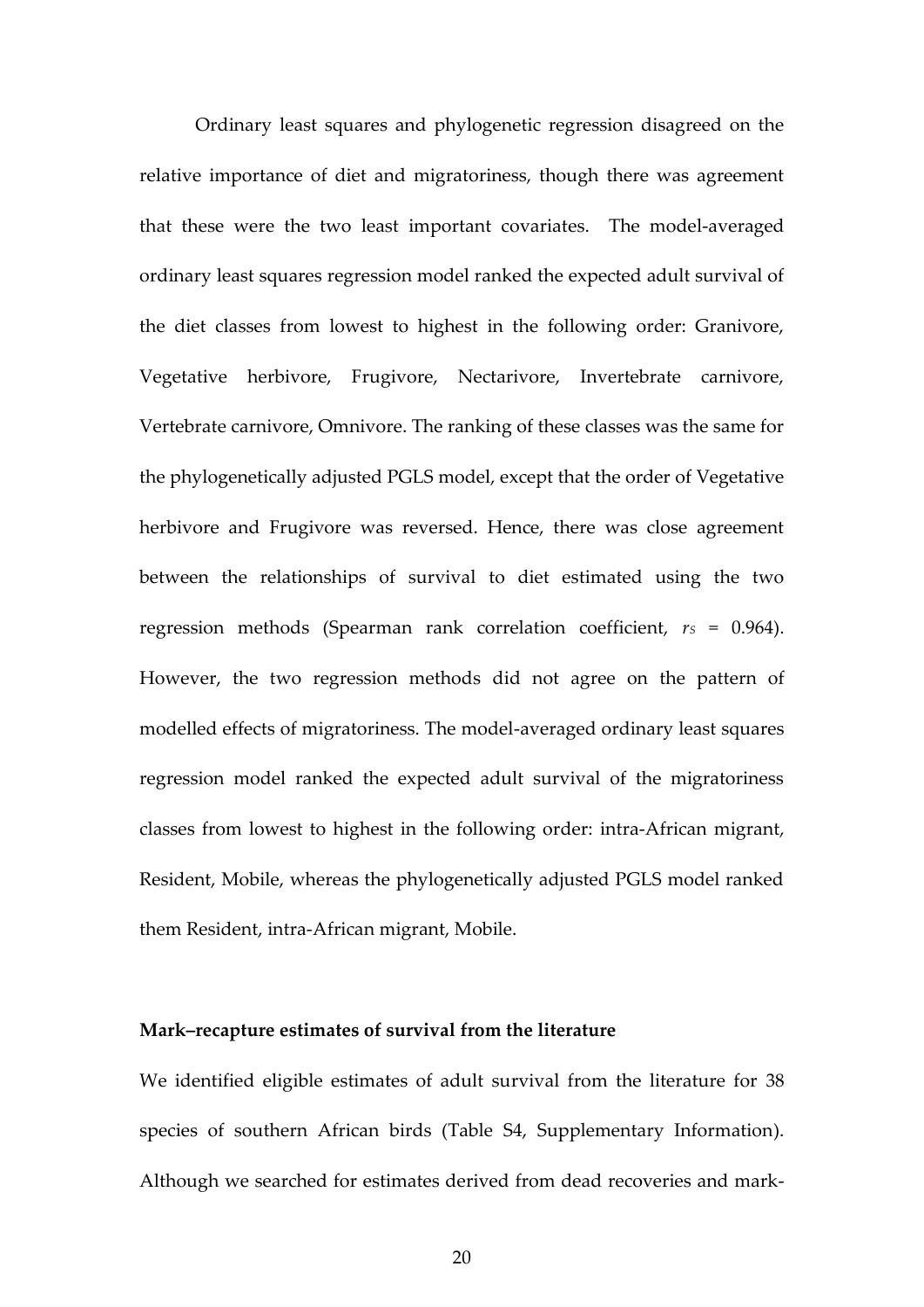Ordinary least squares and phylogenetic regression disagreed on the relative importance of diet and migratoriness, though there was agreement that these were the two least important covariates. The model-averaged ordinary least squares regression model ranked the expected adult survival of the diet classes from lowest to highest in the following order: Granivore, Vegetative herbivore, Frugivore, Nectarivore, Invertebrate carnivore, Vertebrate carnivore, Omnivore. The ranking of these classes was the same for the phylogenetically adjusted PGLS model, except that the order of Vegetative herbivore and Frugivore was reversed. Hence, there was close agreement between the relationships of survival to diet estimated using the two regression methods (Spearman rank correlation coefficient, $r_S$ = 0.964). However, the two regression methods did not agree on the pattern of modelled effects of migratoriness. The model-averaged ordinary least squares regression model ranked the expected adult survival of the migratoriness classes from lowest to highest in the following order: intra-African migrant, Resident, Mobile, whereas the phylogenetically adjusted PGLS model ranked them Resident, intra-African migrant, Mobile.

**Mark–recapture estimates of survival from the literature**

We identified eligible estimates of adult survival from the literature for 38 species of southern African birds (Table S4, Supplementary Information). Although we searched for estimates derived from dead recoveries and mark-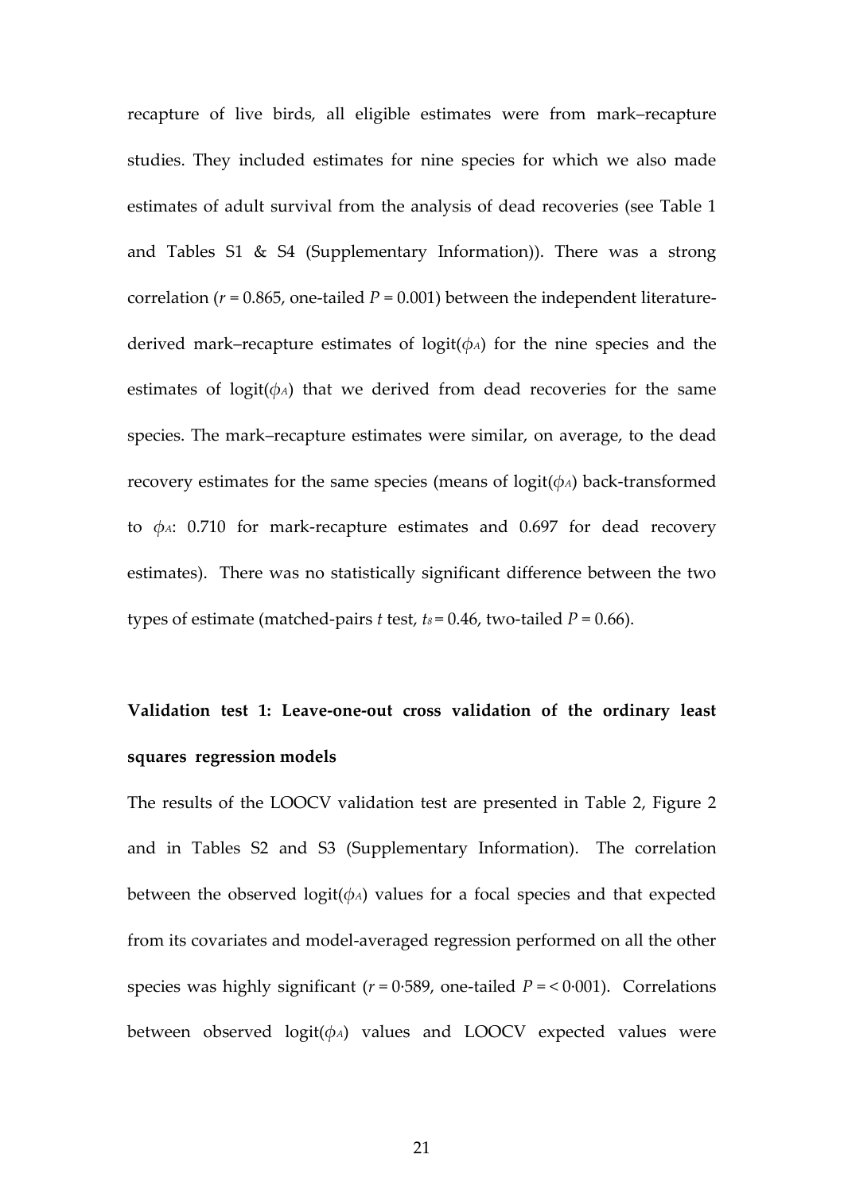recapture of live birds, all eligible estimates were from mark–recapture studies. They included estimates for nine species for which we also made estimates of adult survival from the analysis of dead recoveries (see Table 1 and Tables S1 & S4 (Supplementary Information)). There was a strong correlation ($r$ = 0.865, one-tailed $P$ = 0.001) between the independent literature-derived mark–recapture estimates of logit($\phi_A$) for the nine species and the estimates of logit($\phi_A$) that we derived from dead recoveries for the same species. The mark–recapture estimates were similar, on average, to the dead recovery estimates for the same species (means of logit($\phi_A$) back-transformed to $\phi_A$: 0.710 for mark-recapture estimates and 0.697 for dead recovery estimates). There was no statistically significant difference between the two types of estimate (matched-pairs $t$ test, $t_8$ = 0.46, two-tailed $P$ = 0.66).

**Validation test 1: Leave-one-out cross validation of the ordinary least squares regression models**

The results of the LOOCV validation test are presented in Table 2, Figure 2 and in Tables S2 and S3 (Supplementary Information). The correlation between the observed logit($\phi_A$) values for a focal species and that expected from its covariates and model-averaged regression performed on all the other species was highly significant ($r$ = 0·589, one-tailed $P$ = < 0·001). Correlations between observed logit($\phi_A$) values and LOOCV expected values were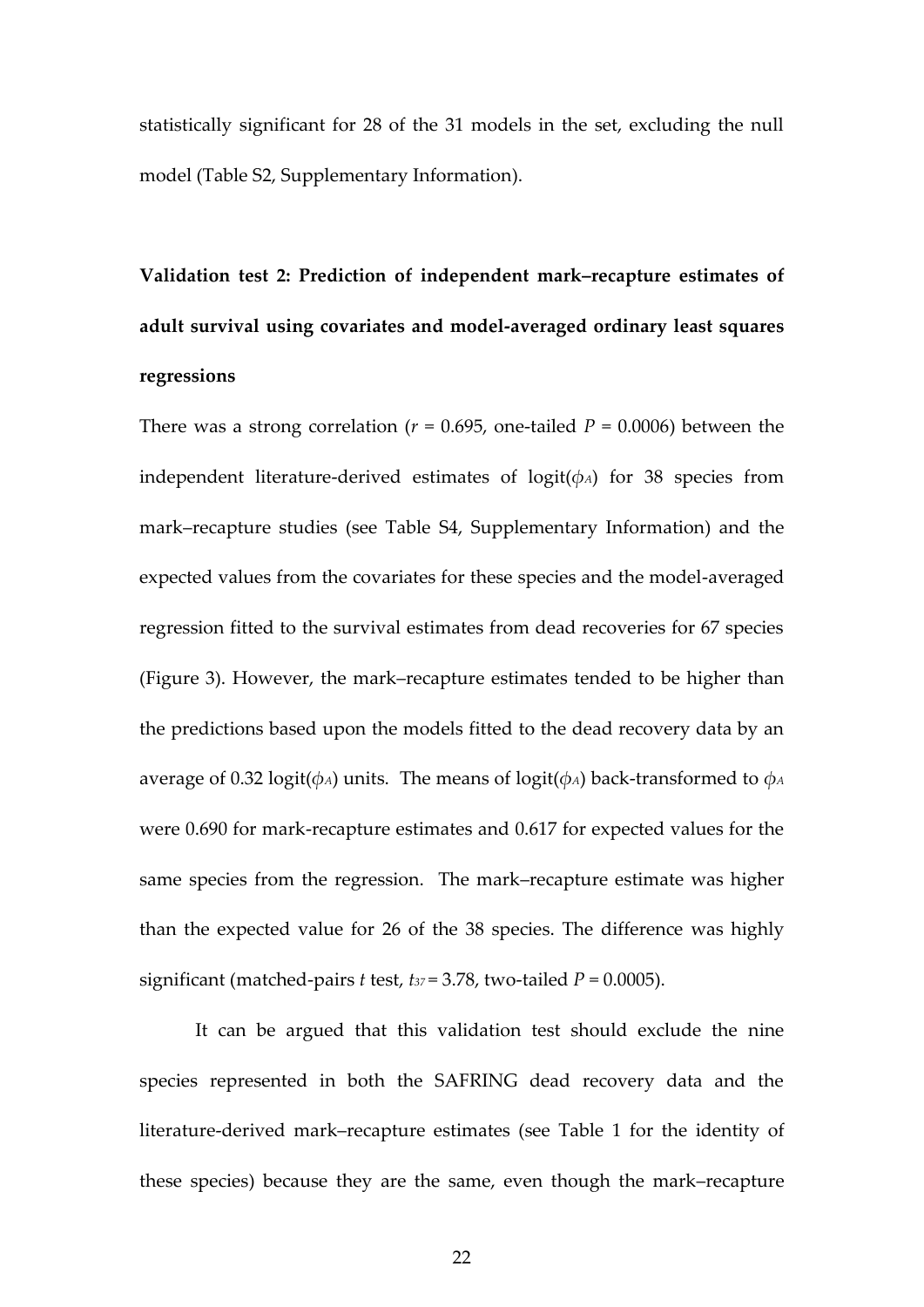statistically significant for 28 of the 31 models in the set, excluding the null model (Table S2, Supplementary Information).

**Validation test 2: Prediction of independent mark–recapture estimates of adult survival using covariates and model-averaged ordinary least squares regressions**

There was a strong correlation ($r$ = 0.695, one-tailed $P$ = 0.0006) between the independent literature-derived estimates of logit($\phi_A$) for 38 species from mark–recapture studies (see Table S4, Supplementary Information) and the expected values from the covariates for these species and the model-averaged regression fitted to the survival estimates from dead recoveries for 67 species (Figure 3). However, the mark–recapture estimates tended to be higher than the predictions based upon the models fitted to the dead recovery data by an average of 0.32 logit($\phi_A$) units. The means of logit($\phi_A$) back-transformed to $\phi_A$ were 0.690 for mark-recapture estimates and 0.617 for expected values for the same species from the regression. The mark–recapture estimate was higher than the expected value for 26 of the 38 species. The difference was highly significant (matched-pairs $t$ test, $t_{37}$ = 3.78, two-tailed $P$ = 0.0005).

It can be argued that this validation test should exclude the nine species represented in both the SAFRING dead recovery data and the literature-derived mark–recapture estimates (see Table 1 for the identity of these species) because they are the same, even though the mark–recapture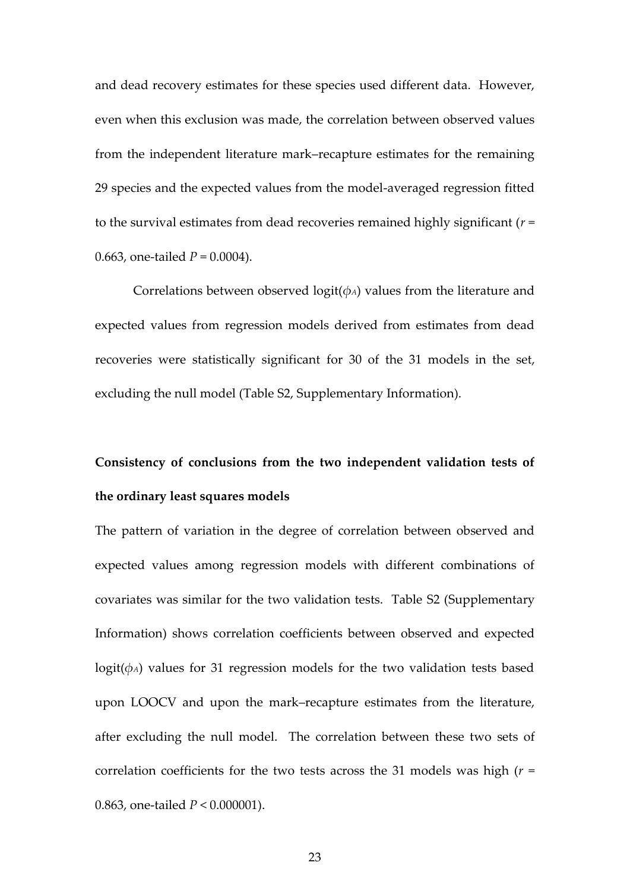and dead recovery estimates for these species used different data. However, even when this exclusion was made, the correlation between observed values from the independent literature mark–recapture estimates for the remaining 29 species and the expected values from the model-averaged regression fitted to the survival estimates from dead recoveries remained highly significant ($r$ = 0.663, one-tailed $P$ = 0.0004).

Correlations between observed logit($\phi_A$) values from the literature and expected values from regression models derived from estimates from dead recoveries were statistically significant for 30 of the 31 models in the set, excluding the null model (Table S2, Supplementary Information).

**Consistency of conclusions from the two independent validation tests of the ordinary least squares models**

The pattern of variation in the degree of correlation between observed and expected values among regression models with different combinations of covariates was similar for the two validation tests. Table S2 (Supplementary Information) shows correlation coefficients between observed and expected logit($\phi_A$) values for 31 regression models for the two validation tests based upon LOOCV and upon the mark–recapture estimates from the literature, after excluding the null model. The correlation between these two sets of correlation coefficients for the two tests across the 31 models was high ($r$ = 0.863, one-tailed $P$ < 0.000001).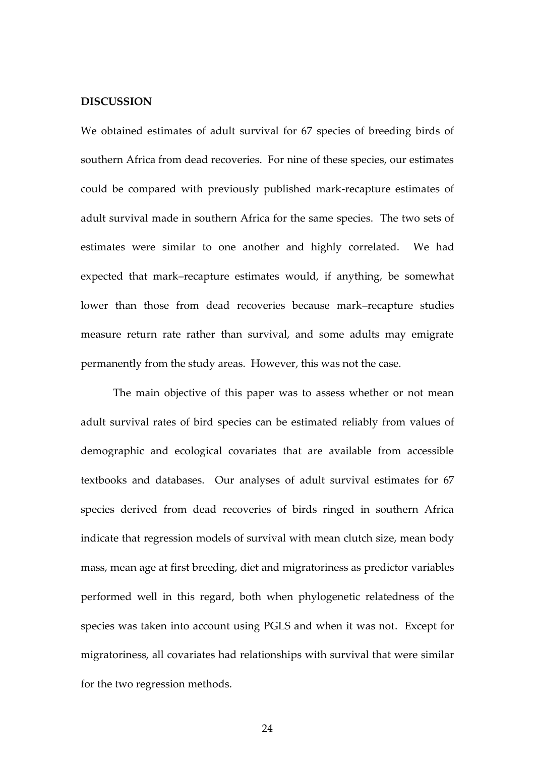## DISCUSSION

We obtained estimates of adult survival for 67 species of breeding birds of southern Africa from dead recoveries. For nine of these species, our estimates could be compared with previously published mark-recapture estimates of adult survival made in southern Africa for the same species. The two sets of estimates were similar to one another and highly correlated. We had expected that mark–recapture estimates would, if anything, be somewhat lower than those from dead recoveries because mark–recapture studies measure return rate rather than survival, and some adults may emigrate permanently from the study areas. However, this was not the case.

The main objective of this paper was to assess whether or not mean adult survival rates of bird species can be estimated reliably from values of demographic and ecological covariates that are available from accessible textbooks and databases. Our analyses of adult survival estimates for 67 species derived from dead recoveries of birds ringed in southern Africa indicate that regression models of survival with mean clutch size, mean body mass, mean age at first breeding, diet and migratoriness as predictor variables performed well in this regard, both when phylogenetic relatedness of the species was taken into account using PGLS and when it was not. Except for migratoriness, all covariates had relationships with survival that were similar for the two regression methods.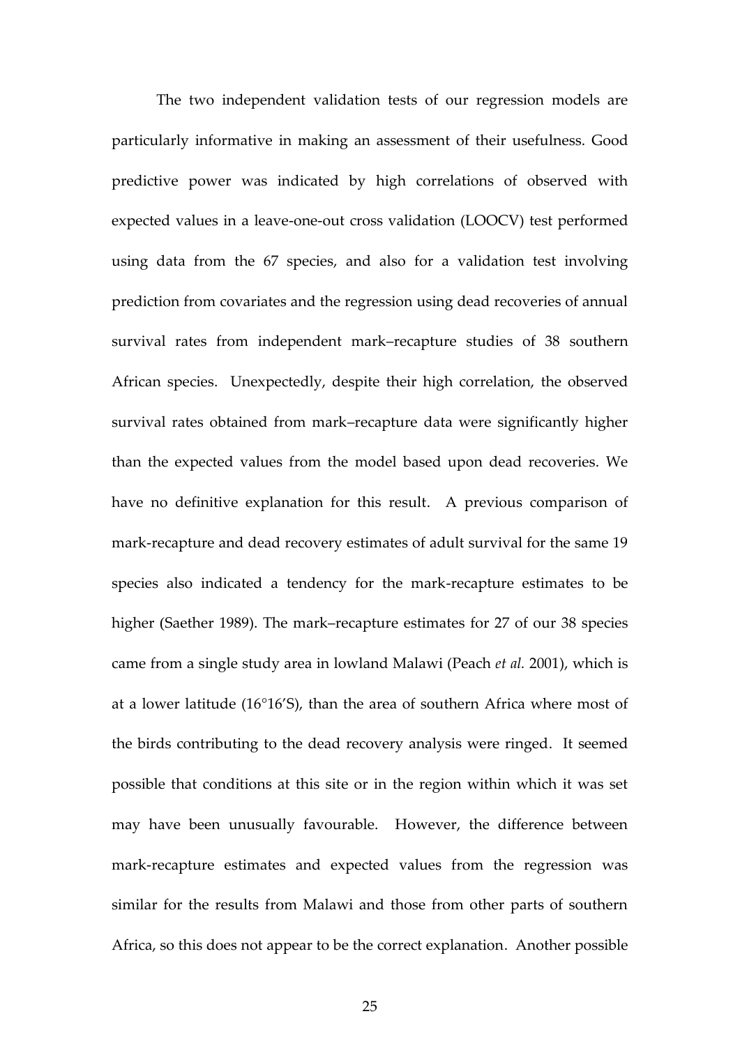The two independent validation tests of our regression models are particularly informative in making an assessment of their usefulness. Good predictive power was indicated by high correlations of observed with expected values in a leave-one-out cross validation (LOOCV) test performed using data from the 67 species, and also for a validation test involving prediction from covariates and the regression using dead recoveries of annual survival rates from independent mark–recapture studies of 38 southern African species. Unexpectedly, despite their high correlation, the observed survival rates obtained from mark–recapture data were significantly higher than the expected values from the model based upon dead recoveries. We have no definitive explanation for this result. A previous comparison of mark-recapture and dead recovery estimates of adult survival for the same 19 species also indicated a tendency for the mark-recapture estimates to be higher (Saether 1989). The mark–recapture estimates for 27 of our 38 species came from a single study area in lowland Malawi (Peach *et al.* 2001), which is at a lower latitude (16°16'S), than the area of southern Africa where most of the birds contributing to the dead recovery analysis were ringed. It seemed possible that conditions at this site or in the region within which it was set may have been unusually favourable. However, the difference between mark-recapture estimates and expected values from the regression was similar for the results from Malawi and those from other parts of southern Africa, so this does not appear to be the correct explanation. Another possible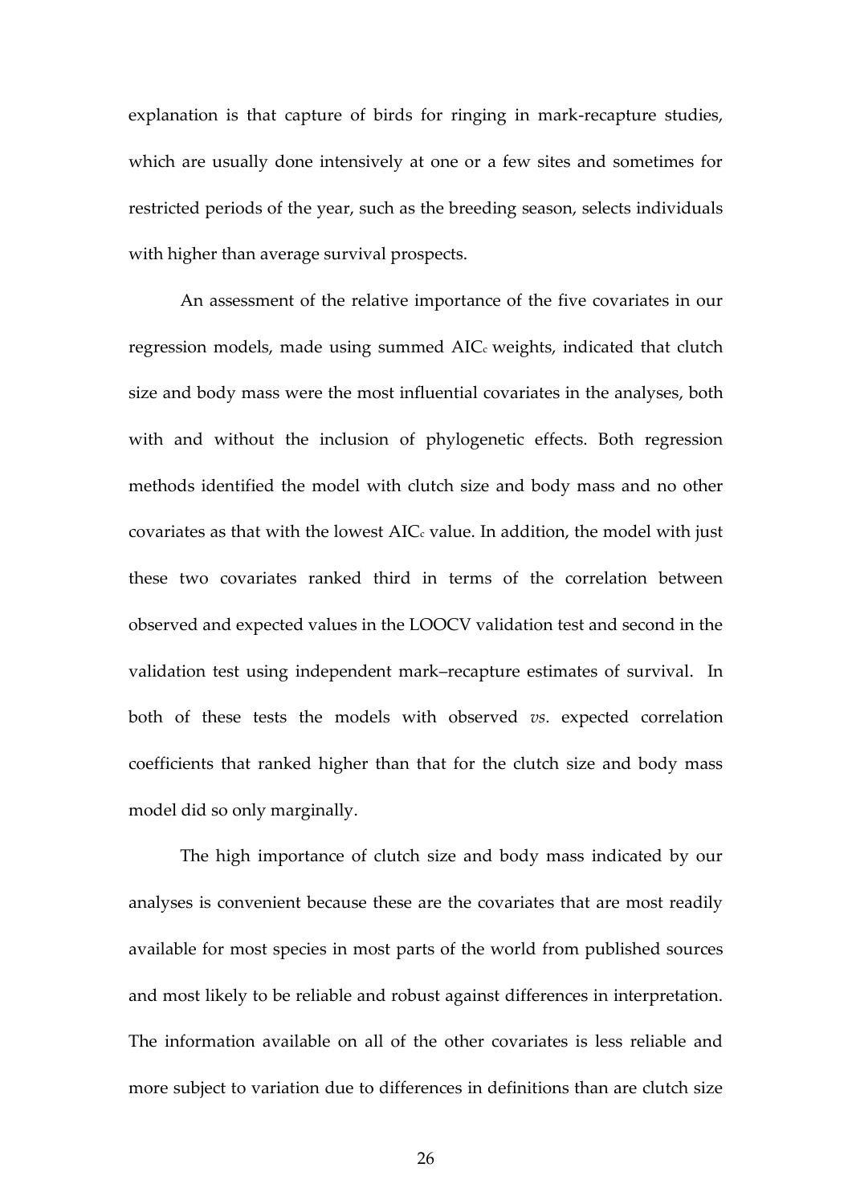explanation is that capture of birds for ringing in mark-recapture studies, which are usually done intensively at one or a few sites and sometimes for restricted periods of the year, such as the breeding season, selects individuals with higher than average survival prospects.

An assessment of the relative importance of the five covariates in our regression models, made using summed $AIC_c$ weights, indicated that clutch size and body mass were the most influential covariates in the analyses, both with and without the inclusion of phylogenetic effects. Both regression methods identified the model with clutch size and body mass and no other covariates as that with the lowest $AIC_c$ value. In addition, the model with just these two covariates ranked third in terms of the correlation between observed and expected values in the LOOCV validation test and second in the validation test using independent mark–recapture estimates of survival. In both of these tests the models with observed *vs*. expected correlation coefficients that ranked higher than that for the clutch size and body mass model did so only marginally.

The high importance of clutch size and body mass indicated by our analyses is convenient because these are the covariates that are most readily available for most species in most parts of the world from published sources and most likely to be reliable and robust against differences in interpretation. The information available on all of the other covariates is less reliable and more subject to variation due to differences in definitions than are clutch size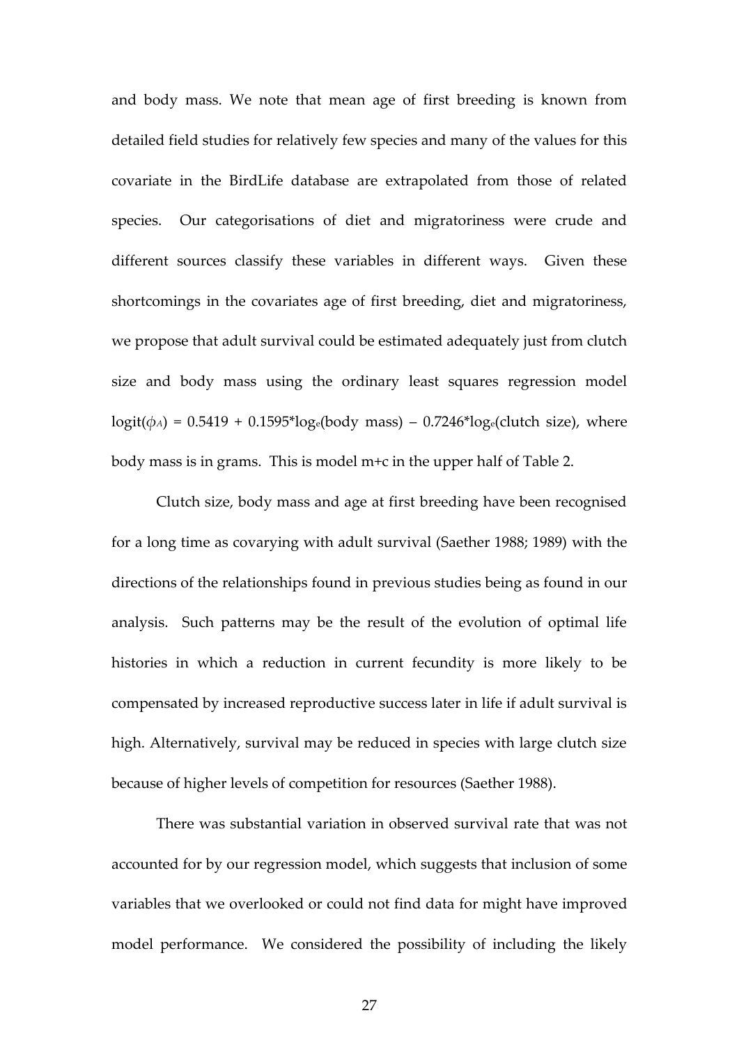and body mass. We note that mean age of first breeding is known from detailed field studies for relatively few species and many of the values for this covariate in the BirdLife database are extrapolated from those of related species. Our categorisations of diet and migratoriness were crude and different sources classify these variables in different ways. Given these shortcomings in the covariates age of first breeding, diet and migratoriness, we propose that adult survival could be estimated adequately just from clutch size and body mass using the ordinary least squares regression model $\text{logit}(\phi_A) = 0.5419 + 0.1595 \cdot \log_e(\text{body mass}) - 0.7246 \cdot \log_e(\text{clutch size})$, where body mass is in grams. This is model m+c in the upper half of Table 2.

Clutch size, body mass and age at first breeding have been recognised for a long time as covarying with adult survival (Saether 1988; 1989) with the directions of the relationships found in previous studies being as found in our analysis. Such patterns may be the result of the evolution of optimal life histories in which a reduction in current fecundity is more likely to be compensated by increased reproductive success later in life if adult survival is high. Alternatively, survival may be reduced in species with large clutch size because of higher levels of competition for resources (Saether 1988).

There was substantial variation in observed survival rate that was not accounted for by our regression model, which suggests that inclusion of some variables that we overlooked or could not find data for might have improved model performance. We considered the possibility of including the likely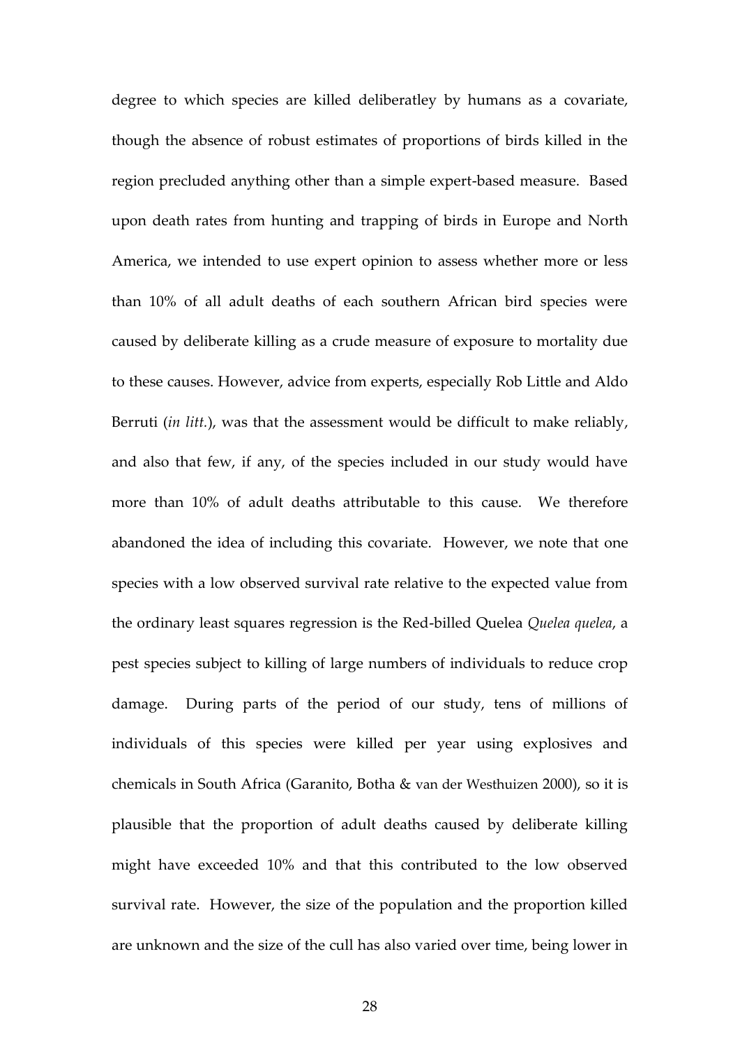degree to which species are killed deliberatley by humans as a covariate, though the absence of robust estimates of proportions of birds killed in the region precluded anything other than a simple expert-based measure. Based upon death rates from hunting and trapping of birds in Europe and North America, we intended to use expert opinion to assess whether more or less than 10% of all adult deaths of each southern African bird species were caused by deliberate killing as a crude measure of exposure to mortality due to these causes. However, advice from experts, especially Rob Little and Aldo Berruti (*in litt.*), was that the assessment would be difficult to make reliably, and also that few, if any, of the species included in our study would have more than 10% of adult deaths attributable to this cause. We therefore abandoned the idea of including this covariate. However, we note that one species with a low observed survival rate relative to the expected value from the ordinary least squares regression is the Red-billed Quelea *Quelea quelea*, a pest species subject to killing of large numbers of individuals to reduce crop damage. During parts of the period of our study, tens of millions of individuals of this species were killed per year using explosives and chemicals in South Africa (Garanito, Botha & van der Westhuizen 2000), so it is plausible that the proportion of adult deaths caused by deliberate killing might have exceeded 10% and that this contributed to the low observed survival rate. However, the size of the population and the proportion killed are unknown and the size of the cull has also varied over time, being lower in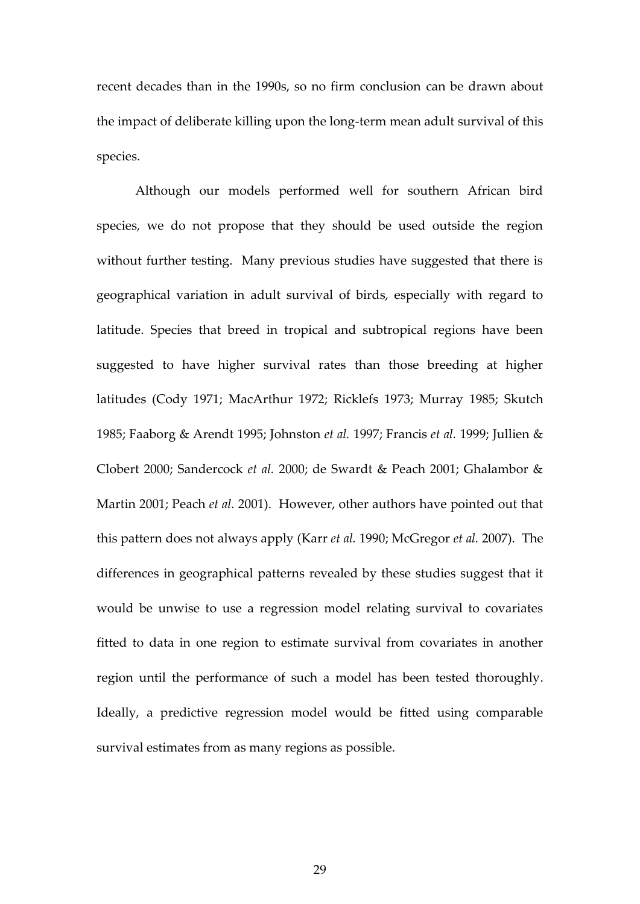recent decades than in the 1990s, so no firm conclusion can be drawn about the impact of deliberate killing upon the long-term mean adult survival of this species.

Although our models performed well for southern African bird species, we do not propose that they should be used outside the region without further testing. Many previous studies have suggested that there is geographical variation in adult survival of birds, especially with regard to latitude. Species that breed in tropical and subtropical regions have been suggested to have higher survival rates than those breeding at higher latitudes (Cody 1971; MacArthur 1972; Ricklefs 1973; Murray 1985; Skutch 1985; Faaborg & Arendt 1995; Johnston *et al.* 1997; Francis *et al.* 1999; Jullien & Clobert 2000; Sandercock *et al.* 2000; de Swardt & Peach 2001; Ghalambor & Martin 2001; Peach *et al.* 2001). However, other authors have pointed out that this pattern does not always apply (Karr *et al.* 1990; McGregor *et al.* 2007). The differences in geographical patterns revealed by these studies suggest that it would be unwise to use a regression model relating survival to covariates fitted to data in one region to estimate survival from covariates in another region until the performance of such a model has been tested thoroughly. Ideally, a predictive regression model would be fitted using comparable survival estimates from as many regions as possible.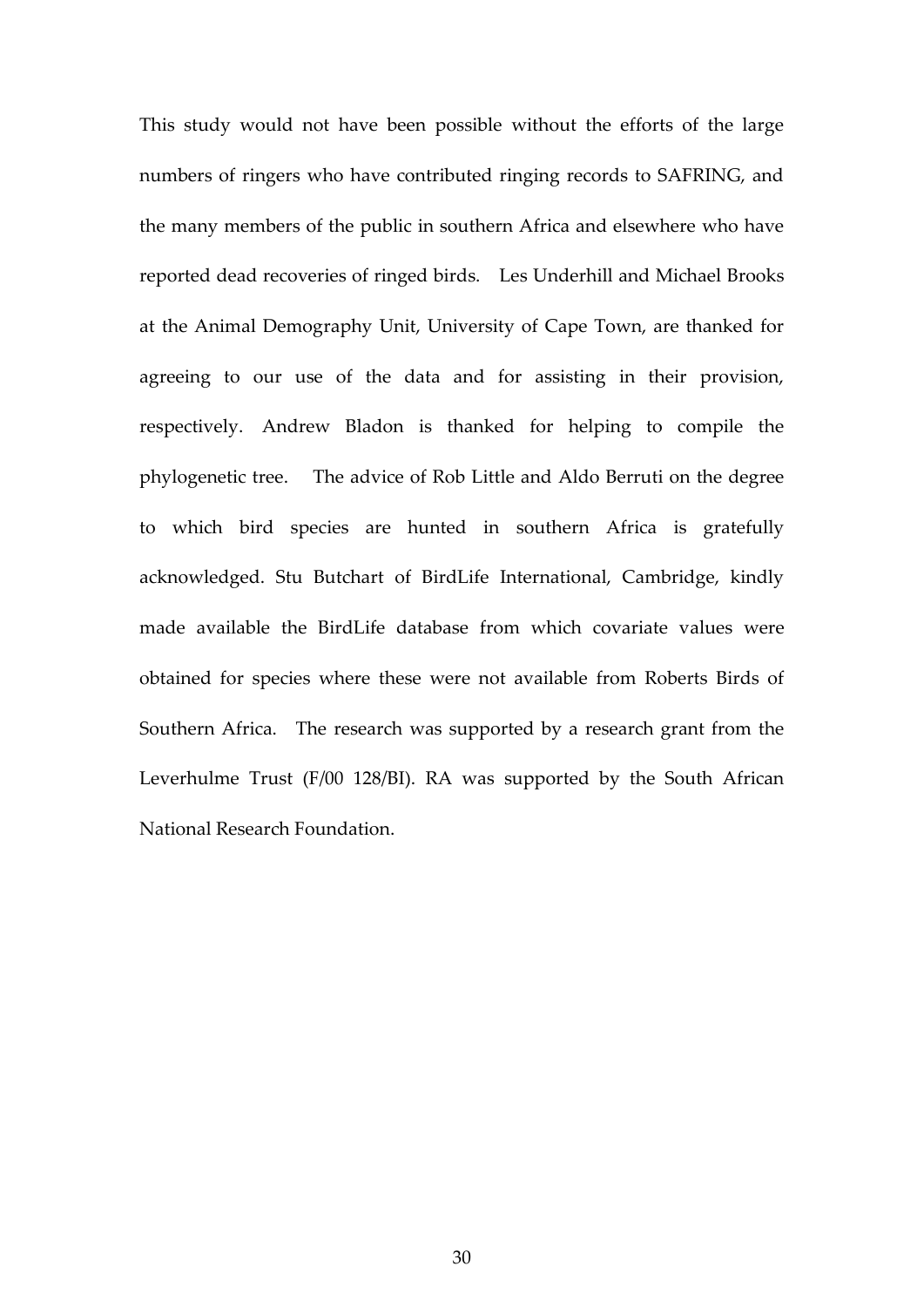This study would not have been possible without the efforts of the large numbers of ringers who have contributed ringing records to SAFRING, and the many members of the public in southern Africa and elsewhere who have reported dead recoveries of ringed birds. Les Underhill and Michael Brooks at the Animal Demography Unit, University of Cape Town, are thanked for agreeing to our use of the data and for assisting in their provision, respectively. Andrew Bladon is thanked for helping to compile the phylogenetic tree. The advice of Rob Little and Aldo Berruti on the degree to which bird species are hunted in southern Africa is gratefully acknowledged. Stu Butchart of BirdLife International, Cambridge, kindly made available the BirdLife database from which covariate values were obtained for species where these were not available from Roberts Birds of Southern Africa. The research was supported by a research grant from the Leverhulme Trust (F/00 128/BI). RA was supported by the South African National Research Foundation.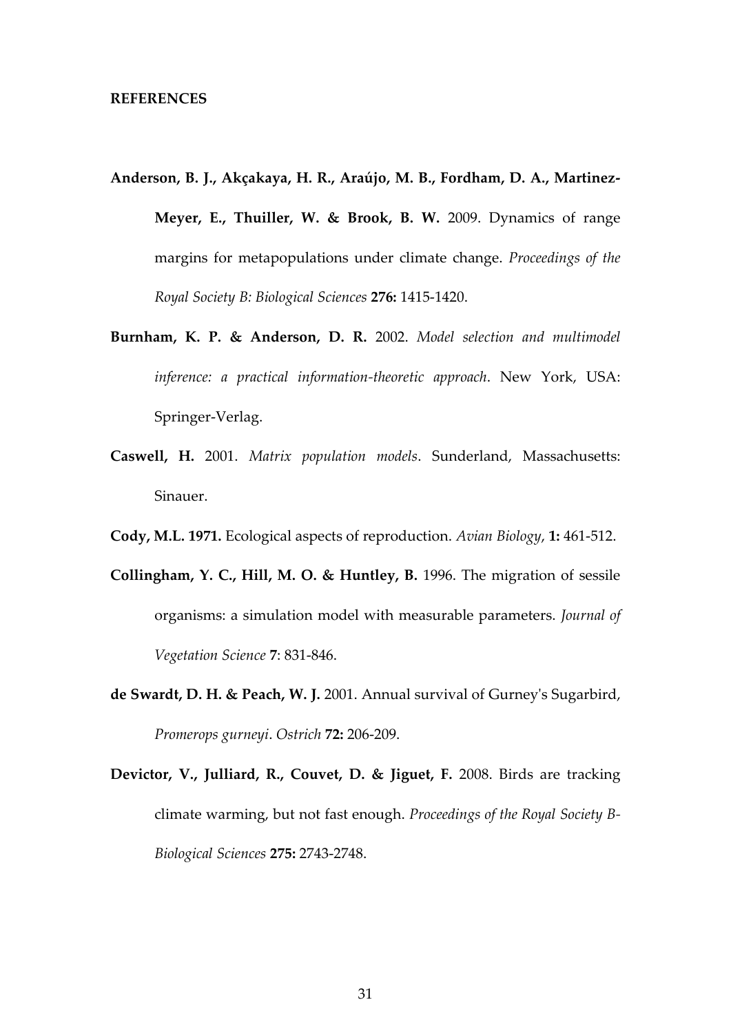**REFERENCES**

**Anderson, B. J., Akçakaya, H. R., Araújo, M. B., Fordham, D. A., Martinez-Meyer, E., Thuiller, W. & Brook, B. W.** 2009. Dynamics of range margins for metapopulations under climate change. *Proceedings of the Royal Society B: Biological Sciences* **276:** 1415-1420.

**Burnham, K. P. & Anderson, D. R.** 2002. *Model selection and multimodel inference: a practical information-theoretic approach*. New York, USA: Springer-Verlag.

**Caswell, H.** 2001. *Matrix population models*. Sunderland, Massachusetts: Sinauer.

**Cody, M.L. 1971.** Ecological aspects of reproduction. *Avian Biology*, **1:** 461-512.

**Collingham, Y. C., Hill, M. O. & Huntley, B.** 1996. The migration of sessile organisms: a simulation model with measurable parameters. *Journal of Vegetation Science* **7**: 831-846.

**de Swardt, D. H. & Peach, W. J.** 2001. Annual survival of Gurney's Sugarbird, *Promerops gurneyi*. *Ostrich* **72:** 206-209.

**Devictor, V., Julliard, R., Couvet, D. & Jiguet, F.** 2008. Birds are tracking climate warming, but not fast enough. *Proceedings of the Royal Society B-Biological Sciences* **275:** 2743-2748.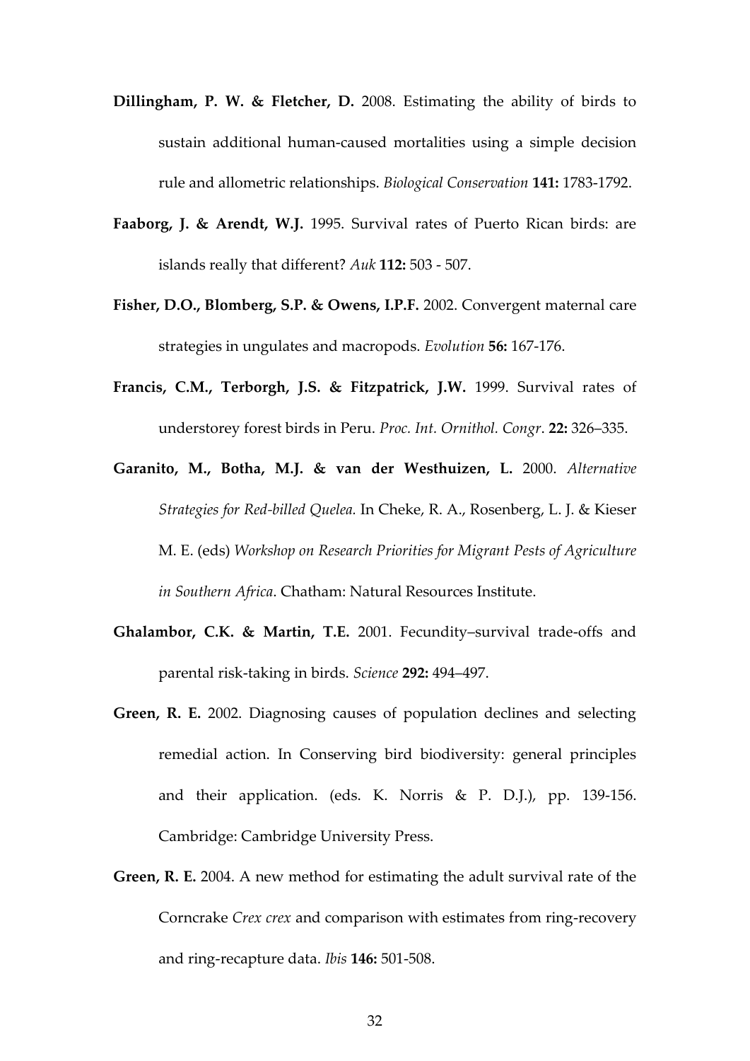**Dillingham, P. W. & Fletcher, D.** 2008. Estimating the ability of birds to sustain additional human-caused mortalities using a simple decision rule and allometric relationships. *Biological Conservation* **141:** 1783-1792.

**Faaborg, J. & Arendt, W.J.** 1995. Survival rates of Puerto Rican birds: are islands really that different? *Auk* **112:** 503 - 507.

**Fisher, D.O., Blomberg, S.P. & Owens, I.P.F.** 2002. Convergent maternal care strategies in ungulates and macropods. *Evolution* **56:** 167-176.

**Francis, C.M., Terborgh, J.S. & Fitzpatrick, J.W.** 1999. Survival rates of understorey forest birds in Peru. *Proc. Int. Ornithol. Congr*. **22:** 326–335.

**Garanito, M., Botha, M.J. & van der Westhuizen, L.** 2000. *Alternative Strategies for Red-billed Quelea.* In Cheke, R. A., Rosenberg, L. J. & Kieser M. E. (eds) *Workshop on Research Priorities for Migrant Pests of Agriculture in Southern Africa*. Chatham: Natural Resources Institute.

**Ghalambor, C.K. & Martin, T.E.** 2001. Fecundity–survival trade-offs and parental risk-taking in birds. *Science* **292:** 494–497.

**Green, R. E.** 2002. Diagnosing causes of population declines and selecting remedial action. In Conserving bird biodiversity: general principles and their application. (eds. K. Norris & P. D.J.), pp. 139-156. Cambridge: Cambridge University Press.

**Green, R. E.** 2004. A new method for estimating the adult survival rate of the Corncrake *Crex crex* and comparison with estimates from ring-recovery and ring-recapture data. *Ibis* **146:** 501-508.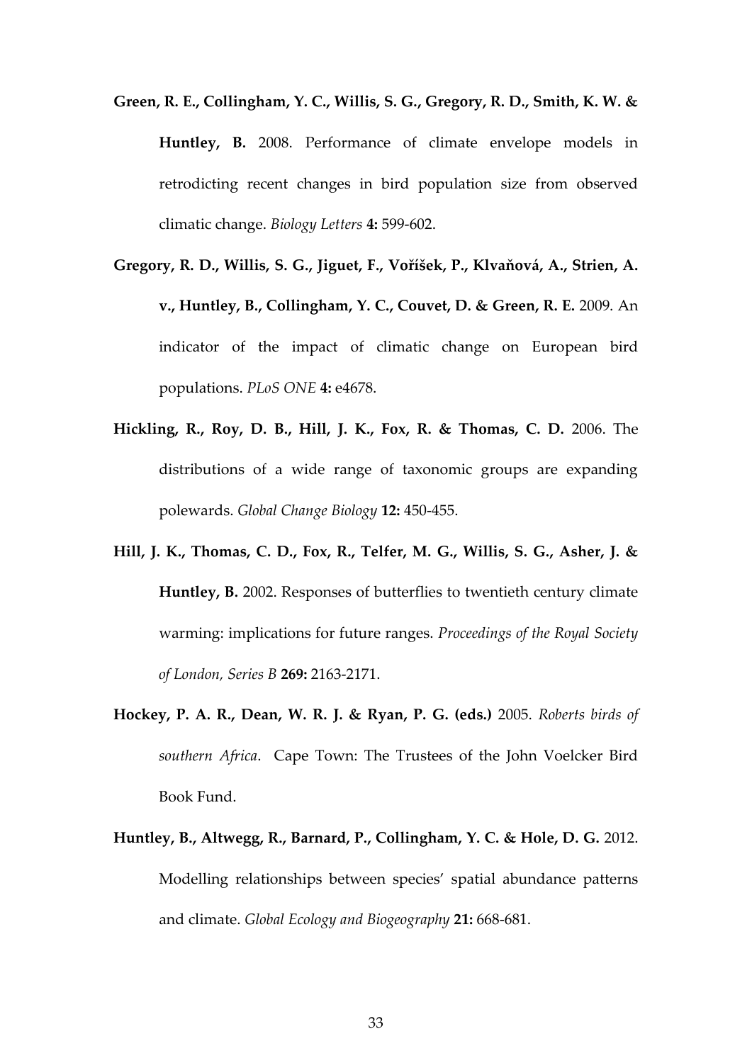**Green, R. E., Collingham, Y. C., Willis, S. G., Gregory, R. D., Smith, K. W. & Huntley, B.** 2008. Performance of climate envelope models in retrodicting recent changes in bird population size from observed climatic change. *Biology Letters* **4:** 599-602.

**Gregory, R. D., Willis, S. G., Jiguet, F., Voříšek, P., Klvaňová, A., Strien, A. v., Huntley, B., Collingham, Y. C., Couvet, D. & Green, R. E.** 2009. An indicator of the impact of climatic change on European bird populations. *PLoS ONE* **4:** e4678.

**Hickling, R., Roy, D. B., Hill, J. K., Fox, R. & Thomas, C. D.** 2006. The distributions of a wide range of taxonomic groups are expanding polewards. *Global Change Biology* **12:** 450-455.

**Hill, J. K., Thomas, C. D., Fox, R., Telfer, M. G., Willis, S. G., Asher, J. & Huntley, B.** 2002. Responses of butterflies to twentieth century climate warming: implications for future ranges. *Proceedings of the Royal Society of London, Series B* **269:** 2163-2171.

**Hockey, P. A. R., Dean, W. R. J. & Ryan, P. G. (eds.)** 2005. *Roberts birds of southern Africa*. Cape Town: The Trustees of the John Voelcker Bird Book Fund.

**Huntley, B., Altwegg, R., Barnard, P., Collingham, Y. C. & Hole, D. G.** 2012. Modelling relationships between species' spatial abundance patterns and climate. *Global Ecology and Biogeography* **21:** 668-681.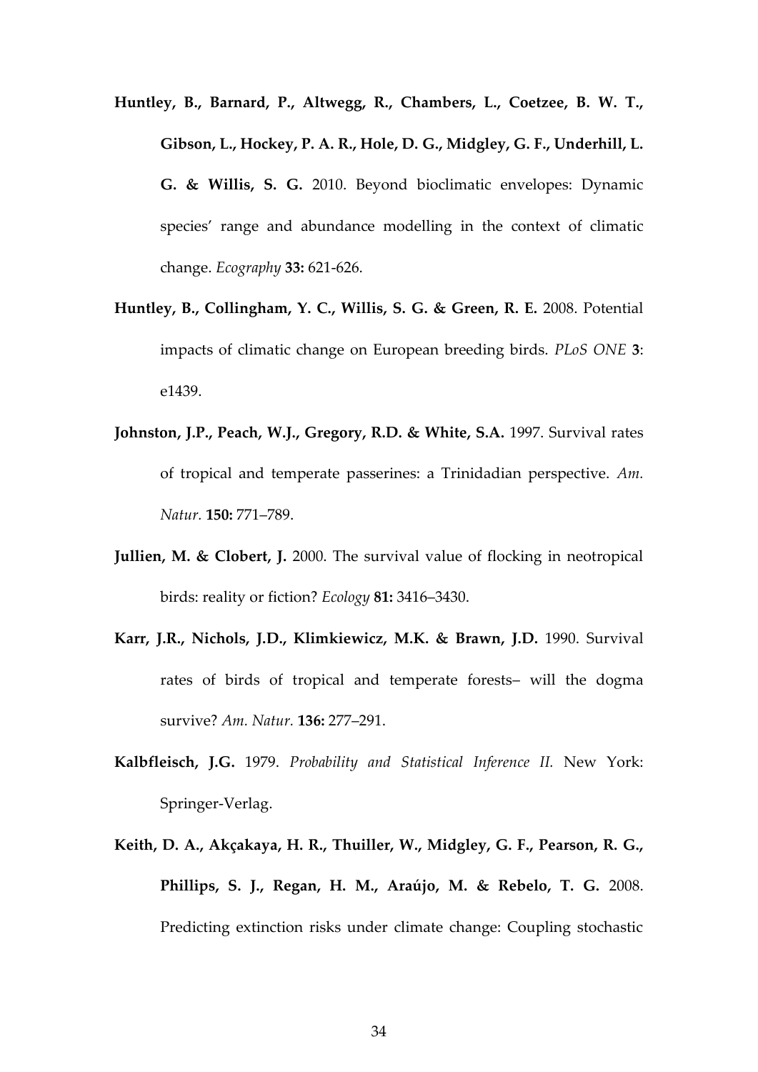**Huntley, B., Barnard, P., Altwegg, R., Chambers, L., Coetzee, B. W. T., Gibson, L., Hockey, P. A. R., Hole, D. G., Midgley, G. F., Underhill, L. G. & Willis, S. G.** 2010. Beyond bioclimatic envelopes: Dynamic species' range and abundance modelling in the context of climatic change. *Ecography* **33:** 621-626.

**Huntley, B., Collingham, Y. C., Willis, S. G. & Green, R. E.** 2008. Potential impacts of climatic change on European breeding birds. *PLoS ONE* **3**: e1439.

**Johnston, J.P., Peach, W.J., Gregory, R.D. & White, S.A.** 1997. Survival rates of tropical and temperate passerines: a Trinidadian perspective. *Am. Natur.* **150:** 771–789.

**Jullien, M. & Clobert, J.** 2000. The survival value of flocking in neotropical birds: reality or fiction? *Ecology* **81:** 3416–3430.

**Karr, J.R., Nichols, J.D., Klimkiewicz, M.K. & Brawn, J.D.** 1990. Survival rates of birds of tropical and temperate forests– will the dogma survive? *Am. Natur.* **136:** 277–291.

**Kalbfleisch, J.G.** 1979. *Probability and Statistical Inference II.* New York: Springer-Verlag.

**Keith, D. A., Akçakaya, H. R., Thuiller, W., Midgley, G. F., Pearson, R. G., Phillips, S. J., Regan, H. M., Araújo, M. & Rebelo, T. G.** 2008. Predicting extinction risks under climate change: Coupling stochastic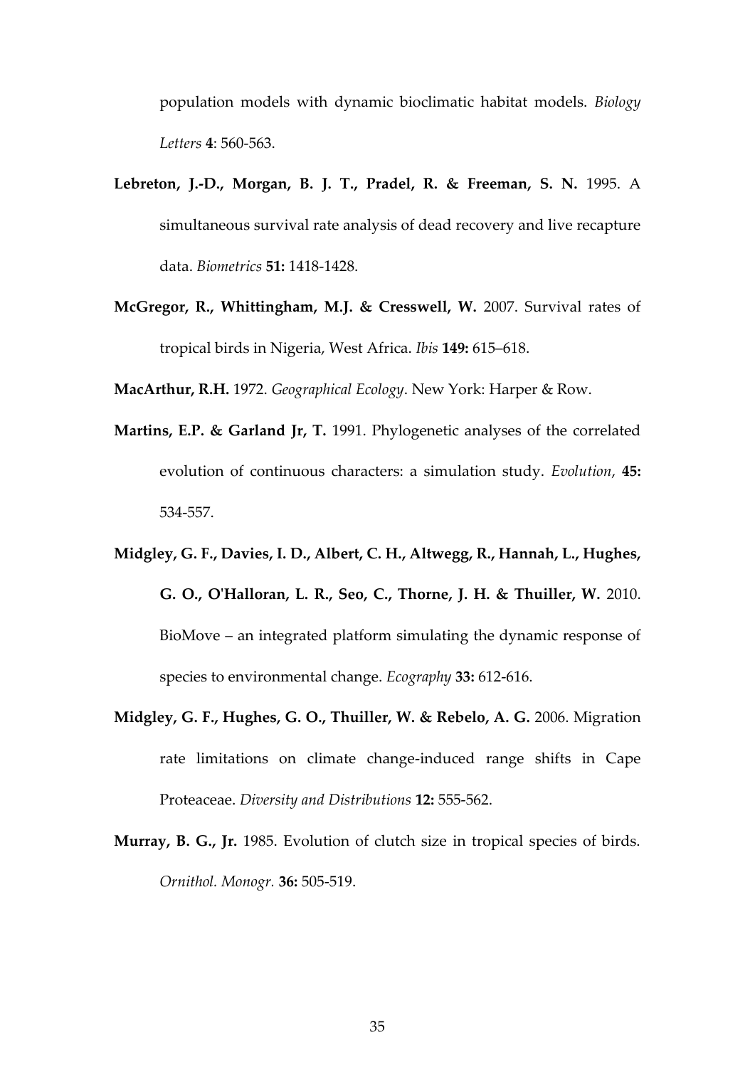population models with dynamic bioclimatic habitat models. *Biology Letters* **4**: 560-563.

**Lebreton, J.-D., Morgan, B. J. T., Pradel, R. & Freeman, S. N.** 1995. A simultaneous survival rate analysis of dead recovery and live recapture data. *Biometrics* **51:** 1418-1428.

**McGregor, R., Whittingham, M.J. & Cresswell, W.** 2007. Survival rates of tropical birds in Nigeria, West Africa. *Ibis* **149:** 615–618.

**MacArthur, R.H.** 1972. *Geographical Ecology*. New York: Harper & Row.

**Martins, E.P. & Garland Jr, T.** 1991. Phylogenetic analyses of the correlated evolution of continuous characters: a simulation study. *Evolution*, **45:** 534-557.

**Midgley, G. F., Davies, I. D., Albert, C. H., Altwegg, R., Hannah, L., Hughes, G. O., O'Halloran, L. R., Seo, C., Thorne, J. H. & Thuiller, W.** 2010. BioMove – an integrated platform simulating the dynamic response of species to environmental change. *Ecography* **33:** 612-616.

**Midgley, G. F., Hughes, G. O., Thuiller, W. & Rebelo, A. G.** 2006. Migration rate limitations on climate change-induced range shifts in Cape Proteaceae. *Diversity and Distributions* **12:** 555-562.

**Murray, B. G., Jr.** 1985. Evolution of clutch size in tropical species of birds. *Ornithol. Monogr.* **36:** 505-519.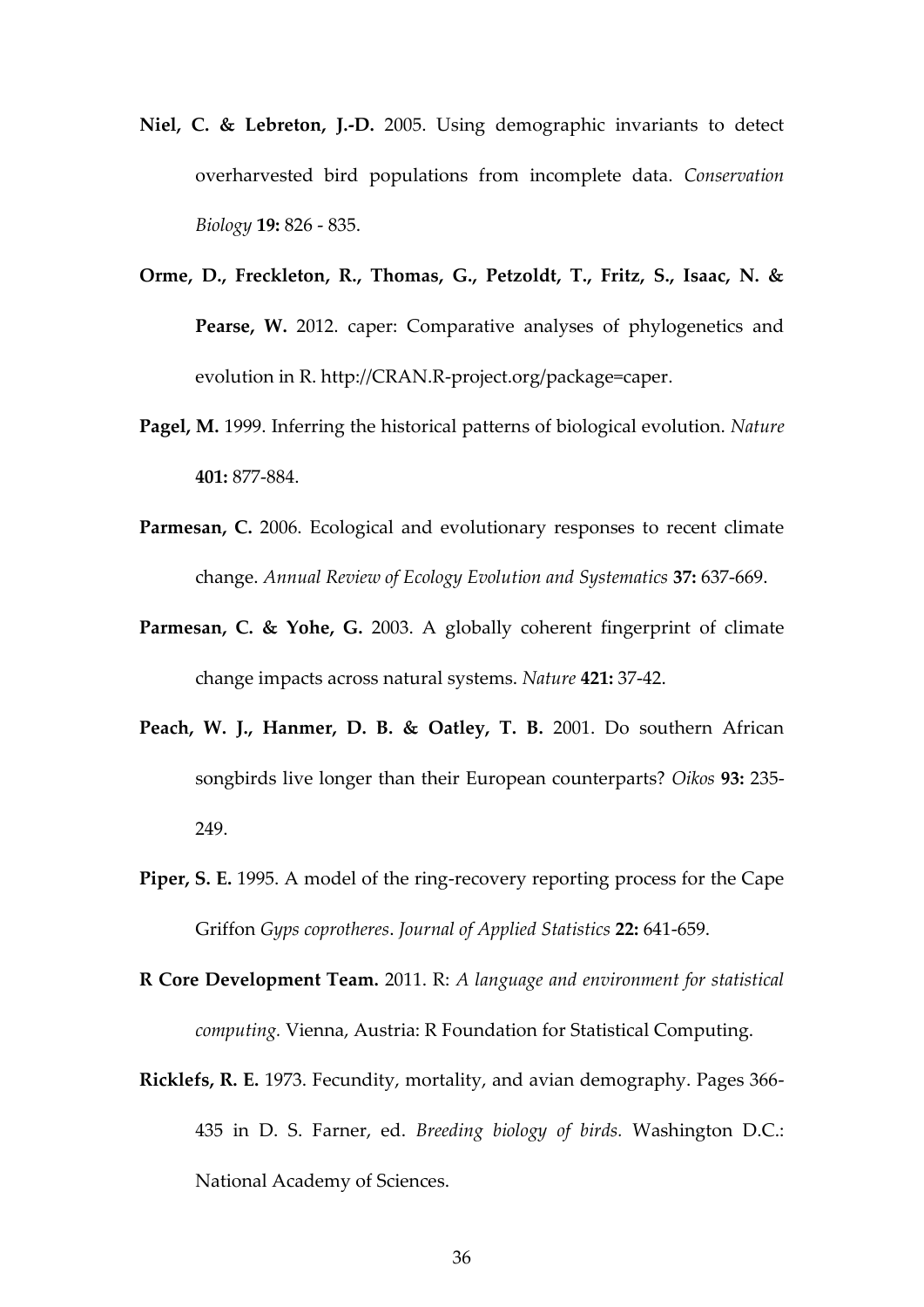**Niel, C. & Lebreton, J.-D.** 2005. Using demographic invariants to detect overharvested bird populations from incomplete data. *Conservation Biology* **19:** 826 - 835.

**Orme, D., Freckleton, R., Thomas, G., Petzoldt, T., Fritz, S., Isaac, N. & Pearse, W.** 2012. caper: Comparative analyses of phylogenetics and evolution in R. http://CRAN.R-project.org/package=caper.

**Pagel, M.** 1999. Inferring the historical patterns of biological evolution. *Nature* **401:** 877-884.

**Parmesan, C.** 2006. Ecological and evolutionary responses to recent climate change. *Annual Review of Ecology Evolution and Systematics* **37:** 637-669.

**Parmesan, C. & Yohe, G.** 2003. A globally coherent fingerprint of climate change impacts across natural systems. *Nature* **421:** 37-42.

**Peach, W. J., Hanmer, D. B. & Oatley, T. B.** 2001. Do southern African songbirds live longer than their European counterparts? *Oikos* **93:** 235-249.

**Piper, S. E.** 1995. A model of the ring-recovery reporting process for the Cape Griffon *Gyps coprotheres*. *Journal of Applied Statistics* **22:** 641-659.

**R Core Development Team.** 2011. R: *A language and environment for statistical computing.* Vienna, Austria: R Foundation for Statistical Computing.

**Ricklefs, R. E.** 1973. Fecundity, mortality, and avian demography. Pages 366-435 in D. S. Farner, ed. *Breeding biology of birds.* Washington D.C.: National Academy of Sciences.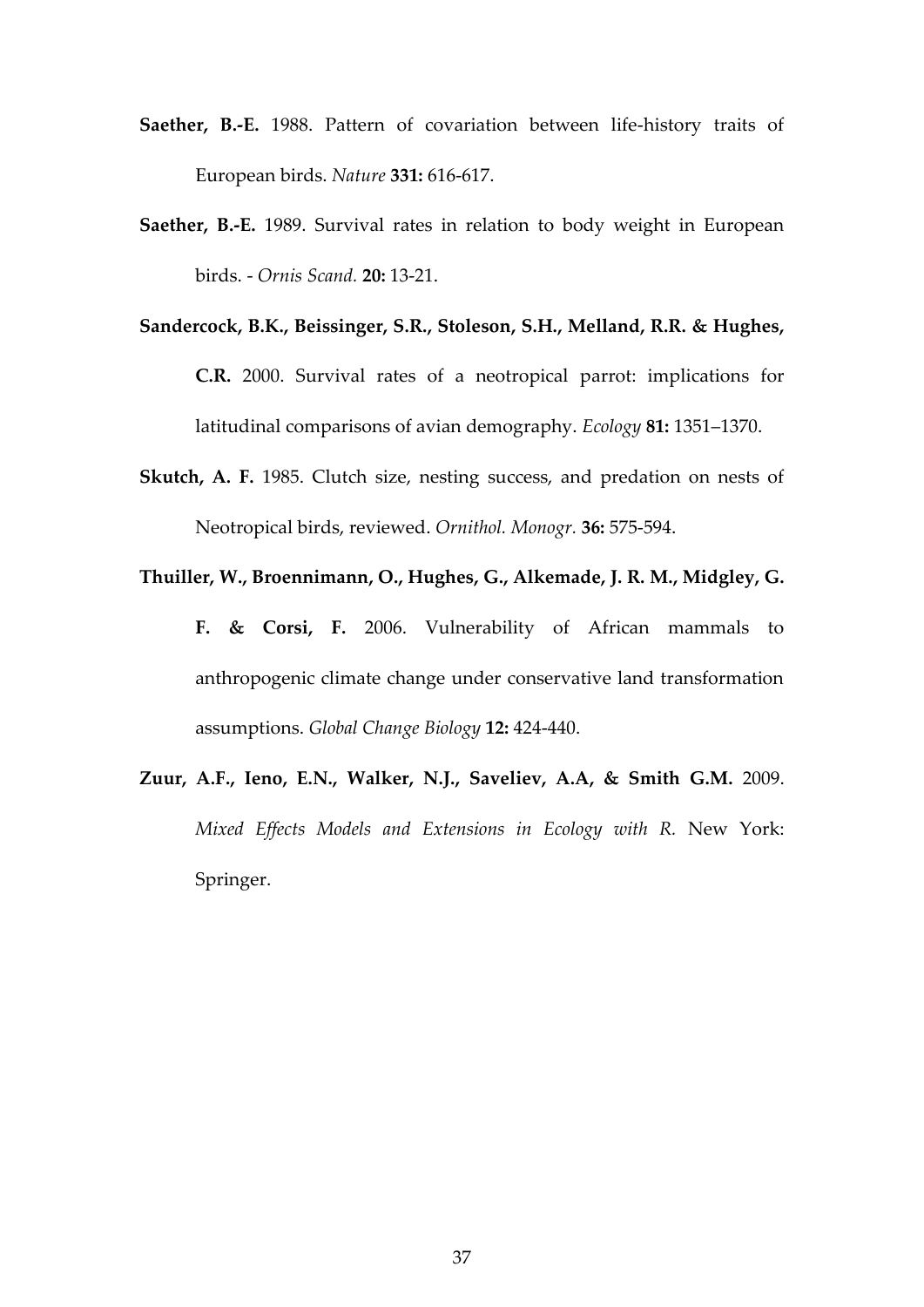**Saether, B.-E.** 1988. Pattern of covariation between life-history traits of European birds. *Nature* **331:** 616-617.

**Saether, B.-E.** 1989. Survival rates in relation to body weight in European birds. - *Ornis Scand.* **20:** 13-21.

**Sandercock, B.K., Beissinger, S.R., Stoleson, S.H., Melland, R.R. & Hughes, C.R.** 2000. Survival rates of a neotropical parrot: implications for latitudinal comparisons of avian demography. *Ecology* **81:** 1351–1370.

**Skutch, A. F.** 1985. Clutch size, nesting success, and predation on nests of Neotropical birds, reviewed. *Ornithol. Monogr.* **36:** 575-594.

**Thuiller, W., Broennimann, O., Hughes, G., Alkemade, J. R. M., Midgley, G. F. & Corsi, F.** 2006. Vulnerability of African mammals to anthropogenic climate change under conservative land transformation assumptions. *Global Change Biology* **12:** 424-440.

**Zuur, A.F., Ieno, E.N., Walker, N.J., Saveliev, A.A, & Smith G.M.** 2009. *Mixed Effects Models and Extensions in Ecology with R.* New York: Springer.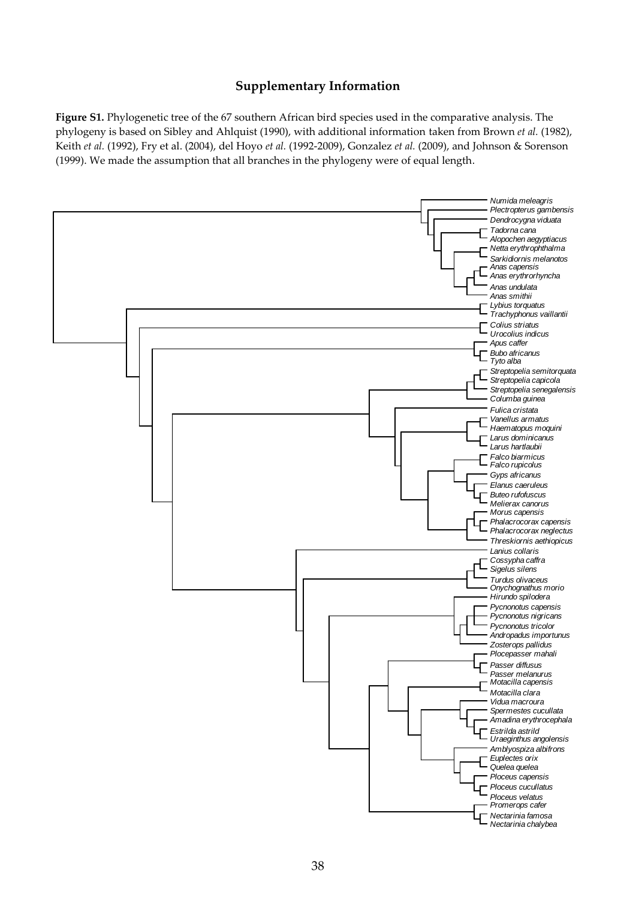## Supplementary Information

**Figure S1.** Phylogenetic tree of the 67 southern African bird species used in the comparative analysis. The phylogeny is based on Sibley and Ahlquist (1990), with additional information taken from Brown *et al.* (1982), Keith *et al.* (1992), Fry et al. (2004), del Hoyo *et al.* (1992-2009), Gonzalez *et al.* (2009), and Johnson & Sorenson (1999). We made the assumption that all branches in the phylogeny were of equal length.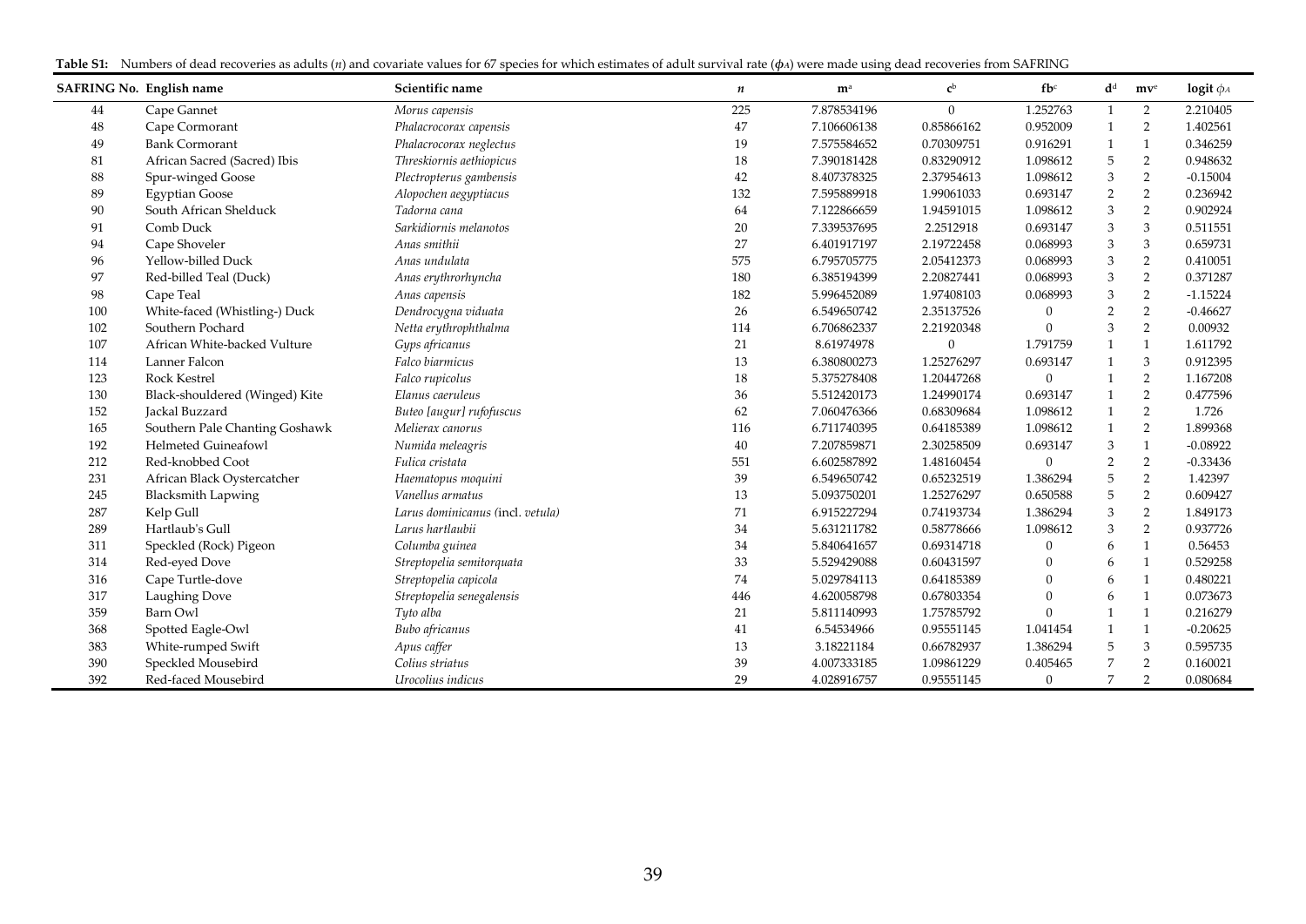**Table S1:** Numbers of dead recoveries as adults ($n$) and covariate values for 67 species for which estimates of adult survival rate ($\phi_A$) were made using dead recoveries from SAFRING

| SAFRING No. | English name | Scientific name | $n$ | m[a] | c[b] | fb[c] | d[d] | mv[e] | logit $\phi_A$ |
|---|---|---|---|---|---|---|---|---|---|
| 44 | Cape Gannet | *Morus capensis* | 225 | 7.878534196 | 0 | 1.252763 | 1 | 2 | 2.210405 |
| 48 | Cape Cormorant | *Phalacrocorax capensis* | 47 | 7.106606138 | 0.85866162 | 0.952009 | 1 | 2 | 1.402561 |
| 49 | Bank Cormorant | *Phalacrocorax neglectus* | 19 | 7.575584652 | 0.70309751 | 0.916291 | 1 | 1 | 0.346259 |
| 81 | African Sacred (Sacred) Ibis | *Threskiornis aethiopicus* | 18 | 7.390181428 | 0.83290912 | 1.098612 | 5 | 2 | 0.948632 |
| 88 | Spur-winged Goose | *Plectropterus gambensis* | 42 | 8.407378325 | 2.37954613 | 1.098612 | 3 | 2 | -0.15004 |
| 89 | Egyptian Goose | *Alopochen aegyptiacus* | 132 | 7.595889918 | 1.99061033 | 0.693147 | 2 | 2 | 0.236942 |
| 90 | South African Shelduck | *Tadorna cana* | 64 | 7.122866659 | 1.94591015 | 1.098612 | 3 | 2 | 0.902924 |
| 91 | Comb Duck | *Sarkidiornis melanotos* | 20 | 7.339537695 | 2.2512918 | 0.693147 | 3 | 3 | 0.511551 |
| 94 | Cape Shoveler | *Anas smithii* | 27 | 6.401917197 | 2.19722458 | 0.068993 | 3 | 3 | 0.659731 |
| 96 | Yellow-billed Duck | *Anas undulata* | 575 | 6.795705775 | 2.05412373 | 0.068993 | 3 | 2 | 0.410051 |
| 97 | Red-billed Teal (Duck) | *Anas erythrorhyncha* | 180 | 6.385194399 | 2.20827441 | 0.068993 | 3 | 2 | 0.371287 |
| 98 | Cape Teal | *Anas capensis* | 182 | 5.996452089 | 1.97408103 | 0.068993 | 3 | 2 | -1.15224 |
| 100 | White-faced (Whistling-) Duck | *Dendrocygna viduata* | 26 | 6.549650742 | 2.35137526 | 0 | 2 | 2 | -0.46627 |
| 102 | Southern Pochard | *Netta erythrophthalma* | 114 | 6.706862337 | 2.21920348 | 0 | 3 | 2 | 0.00932 |
| 107 | African White-backed Vulture | *Gyps africanus* | 21 | 8.61974978 | 0 | 1.791759 | 1 | 1 | 1.611792 |
| 114 | Lanner Falcon | *Falco biarmicus* | 13 | 6.380800273 | 1.25276297 | 0.693147 | 1 | 3 | 0.912395 |
| 123 | Rock Kestrel | *Falco rupicolus* | 18 | 5.375278408 | 1.20447268 | 0 | 1 | 2 | 1.167208 |
| 130 | Black-shouldered (Winged) Kite | *Elanus caeruleus* | 36 | 5.512420173 | 1.24990174 | 0.693147 | 1 | 2 | 0.477596 |
| 152 | Jackal Buzzard | *Buteo [augur] rufofuscus* | 62 | 7.060476366 | 0.68309684 | 1.098612 | 1 | 2 | 1.726 |
| 165 | Southern Pale Chanting Goshawk | *Melierax canorus* | 116 | 6.711740395 | 0.64185389 | 1.098612 | 1 | 2 | 1.899368 |
| 192 | Helmeted Guineafowl | *Numida meleagris* | 40 | 7.207859871 | 2.30258509 | 0.693147 | 3 | 1 | -0.08922 |
| 212 | Red-knobbed Coot | *Fulica cristata* | 551 | 6.602587892 | 1.48160454 | 0 | 2 | 2 | -0.33436 |
| 231 | African Black Oystercatcher | *Haematopus moquini* | 39 | 6.549650742 | 0.65232519 | 1.386294 | 5 | 2 | 1.42397 |
| 245 | Blacksmith Lapwing | *Vanellus armatus* | 13 | 5.093750201 | 1.25276297 | 0.650588 | 5 | 2 | 0.609427 |
| 287 | Kelp Gull | *Larus dominicanus (incl. vetula)* | 71 | 6.915227294 | 0.74193734 | 1.386294 | 3 | 2 | 1.849173 |
| 289 | Hartlaub's Gull | *Larus hartlaubii* | 34 | 5.631211782 | 0.58778666 | 1.098612 | 3 | 2 | 0.937726 |
| 311 | Speckled (Rock) Pigeon | *Columba guinea* | 34 | 5.840641657 | 0.69314718 | 0 | 6 | 1 | 0.56453 |
| 314 | Red-eyed Dove | *Streptopelia semitorquata* | 33 | 5.529429088 | 0.60431597 | 0 | 6 | 1 | 0.529258 |
| 316 | Cape Turtle-dove | *Streptopelia capicola* | 74 | 5.029784113 | 0.64185389 | 0 | 6 | 1 | 0.480221 |
| 317 | Laughing Dove | *Streptopelia senegalensis* | 446 | 4.620058798 | 0.67803354 | 0 | 6 | 1 | 0.073673 |
| 359 | Barn Owl | *Tyto alba* | 21 | 5.811140993 | 1.75785792 | 0 | 1 | 1 | 0.216279 |
| 368 | Spotted Eagle-Owl | *Bubo africanus* | 41 | 6.54534966 | 0.95551145 | 1.041454 | 1 | 1 | -0.20625 |
| 383 | White-rumped Swift | *Apus caffer* | 13 | 3.18221184 | 0.66782937 | 1.386294 | 5 | 3 | 0.595735 |
| 390 | Speckled Mousebird | *Colius striatus* | 39 | 4.007333185 | 1.09861229 | 0.405465 | 7 | 2 | 0.160021 |
| 392 | Red-faced Mousebird | *Urocolius indicus* | 29 | 4.028916757 | 0.95551145 | 0 | 7 | 2 | 0.080684 |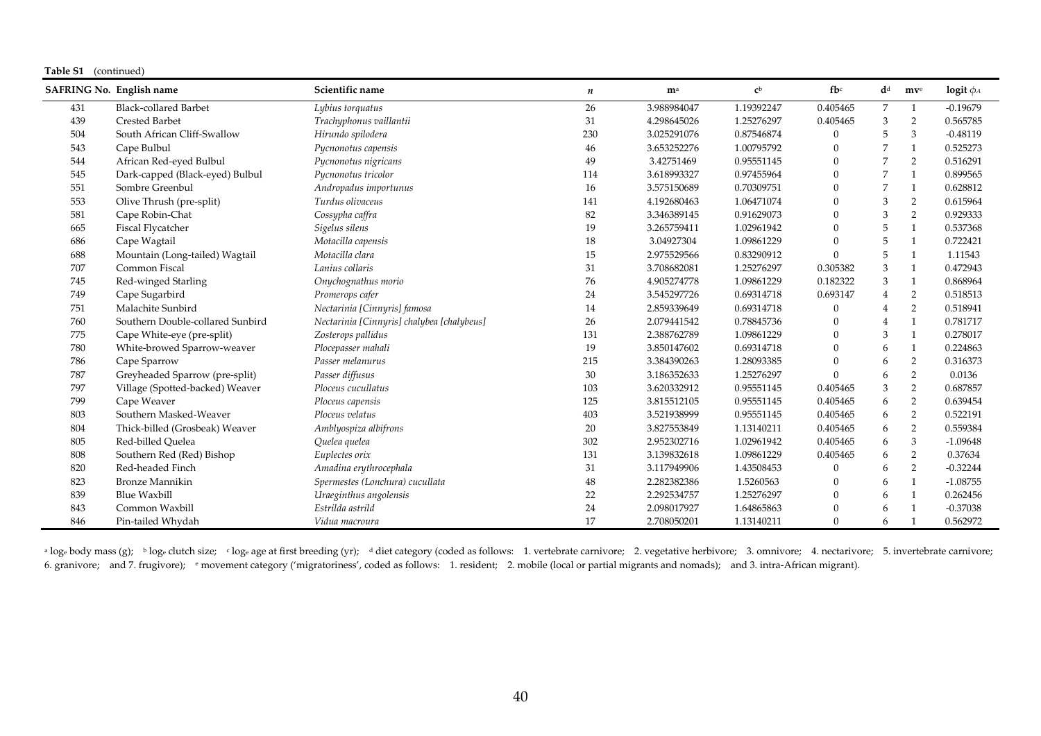**Table S1** (continued)

| SAFRING No. | English name | Scientific name | $n$ | m[a] | c[b] | fb[c] | d[d] | mv[e] | logit $\phi_A$ |
|---|---|---|---|---|---|---|---|---|---|
| 431 | Black-collared Barbet | *Lybius torquatus* | 26 | 3.988984047 | 1.19392247 | 0.405465 | 7 | 1 | -0.19679 |
| 439 | Crested Barbet | *Trachyphonus vaillantii* | 31 | 4.298645026 | 1.25276297 | 0.405465 | 3 | 2 | 0.565785 |
| 504 | South African Cliff-Swallow | *Hirundo spilodera* | 230 | 3.025291076 | 0.87546874 | 0 | 5 | 3 | -0.48119 |
| 543 | Cape Bulbul | *Pycnonotus capensis* | 46 | 3.653252276 | 1.00795792 | 0 | 7 | 1 | 0.525273 |
| 544 | African Red-eyed Bulbul | *Pycnonotus nigricans* | 49 | 3.42751469 | 0.95551145 | 0 | 7 | 2 | 0.516291 |
| 545 | Dark-capped (Black-eyed) Bulbul | *Pycnonotus tricolor* | 114 | 3.618993327 | 0.97455964 | 0 | 7 | 1 | 0.899565 |
| 551 | Sombre Greenbul | *Andropadus importunus* | 16 | 3.575150689 | 0.70309751 | 0 | 7 | 1 | 0.628812 |
| 553 | Olive Thrush (pre-split) | *Turdus olivaceus* | 141 | 4.192680463 | 1.06471074 | 0 | 3 | 2 | 0.615964 |
| 581 | Cape Robin-Chat | *Cossypha caffra* | 82 | 3.346389145 | 0.91629073 | 0 | 3 | 2 | 0.929333 |
| 665 | Fiscal Flycatcher | *Sigelus silens* | 19 | 3.265759411 | 1.02961942 | 0 | 5 | 1 | 0.537368 |
| 686 | Cape Wagtail | *Motacilla capensis* | 18 | 3.04927304 | 1.09861229 | 0 | 5 | 1 | 0.722421 |
| 688 | Mountain (Long-tailed) Wagtail | *Motacilla clara* | 15 | 2.975529566 | 0.83290912 | 0 | 5 | 1 | 1.11543 |
| 707 | Common Fiscal | *Lanius collaris* | 31 | 3.708682081 | 1.25276297 | 0.305382 | 3 | 1 | 0.472943 |
| 745 | Red-winged Starling | *Onychognathus morio* | 76 | 4.905274778 | 1.09861229 | 0.182322 | 3 | 1 | 0.868964 |
| 749 | Cape Sugarbird | *Promerops cafer* | 24 | 3.545297726 | 0.69314718 | 0.693147 | 4 | 2 | 0.518513 |
| 751 | Malachite Sunbird | *Nectarinia [Cinnyris] famosa* | 14 | 2.859339649 | 0.69314718 | 0 | 4 | 2 | 0.518941 |
| 760 | Southern Double-collared Sunbird | *Nectarinia [Cinnyris] chalybea [chalybeus]* | 26 | 2.079441542 | 0.78845736 | 0 | 4 | 1 | 0.781717 |
| 775 | Cape White-eye (pre-split) | *Zosterops pallidus* | 131 | 2.388762789 | 1.09861229 | 0 | 3 | 1 | 0.278017 |
| 780 | White-browed Sparrow-weaver | *Plocepasser mahali* | 19 | 3.850147602 | 0.69314718 | 0 | 6 | 1 | 0.224863 |
| 786 | Cape Sparrow | *Passer melanurus* | 215 | 3.384390263 | 1.28093385 | 0 | 6 | 2 | 0.316373 |
| 787 | Greyheaded Sparrow (pre-split) | *Passer diffusus* | 30 | 3.186352633 | 1.25276297 | 0 | 6 | 2 | 0.0136 |
| 797 | Village (Spotted-backed) Weaver | *Ploceus cucullatus* | 103 | 3.620332912 | 0.95551145 | 0.405465 | 3 | 2 | 0.687857 |
| 799 | Cape Weaver | *Ploceus capensis* | 125 | 3.815512105 | 0.95551145 | 0.405465 | 6 | 2 | 0.639454 |
| 803 | Southern Masked-Weaver | *Ploceus velatus* | 403 | 3.521938999 | 0.95551145 | 0.405465 | 6 | 2 | 0.522191 |
| 804 | Thick-billed (Grosbeak) Weaver | *Amblyospiza albifrons* | 20 | 3.827553849 | 1.13140211 | 0.405465 | 6 | 2 | 0.559384 |
| 805 | Red-billed Quelea | *Quelea quelea* | 302 | 2.952302716 | 1.02961942 | 0.405465 | 6 | 3 | -1.09648 |
| 808 | Southern Red (Red) Bishop | *Euplectes orix* | 131 | 3.139832618 | 1.09861229 | 0.405465 | 6 | 2 | 0.37634 |
| 820 | Red-headed Finch | *Amadina erythrocephala* | 31 | 3.117949906 | 1.43508453 | 0 | 6 | 2 | -0.32244 |
| 823 | Bronze Mannikin | *Spermestes (Lonchura) cucullata* | 48 | 2.282382386 | 1.5260563 | 0 | 6 | 1 | -1.08755 |
| 839 | Blue Waxbill | *Uraeginthus angolensis* | 22 | 2.292534757 | 1.25276297 | 0 | 6 | 1 | 0.262456 |
| 843 | Common Waxbill | *Estrilda astrild* | 24 | 2.098017927 | 1.64865863 | 0 | 6 | 1 | -0.37038 |
| 846 | Pin-tailed Whydah | *Vidua macroura* | 17 | 2.708050201 | 1.13140211 | 0 | 6 | 1 | 0.562972 |

[a] $\log_e$ body mass (g); [b] $\log_e$ clutch size; [c] $\log_e$ age at first breeding (yr); [d] diet category (coded as follows: 1. vertebrate carnivore; 2. vegetative herbivore; 3. omnivore; 4. nectarivore; 5. invertebrate carnivore; 6. granivore; and 7. frugivore); [e] movement category ('migratoriness', coded as follows: 1. resident; 2. mobile (local or partial migrants and nomads); and 3. intra-African migrant).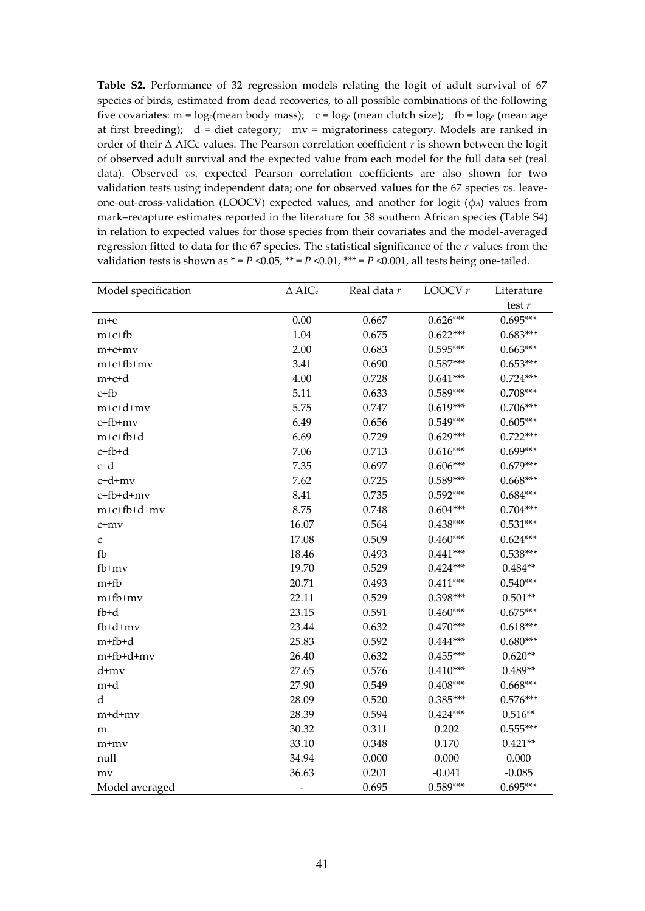**Table S2.** Performance of 32 regression models relating the logit of adult survival of 67 species of birds, estimated from dead recoveries, to all possible combinations of the following five covariates: m = $\log_e$(mean body mass); c = $\log_e$ (mean clutch size); fb = $\log_e$ (mean age at first breeding); d = diet category; mv = migratoriness category. Models are ranked in order of their $\Delta$ AICc values. The Pearson correlation coefficient *r* is shown between the logit of observed adult survival and the expected value from each model for the full data set (real data). Observed *vs*. expected Pearson correlation coefficients are also shown for two validation tests using independent data; one for observed values for the 67 species *vs*. leave-one-out-cross-validation (LOOCV) expected values, and another for logit ($\phi_A$) values from mark–recapture estimates reported in the literature for 38 southern African species (Table S4) in relation to expected values for those species from their covariates and the model-averaged regression fitted to data for the 67 species. The statistical significance of the *r* values from the validation tests is shown as * = $P$ <0.05, ** = $P$ <0.01, *** = $P$ <0.001, all tests being one-tailed.

| Model specification | $\Delta$ AIC$_c$ | Real data *r* | LOOCV *r* | Literature test *r* |
|---|---|---|---|---|
| m+c | 0.00 | 0.667 | 0.626*** | 0.695*** |
| m+c+fb | 1.04 | 0.675 | 0.622*** | 0.683*** |
| m+c+mv | 2.00 | 0.683 | 0.595*** | 0.663*** |
| m+c+fb+mv | 3.41 | 0.690 | 0.587*** | 0.653*** |
| m+c+d | 4.00 | 0.728 | 0.641*** | 0.724*** |
| c+fb | 5.11 | 0.633 | 0.589*** | 0.708*** |
| m+c+d+mv | 5.75 | 0.747 | 0.619*** | 0.706*** |
| c+fb+mv | 6.49 | 0.656 | 0.549*** | 0.605*** |
| m+c+fb+d | 6.69 | 0.729 | 0.629*** | 0.722*** |
| c+fb+d | 7.06 | 0.713 | 0.616*** | 0.699*** |
| c+d | 7.35 | 0.697 | 0.606*** | 0.679*** |
| c+d+mv | 7.62 | 0.725 | 0.589*** | 0.668*** |
| c+fb+d+mv | 8.41 | 0.735 | 0.592*** | 0.684*** |
| m+c+fb+d+mv | 8.75 | 0.748 | 0.604*** | 0.704*** |
| c+mv | 16.07 | 0.564 | 0.438*** | 0.531*** |
| c | 17.08 | 0.509 | 0.460*** | 0.624*** |
| fb | 18.46 | 0.493 | 0.441*** | 0.538*** |
| fb+mv | 19.70 | 0.529 | 0.424*** | 0.484** |
| m+fb | 20.71 | 0.493 | 0.411*** | 0.540*** |
| m+fb+mv | 22.11 | 0.529 | 0.398*** | 0.501** |
| fb+d | 23.15 | 0.591 | 0.460*** | 0.675*** |
| fb+d+mv | 23.44 | 0.632 | 0.470*** | 0.618*** |
| m+fb+d | 25.83 | 0.592 | 0.444*** | 0.680*** |
| m+fb+d+mv | 26.40 | 0.632 | 0.455*** | 0.620** |
| d+mv | 27.65 | 0.576 | 0.410*** | 0.489** |
| m+d | 27.90 | 0.549 | 0.408*** | 0.668*** |
| d | 28.09 | 0.520 | 0.385*** | 0.576*** |
| m+d+mv | 28.39 | 0.594 | 0.424*** | 0.516** |
| m | 30.32 | 0.311 | 0.202 | 0.555*** |
| m+mv | 33.10 | 0.348 | 0.170 | 0.421** |
| null | 34.94 | 0.000 | 0.000 | 0.000 |
| mv | 36.63 | 0.201 | -0.041 | -0.085 |
| Model averaged | - | 0.695 | 0.589*** | 0.695*** |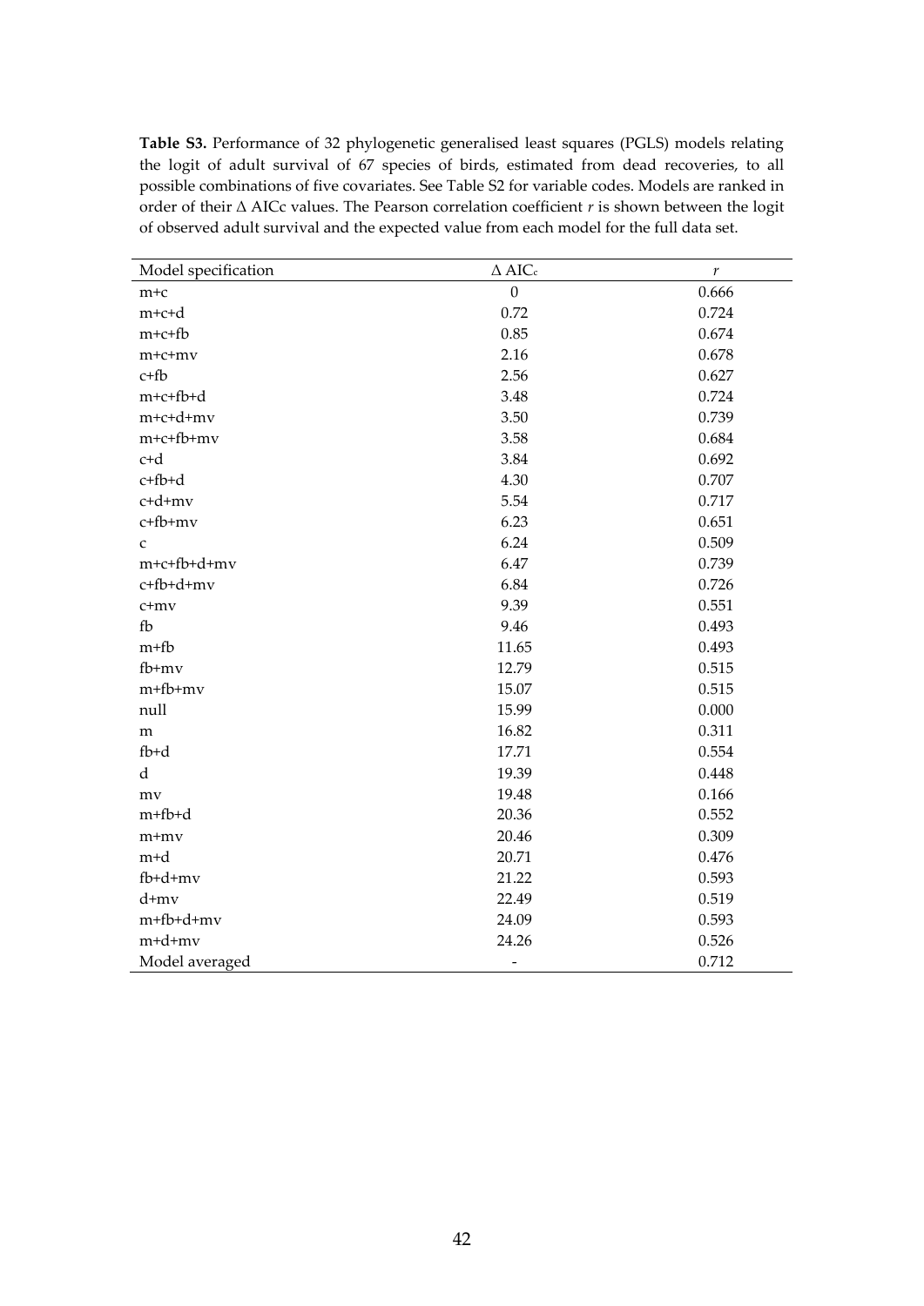**Table S3.** Performance of 32 phylogenetic generalised least squares (PGLS) models relating the logit of adult survival of 67 species of birds, estimated from dead recoveries, to all possible combinations of five covariates. See Table S2 for variable codes. Models are ranked in order of their Δ AICc values. The Pearson correlation coefficient *r* is shown between the logit of observed adult survival and the expected value from each model for the full data set.

| Model specification | Δ $AIC_c$ | *r* |
|---|---|---|
| m+c | 0 | 0.666 |
| m+c+d | 0.72 | 0.724 |
| m+c+fb | 0.85 | 0.674 |
| m+c+mv | 2.16 | 0.678 |
| c+fb | 2.56 | 0.627 |
| m+c+fb+d | 3.48 | 0.724 |
| m+c+d+mv | 3.50 | 0.739 |
| m+c+fb+mv | 3.58 | 0.684 |
| c+d | 3.84 | 0.692 |
| c+fb+d | 4.30 | 0.707 |
| c+d+mv | 5.54 | 0.717 |
| c+fb+mv | 6.23 | 0.651 |
| c | 6.24 | 0.509 |
| m+c+fb+d+mv | 6.47 | 0.739 |
| c+fb+d+mv | 6.84 | 0.726 |
| c+mv | 9.39 | 0.551 |
| fb | 9.46 | 0.493 |
| m+fb | 11.65 | 0.493 |
| fb+mv | 12.79 | 0.515 |
| m+fb+mv | 15.07 | 0.515 |
| null | 15.99 | 0.000 |
| m | 16.82 | 0.311 |
| fb+d | 17.71 | 0.554 |
| d | 19.39 | 0.448 |
| mv | 19.48 | 0.166 |
| m+fb+d | 20.36 | 0.552 |
| m+mv | 20.46 | 0.309 |
| m+d | 20.71 | 0.476 |
| fb+d+mv | 21.22 | 0.593 |
| d+mv | 22.49 | 0.519 |
| m+fb+d+mv | 24.09 | 0.593 |
| m+d+mv | 24.26 | 0.526 |
| Model averaged | - | 0.712 |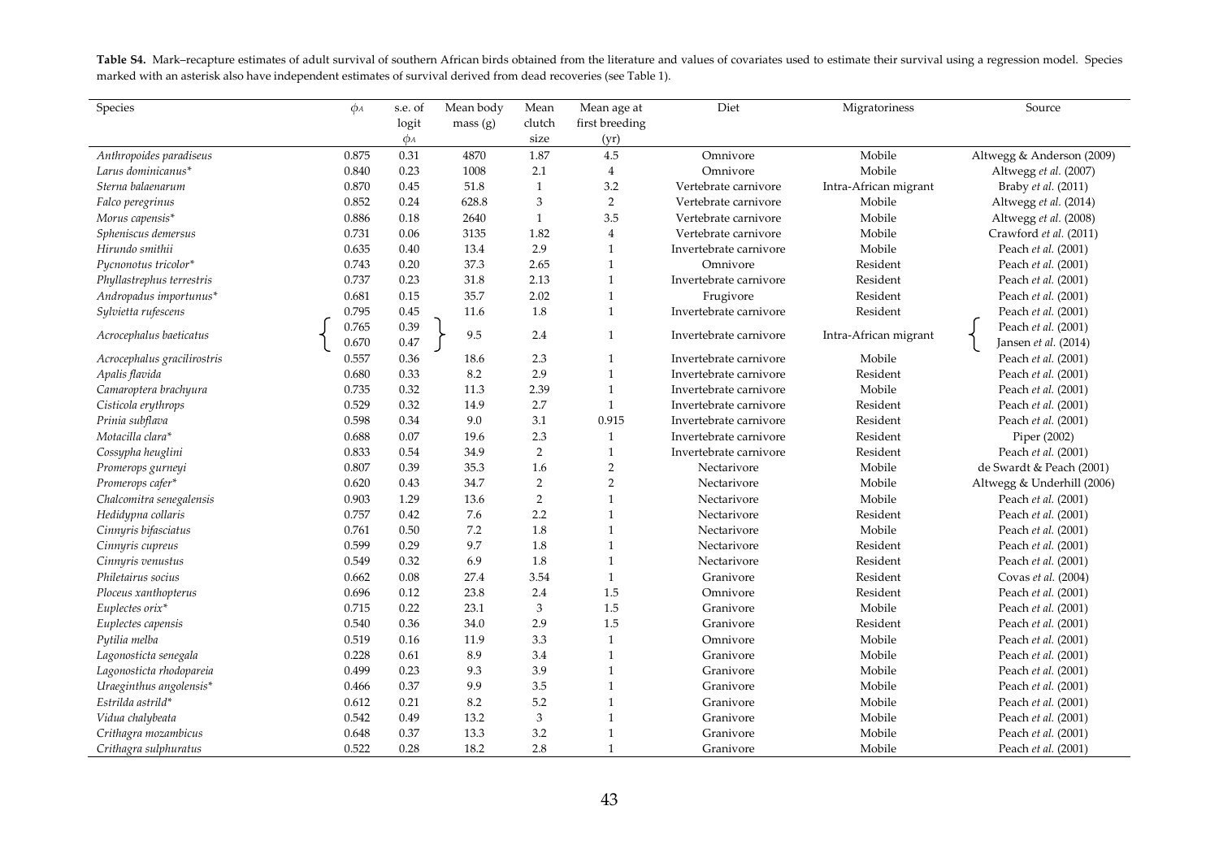**Table S4.** Mark–recapture estimates of adult survival of southern African birds obtained from the literature and values of covariates used to estimate their survival using a regression model. Species marked with an asterisk also have independent estimates of survival derived from dead recoveries (see Table 1).

| Species | $\phi_A$ | s.e. of logit $\phi_A$ | Mean body mass (g) | Mean clutch size | Mean age at first breeding (yr) | Diet | Migratoriness | Source |
|---|---|---|---|---|---|---|---|---|
| *Anthropoides paradiseus* | 0.875 | 0.31 | 4870 | 1.87 | 4.5 | Omnivore | Mobile | Altwegg & Anderson (2009) |
| *Larus dominicanus** | 0.840 | 0.23 | 1008 | 2.1 | 4 | Omnivore | Mobile | Altwegg *et al.* (2007) |
| *Sterna balaenarum* | 0.870 | 0.45 | 51.8 | 1 | 3.2 | Vertebrate carnivore | Intra-African migrant | Braby *et al.* (2011) |
| *Falco peregrinus* | 0.852 | 0.24 | 628.8 | 3 | 2 | Vertebrate carnivore | Mobile | Altwegg *et al.* (2014) |
| *Morus capensis** | 0.886 | 0.18 | 2640 | 1 | 3.5 | Vertebrate carnivore | Mobile | Altwegg *et al.* (2008) |
| *Spheniscus demersus* | 0.731 | 0.06 | 3135 | 1.82 | 4 | Vertebrate carnivore | Mobile | Crawford *et al.* (2011) |
| *Hirundo smithii* | 0.635 | 0.40 | 13.4 | 2.9 | 1 | Invertebrate carnivore | Mobile | Peach *et al.* (2001) |
| *Pycnonotus tricolor** | 0.743 | 0.20 | 37.3 | 2.65 | 1 | Omnivore | Resident | Peach *et al.* (2001) |
| *Phyllastrephus terrestris* | 0.737 | 0.23 | 31.8 | 2.13 | 1 | Invertebrate carnivore | Resident | Peach *et al.* (2001) |
| *Andropadus importunus** | 0.681 | 0.15 | 35.7 | 2.02 | 1 | Frugivore | Resident | Peach *et al.* (2001) |
| *Sylvietta rufescens* | 0.795 | 0.45 | 11.6 | 1.8 | 1 | Invertebrate carnivore | Resident | Peach *et al.* (2001) |
| *Acrocephalus baeticatus* | 0.765 | 0.39 | 9.5 | 2.4 | 1 | Invertebrate carnivore | Intra-African migrant | Peach *et al.* (2001) |
| | 0.670 | 0.47 | | | | | | Jansen *et al.* (2014) |
| *Acrocephalus gracilirostris* | 0.557 | 0.36 | 18.6 | 2.3 | 1 | Invertebrate carnivore | Mobile | Peach *et al.* (2001) |
| *Apalis flavida* | 0.680 | 0.33 | 8.2 | 2.9 | 1 | Invertebrate carnivore | Resident | Peach *et al.* (2001) |
| *Camaroptera brachyura* | 0.735 | 0.32 | 11.3 | 2.39 | 1 | Invertebrate carnivore | Mobile | Peach *et al.* (2001) |
| *Cisticola erythrops* | 0.529 | 0.32 | 14.9 | 2.7 | 1 | Invertebrate carnivore | Resident | Peach *et al.* (2001) |
| *Prinia subflava* | 0.598 | 0.34 | 9.0 | 3.1 | 0.915 | Invertebrate carnivore | Resident | Peach *et al.* (2001) |
| *Motacilla clara** | 0.688 | 0.07 | 19.6 | 2.3 | 1 | Invertebrate carnivore | Resident | Piper (2002) |
| *Cossypha heuglini* | 0.833 | 0.54 | 34.9 | 2 | 1 | Invertebrate carnivore | Resident | Peach *et al.* (2001) |
| *Promerops gurneyi* | 0.807 | 0.39 | 35.3 | 1.6 | 2 | Nectarivore | Mobile | de Swardt & Peach (2001) |
| *Promerops cafer** | 0.620 | 0.43 | 34.7 | 2 | 2 | Nectarivore | Mobile | Altwegg & Underhill (2006) |
| *Chalcomitra senegalensis* | 0.903 | 1.29 | 13.6 | 2 | 1 | Nectarivore | Mobile | Peach *et al.* (2001) |
| *Hedidypna collaris* | 0.757 | 0.42 | 7.6 | 2.2 | 1 | Nectarivore | Resident | Peach *et al.* (2001) |
| *Cinnyris bifasciatus* | 0.761 | 0.50 | 7.2 | 1.8 | 1 | Nectarivore | Mobile | Peach *et al.* (2001) |
| *Cinnyris cupreus* | 0.599 | 0.29 | 9.7 | 1.8 | 1 | Nectarivore | Resident | Peach *et al.* (2001) |
| *Cinnyris venustus* | 0.549 | 0.32 | 6.9 | 1.8 | 1 | Nectarivore | Resident | Peach *et al.* (2001) |
| *Philetairus socius* | 0.662 | 0.08 | 27.4 | 3.54 | 1 | Granivore | Resident | Covas *et al.* (2004) |
| *Ploceus xanthopterus* | 0.696 | 0.12 | 23.8 | 2.4 | 1.5 | Omnivore | Resident | Peach *et al.* (2001) |
| *Euplectes orix** | 0.715 | 0.22 | 23.1 | 3 | 1.5 | Granivore | Mobile | Peach *et al.* (2001) |
| *Euplectes capensis* | 0.540 | 0.36 | 34.0 | 2.9 | 1.5 | Granivore | Resident | Peach *et al.* (2001) |
| *Pytilia melba* | 0.519 | 0.16 | 11.9 | 3.3 | 1 | Omnivore | Mobile | Peach *et al.* (2001) |
| *Lagonosticta senegala* | 0.228 | 0.61 | 8.9 | 3.4 | 1 | Granivore | Mobile | Peach *et al.* (2001) |
| *Lagonosticta rhodopareia* | 0.499 | 0.23 | 9.3 | 3.9 | 1 | Granivore | Mobile | Peach *et al.* (2001) |
| *Uraeginthus angolensis** | 0.466 | 0.37 | 9.9 | 3.5 | 1 | Granivore | Mobile | Peach *et al.* (2001) |
| *Estrilda astrild** | 0.612 | 0.21 | 8.2 | 5.2 | 1 | Granivore | Mobile | Peach *et al.* (2001) |
| *Vidua chalybeata* | 0.542 | 0.49 | 13.2 | 3 | 1 | Granivore | Mobile | Peach *et al.* (2001) |
| *Crithagra mozambicus* | 0.648 | 0.37 | 13.3 | 3.2 | 1 | Granivore | Mobile | Peach *et al.* (2001) |
| *Crithagra sulphuratus* | 0.522 | 0.28 | 18.2 | 2.8 | 1 | Granivore | Mobile | Peach *et al.* (2001) |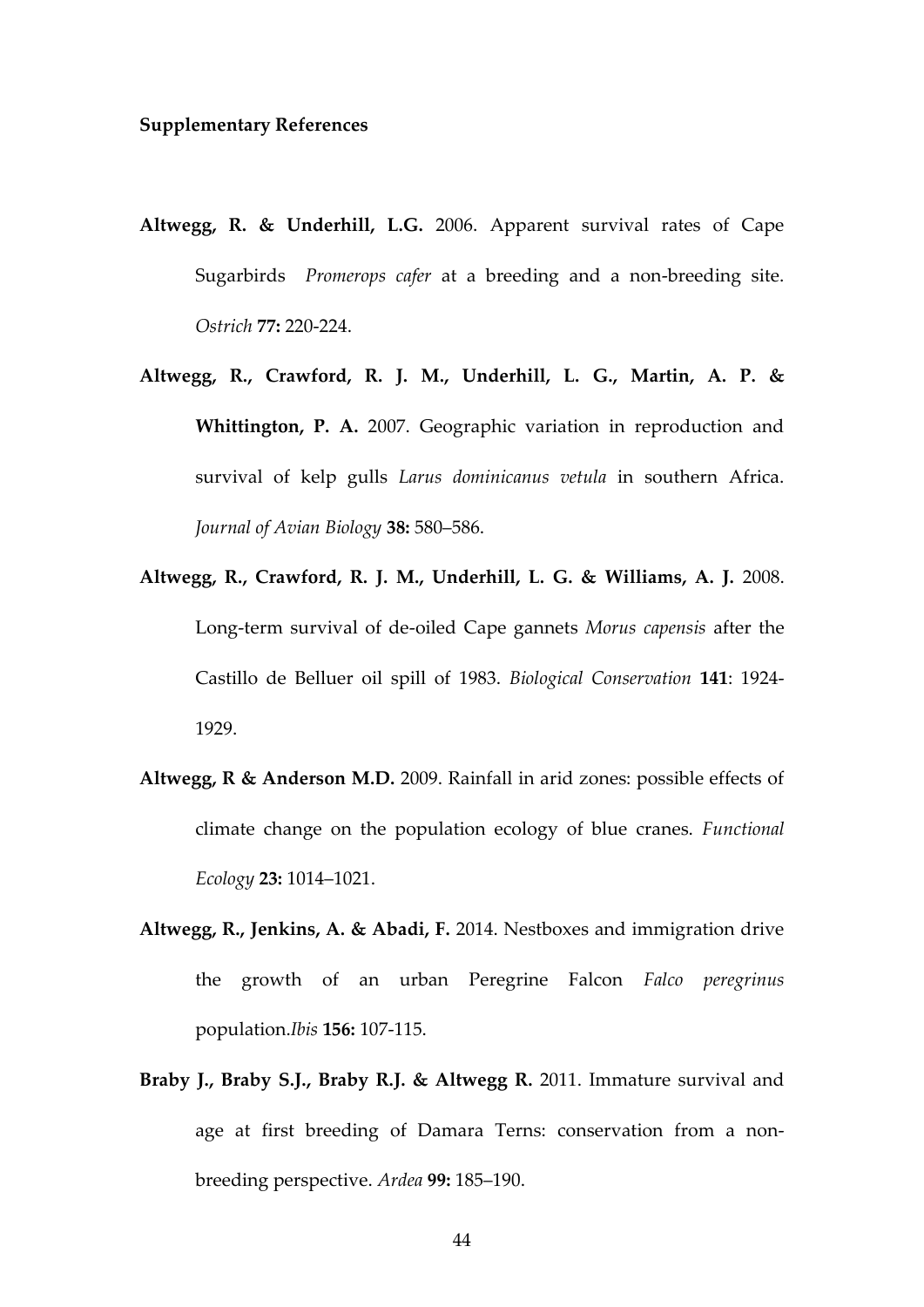**Supplementary References**

**Altwegg, R. & Underhill, L.G.** 2006. Apparent survival rates of Cape Sugarbirds *Promerops cafer* at a breeding and a non-breeding site. *Ostrich* **77:** 220-224.

**Altwegg, R., Crawford, R. J. M., Underhill, L. G., Martin, A. P. & Whittington, P. A.** 2007. Geographic variation in reproduction and survival of kelp gulls *Larus dominicanus vetula* in southern Africa. *Journal of Avian Biology* **38:** 580–586.

**Altwegg, R., Crawford, R. J. M., Underhill, L. G. & Williams, A. J.** 2008. Long-term survival of de-oiled Cape gannets *Morus capensis* after the Castillo de Belluer oil spill of 1983. *Biological Conservation* **141**: 1924-1929.

**Altwegg, R & Anderson M.D.** 2009. Rainfall in arid zones: possible effects of climate change on the population ecology of blue cranes. *Functional Ecology* **23:** 1014–1021.

**Altwegg, R., Jenkins, A. & Abadi, F.** 2014. Nestboxes and immigration drive the growth of an urban Peregrine Falcon *Falco peregrinus* population.*Ibis* **156:** 107-115.

**Braby J., Braby S.J., Braby R.J. & Altwegg R.** 2011. Immature survival and age at first breeding of Damara Terns: conservation from a non-breeding perspective. *Ardea* **99:** 185–190.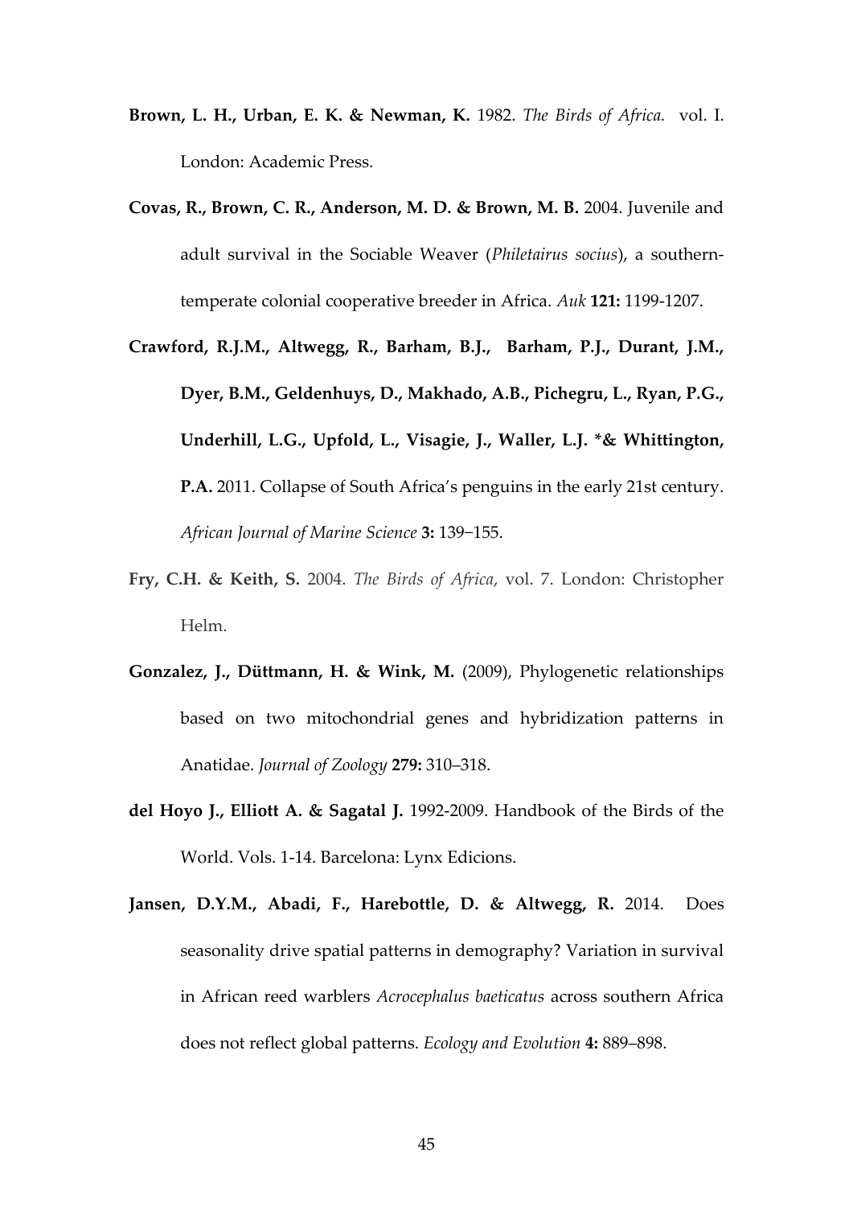**Brown, L. H., Urban, E. K. & Newman, K.** 1982. *The Birds of Africa.* vol. I. London: Academic Press.

**Covas, R., Brown, C. R., Anderson, M. D. & Brown, M. B.** 2004. Juvenile and adult survival in the Sociable Weaver (*Philetairus socius*), a southern-temperate colonial cooperative breeder in Africa. *Auk* **121:** 1199-1207.

**Crawford, R.J.M., Altwegg, R., Barham, B.J., Barham, P.J., Durant, J.M., Dyer, B.M., Geldenhuys, D., Makhado, A.B., Pichegru, L., Ryan, P.G., Underhill, L.G., Upfold, L., Visagie, J., Waller, L.J. *& Whittington, P.A.** 2011. Collapse of South Africa's penguins in the early 21st century. *African Journal of Marine Science* **3:** 139−155.

**Fry, C.H. & Keith, S.** 2004. *The Birds of Africa*, vol. 7. London: Christopher Helm.

**Gonzalez, J., Düttmann, H. & Wink, M.** (2009), Phylogenetic relationships based on two mitochondrial genes and hybridization patterns in Anatidae. *Journal of Zoology* **279:** 310–318.

**del Hoyo J., Elliott A. & Sagatal J.** 1992-2009. Handbook of the Birds of the World. Vols. 1-14. Barcelona: Lynx Edicions.

**Jansen, D.Y.M., Abadi, F., Harebottle, D. & Altwegg, R.** 2014. Does seasonality drive spatial patterns in demography? Variation in survival in African reed warblers *Acrocephalus baeticatus* across southern Africa does not reflect global patterns. *Ecology and Evolution* **4:** 889–898.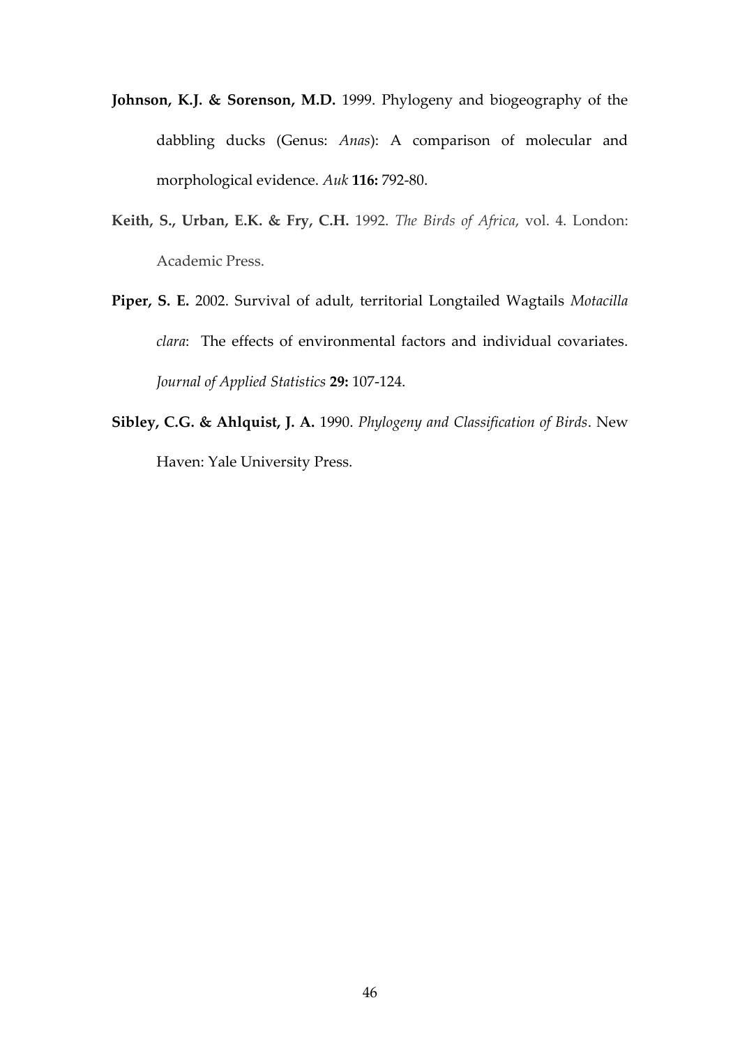**Johnson, K.J. & Sorenson, M.D.** 1999. Phylogeny and biogeography of the dabbling ducks (Genus: *Anas*): A comparison of molecular and morphological evidence. *Auk* **116:** 792-80.

**Keith, S., Urban, E.K. & Fry, C.H.** 1992. *The Birds of Africa*, vol. 4. London: Academic Press.

**Piper, S. E.** 2002. Survival of adult, territorial Longtailed Wagtails *Motacilla clara*: The effects of environmental factors and individual covariates. *Journal of Applied Statistics* **29:** 107-124.

**Sibley, C.G. & Ahlquist, J. A.** 1990. *Phylogeny and Classification of Birds*. New Haven: Yale University Press.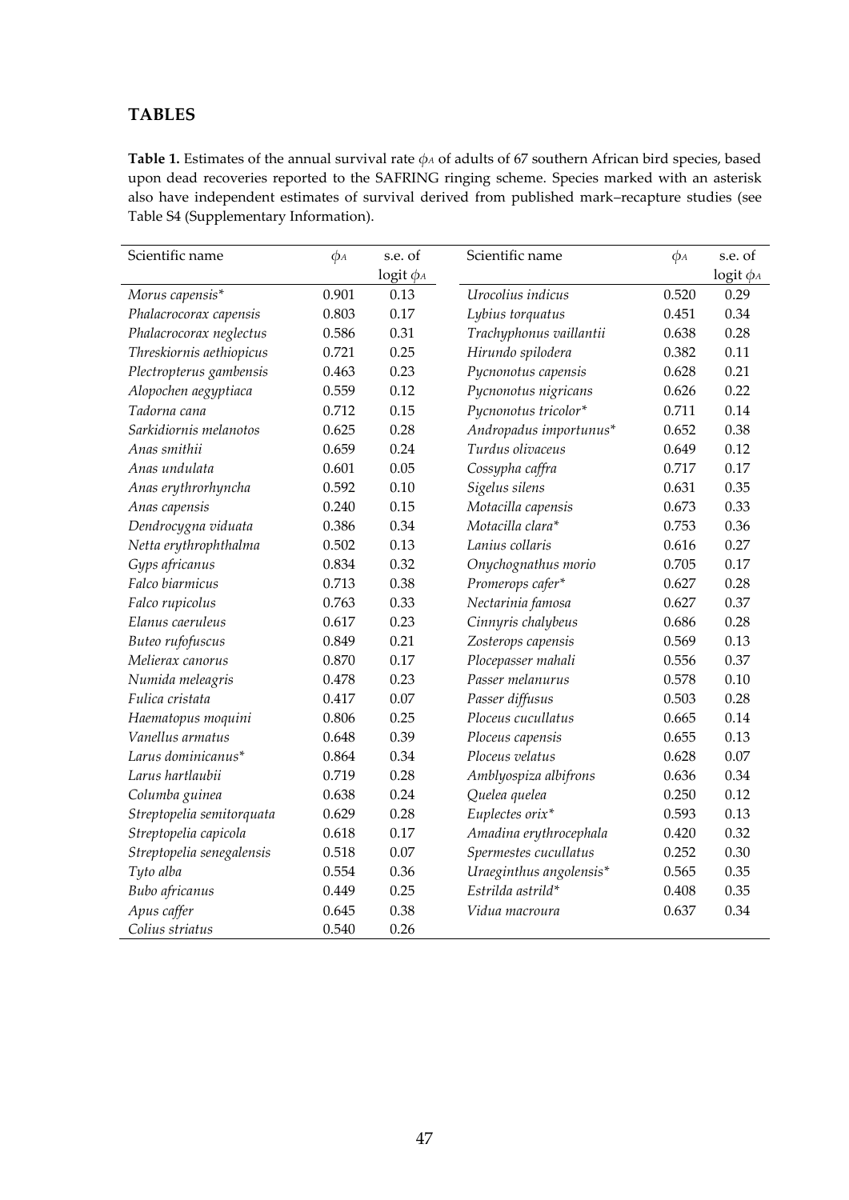## TABLES

**Table 1.** Estimates of the annual survival rate $\phi_A$ of adults of 67 southern African bird species, based upon dead recoveries reported to the SAFRING ringing scheme. Species marked with an asterisk also have independent estimates of survival derived from published mark–recapture studies (see Table S4 (Supplementary Information).

| Scientific name | $\phi_A$ | s.e. of logit $\phi_A$ | Scientific name | $\phi_A$ | s.e. of logit $\phi_A$ |
|---|---|---|---|---|---|
| *Morus capensis** | 0.901 | 0.13 | *Urocolius indicus* | 0.520 | 0.29 |
| *Phalacrocorax capensis* | 0.803 | 0.17 | *Lybius torquatus* | 0.451 | 0.34 |
| *Phalacrocorax neglectus* | 0.586 | 0.31 | *Trachyphonus vaillantii* | 0.638 | 0.28 |
| *Threskiornis aethiopicus* | 0.721 | 0.25 | *Hirundo spilodera* | 0.382 | 0.11 |
| *Plectropterus gambensis* | 0.463 | 0.23 | *Pycnonotus capensis* | 0.628 | 0.21 |
| *Alopochen aegyptiaca* | 0.559 | 0.12 | *Pycnonotus nigricans* | 0.626 | 0.22 |
| *Tadorna cana* | 0.712 | 0.15 | *Pycnonotus tricolor** | 0.711 | 0.14 |
| *Sarkidiornis melanotos* | 0.625 | 0.28 | *Andropadus importunus** | 0.652 | 0.38 |
| *Anas smithii* | 0.659 | 0.24 | *Turdus olivaceus* | 0.649 | 0.12 |
| *Anas undulata* | 0.601 | 0.05 | *Cossypha caffra* | 0.717 | 0.17 |
| *Anas erythrorhyncha* | 0.592 | 0.10 | *Sigelus silens* | 0.631 | 0.35 |
| *Anas capensis* | 0.240 | 0.15 | *Motacilla capensis* | 0.673 | 0.33 |
| *Dendrocygna viduata* | 0.386 | 0.34 | *Motacilla clara** | 0.753 | 0.36 |
| *Netta erythrophthalma* | 0.502 | 0.13 | *Lanius collaris* | 0.616 | 0.27 |
| *Gyps africanus* | 0.834 | 0.32 | *Onychognathus morio* | 0.705 | 0.17 |
| *Falco biarmicus* | 0.713 | 0.38 | *Promerops cafer** | 0.627 | 0.28 |
| *Falco rupicolus* | 0.763 | 0.33 | *Nectarinia famosa* | 0.627 | 0.37 |
| *Elanus caeruleus* | 0.617 | 0.23 | *Cinnyris chalybeus* | 0.686 | 0.28 |
| *Buteo rufofuscus* | 0.849 | 0.21 | *Zosterops capensis* | 0.569 | 0.13 |
| *Melierax canorus* | 0.870 | 0.17 | *Plocepasser mahali* | 0.556 | 0.37 |
| *Numida meleagris* | 0.478 | 0.23 | *Passer melanurus* | 0.578 | 0.10 |
| *Fulica cristata* | 0.417 | 0.07 | *Passer diffusus* | 0.503 | 0.28 |
| *Haematopus moquini* | 0.806 | 0.25 | *Ploceus cucullatus* | 0.665 | 0.14 |
| *Vanellus armatus* | 0.648 | 0.39 | *Ploceus capensis* | 0.655 | 0.13 |
| *Larus dominicanus** | 0.864 | 0.34 | *Ploceus velatus* | 0.628 | 0.07 |
| *Larus hartlaubii* | 0.719 | 0.28 | *Amblyospiza albifrons* | 0.636 | 0.34 |
| *Columba guinea* | 0.638 | 0.24 | *Quelea quelea* | 0.250 | 0.12 |
| *Streptopelia semitorquata* | 0.629 | 0.28 | *Euplectes orix** | 0.593 | 0.13 |
| *Streptopelia capicola* | 0.618 | 0.17 | *Amadina erythrocephala* | 0.420 | 0.32 |
| *Streptopelia senegalensis* | 0.518 | 0.07 | *Spermestes cucullatus* | 0.252 | 0.30 |
| *Tyto alba* | 0.554 | 0.36 | *Uraeginthus angolensis** | 0.565 | 0.35 |
| *Bubo africanus* | 0.449 | 0.25 | *Estrilda astrild** | 0.408 | 0.35 |
| *Apus caffer* | 0.645 | 0.38 | *Vidua macroura* | 0.637 | 0.34 |
| *Colius striatus* | 0.540 | 0.26 | | | |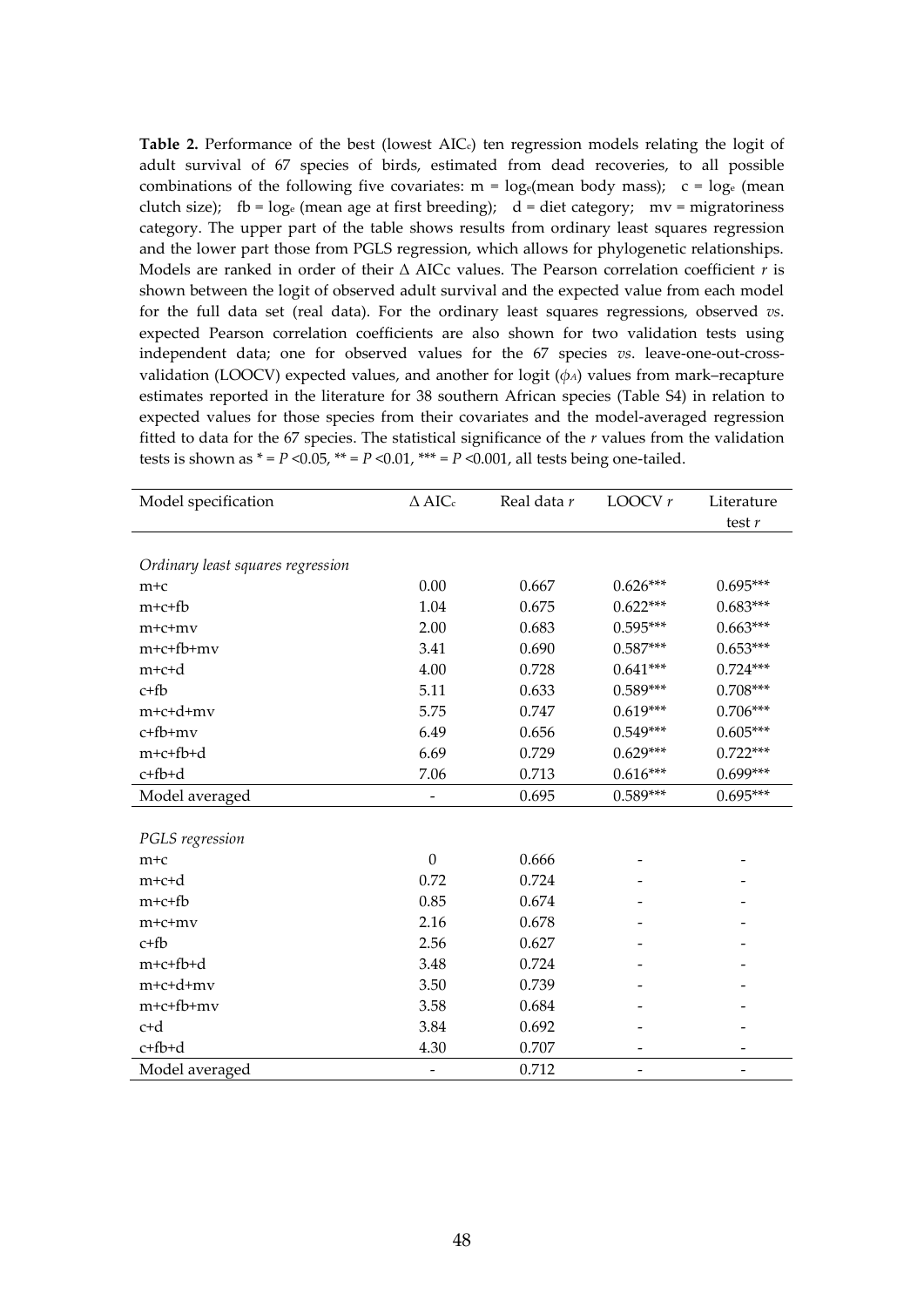**Table 2.** Performance of the best (lowest AIC$_c$) ten regression models relating the logit of adult survival of 67 species of birds, estimated from dead recoveries, to all possible combinations of the following five covariates: m = log$_e$(mean body mass); c = log$_e$ (mean clutch size); fb = log$_e$ (mean age at first breeding); d = diet category; mv = migratoriness category. The upper part of the table shows results from ordinary least squares regression and the lower part those from PGLS regression, which allows for phylogenetic relationships. Models are ranked in order of their Δ AICc values. The Pearson correlation coefficient *r* is shown between the logit of observed adult survival and the expected value from each model for the full data set (real data). For the ordinary least squares regressions, observed *vs*. expected Pearson correlation coefficients are also shown for two validation tests using independent data; one for observed values for the 67 species *vs*. leave-one-out-cross-validation (LOOCV) expected values, and another for logit ($\phi_A$) values from mark–recapture estimates reported in the literature for 38 southern African species (Table S4) in relation to expected values for those species from their covariates and the model-averaged regression fitted to data for the 67 species. The statistical significance of the *r* values from the validation tests is shown as * = $P$ <0.05, ** = $P$ <0.01, *** = $P$ <0.001, all tests being one-tailed.

| Model specification | Δ AIC$_c$ | Real data *r* | LOOCV *r* | Literature test *r* |
|---|---|---|---|---|
| *Ordinary least squares regression* | | | | |
| m+c | 0.00 | 0.667 | 0.626*** | 0.695*** |
| m+c+fb | 1.04 | 0.675 | 0.622*** | 0.683*** |
| m+c+mv | 2.00 | 0.683 | 0.595*** | 0.663*** |
| m+c+fb+mv | 3.41 | 0.690 | 0.587*** | 0.653*** |
| m+c+d | 4.00 | 0.728 | 0.641*** | 0.724*** |
| c+fb | 5.11 | 0.633 | 0.589*** | 0.708*** |
| m+c+d+mv | 5.75 | 0.747 | 0.619*** | 0.706*** |
| c+fb+mv | 6.49 | 0.656 | 0.549*** | 0.605*** |
| m+c+fb+d | 6.69 | 0.729 | 0.629*** | 0.722*** |
| c+fb+d | 7.06 | 0.713 | 0.616*** | 0.699*** |
| Model averaged | - | 0.695 | 0.589*** | 0.695*** |
| *PGLS regression* | | | | |
| m+c | 0 | 0.666 | - | - |
| m+c+d | 0.72 | 0.724 | - | - |
| m+c+fb | 0.85 | 0.674 | - | - |
| m+c+mv | 2.16 | 0.678 | - | - |
| c+fb | 2.56 | 0.627 | - | - |
| m+c+fb+d | 3.48 | 0.724 | - | - |
| m+c+d+mv | 3.50 | 0.739 | - | - |
| m+c+fb+mv | 3.58 | 0.684 | - | - |
| c+d | 3.84 | 0.692 | - | - |
| c+fb+d | 4.30 | 0.707 | - | - |
| Model averaged | - | 0.712 | - | - |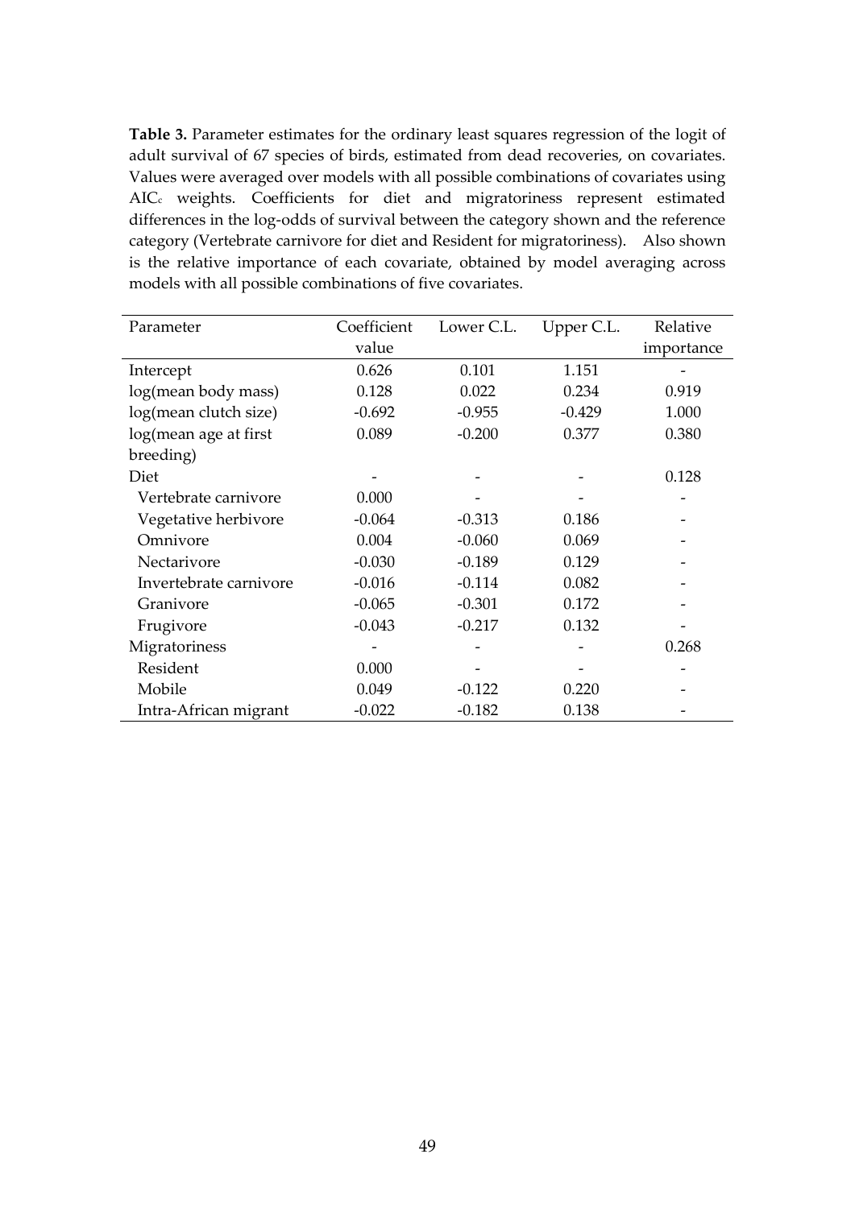**Table 3.** Parameter estimates for the ordinary least squares regression of the logit of adult survival of 67 species of birds, estimated from dead recoveries, on covariates. Values were averaged over models with all possible combinations of covariates using $AIC_c$ weights. Coefficients for diet and migratoriness represent estimated differences in the log-odds of survival between the category shown and the reference category (Vertebrate carnivore for diet and Resident for migratoriness). Also shown is the relative importance of each covariate, obtained by model averaging across models with all possible combinations of five covariates.

| Parameter | Coefficient value | Lower C.L. | Upper C.L. | Relative importance |
|---|---|---|---|---|
| Intercept | 0.626 | 0.101 | 1.151 | - |
| log(mean body mass) | 0.128 | 0.022 | 0.234 | 0.919 |
| log(mean clutch size) | -0.692 | -0.955 | -0.429 | 1.000 |
| log(mean age at first breeding) | 0.089 | -0.200 | 0.377 | 0.380 |
| Diet | - | - | - | 0.128 |
| Vertebrate carnivore | 0.000 | - | - | - |
| Vegetative herbivore | -0.064 | -0.313 | 0.186 | - |
| Omnivore | 0.004 | -0.060 | 0.069 | - |
| Nectarivore | -0.030 | -0.189 | 0.129 | - |
| Invertebrate carnivore | -0.016 | -0.114 | 0.082 | - |
| Granivore | -0.065 | -0.301 | 0.172 | - |
| Frugivore | -0.043 | -0.217 | 0.132 | - |
| Migratoriness | - | - | - | 0.268 |
| Resident | 0.000 | - | - | - |
| Mobile | 0.049 | -0.122 | 0.220 | - |
| Intra-African migrant | -0.022 | -0.182 | 0.138 | - |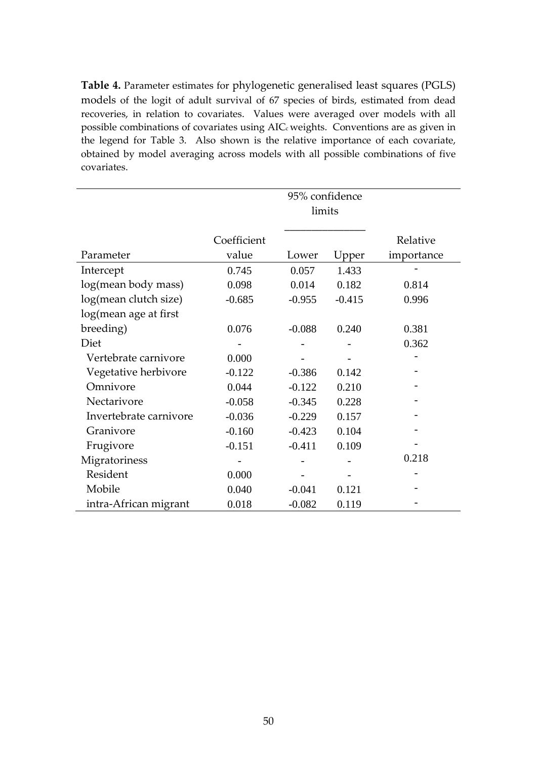**Table 4.** Parameter estimates for phylogenetic generalised least squares (PGLS) models of the logit of adult survival of 67 species of birds, estimated from dead recoveries, in relation to covariates. Values were averaged over models with all possible combinations of covariates using $AIC_c$ weights. Conventions are as given in the legend for Table 3. Also shown is the relative importance of each covariate, obtained by model averaging across models with all possible combinations of five covariates.

| | | 95% confidence limits | | |
|---|---|---|---|---|
| Parameter | Coefficient value | Lower | Upper | Relative importance |
| Intercept | 0.745 | 0.057 | 1.433 | - |
| log(mean body mass) | 0.098 | 0.014 | 0.182 | 0.814 |
| log(mean clutch size) | -0.685 | -0.955 | -0.415 | 0.996 |
| log(mean age at first breeding) | 0.076 | -0.088 | 0.240 | 0.381 |
| Diet | - | - | - | 0.362 |
| Vertebrate carnivore | 0.000 | - | - | - |
| Vegetative herbivore | -0.122 | -0.386 | 0.142 | - |
| Omnivore | 0.044 | -0.122 | 0.210 | - |
| Nectarivore | -0.058 | -0.345 | 0.228 | - |
| Invertebrate carnivore | -0.036 | -0.229 | 0.157 | - |
| Granivore | -0.160 | -0.423 | 0.104 | - |
| Frugivore | -0.151 | -0.411 | 0.109 | - |
| Migratoriness | - | - | - | 0.218 |
| Resident | 0.000 | - | - | - |
| Mobile | 0.040 | -0.041 | 0.121 | - |
| intra-African migrant | 0.018 | -0.082 | 0.119 | - |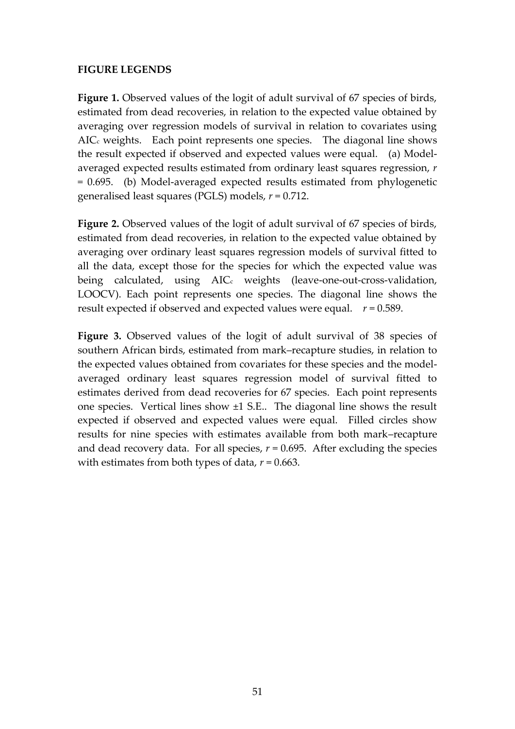**FIGURE LEGENDS**

**Figure 1.** Observed values of the logit of adult survival of 67 species of birds, estimated from dead recoveries, in relation to the expected value obtained by averaging over regression models of survival in relation to covariates using $AIC_c$ weights. Each point represents one species. The diagonal line shows the result expected if observed and expected values were equal. (a) Model-averaged expected results estimated from ordinary least squares regression, $r = 0.695$. (b) Model-averaged expected results estimated from phylogenetic generalised least squares (PGLS) models, $r = 0.712$.

**Figure 2.** Observed values of the logit of adult survival of 67 species of birds, estimated from dead recoveries, in relation to the expected value obtained by averaging over ordinary least squares regression models of survival fitted to all the data, except those for the species for which the expected value was being calculated, using $AIC_c$ weights (leave-one-out-cross-validation, LOOCV). Each point represents one species. The diagonal line shows the result expected if observed and expected values were equal. $r = 0.589$.

**Figure 3.** Observed values of the logit of adult survival of 38 species of southern African birds, estimated from mark–recapture studies, in relation to the expected values obtained from covariates for these species and the model-averaged ordinary least squares regression model of survival fitted to estimates derived from dead recoveries for 67 species. Each point represents one species. Vertical lines show ±1 S.E.. The diagonal line shows the result expected if observed and expected values were equal. Filled circles show results for nine species with estimates available from both mark–recapture and dead recovery data. For all species, $r = 0.695$. After excluding the species with estimates from both types of data, $r = 0.663$.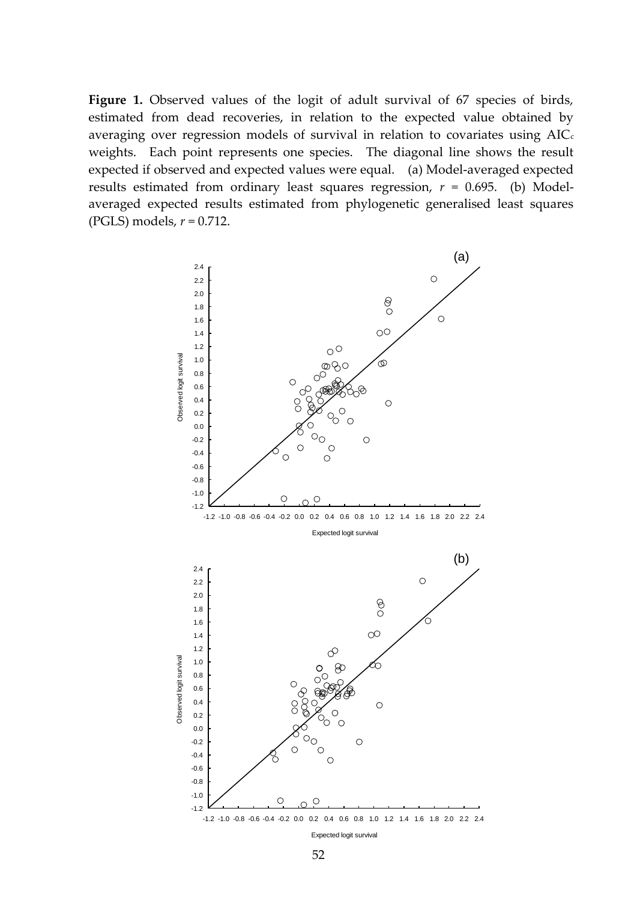**Figure 1.** Observed values of the logit of adult survival of 67 species of birds, estimated from dead recoveries, in relation to the expected value obtained by averaging over regression models of survival in relation to covariates using $AIC_c$ weights. Each point represents one species. The diagonal line shows the result expected if observed and expected values were equal. (a) Model-averaged expected results estimated from ordinary least squares regression, $r$ = 0.695. (b) Model-averaged expected results estimated from phylogenetic generalised least squares (PGLS) models, $r$ = 0.712.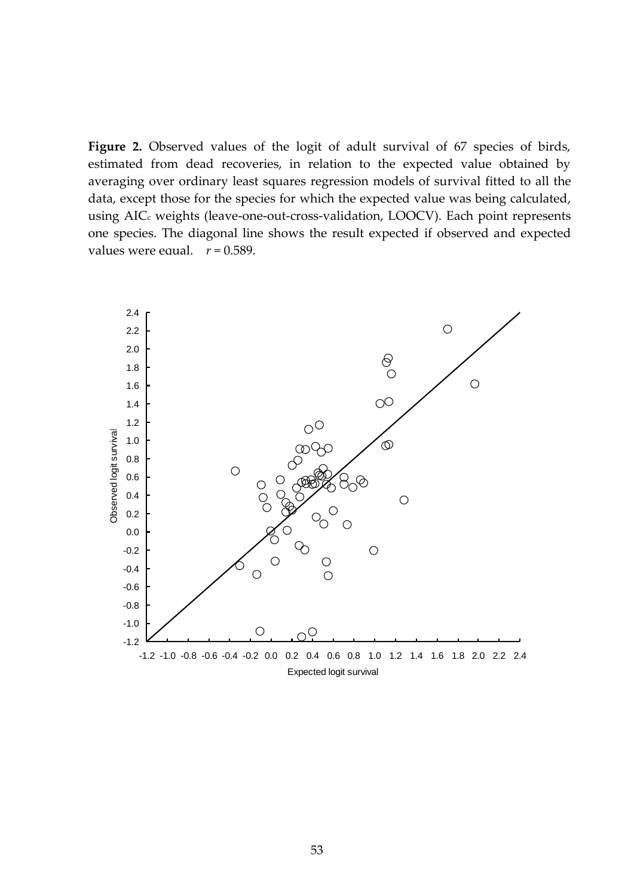**Figure 2.** Observed values of the logit of adult survival of 67 species of birds, estimated from dead recoveries, in relation to the expected value obtained by averaging over ordinary least squares regression models of survival fitted to all the data, except those for the species for which the expected value was being calculated, using $AIC_c$ weights (leave-one-out-cross-validation, LOOCV). Each point represents one species. The diagonal line shows the result expected if observed and expected values were equal. $r = 0.589$.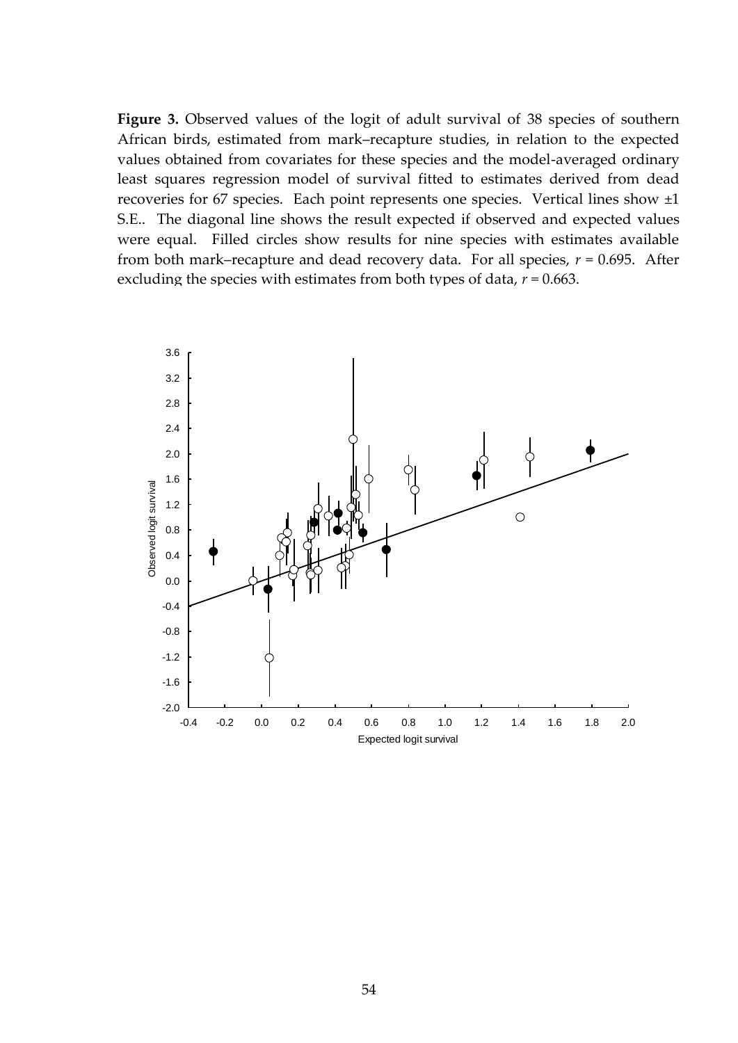**Figure 3.** Observed values of the logit of adult survival of 38 species of southern African birds, estimated from mark–recapture studies, in relation to the expected values obtained from covariates for these species and the model-averaged ordinary least squares regression model of survival fitted to estimates derived from dead recoveries for 67 species. Each point represents one species. Vertical lines show ±1 S.E.. The diagonal line shows the result expected if observed and expected values were equal. Filled circles show results for nine species with estimates available from both mark–recapture and dead recovery data. For all species, $r = 0.695$. After excluding the species with estimates from both types of data, $r = 0.663$.

Observed logit survival

3.6
3.2
2.8
2.4
2.0
1.6
1.2
0.8
0.4
0.0
-0.4
-0.8
-1.2
-1.6
-2.0

-0.4 -0.2 0.0 0.2 0.4 0.6 0.8 1.0 1.2 1.4 1.6 1.8 2.0

Expected logit survival